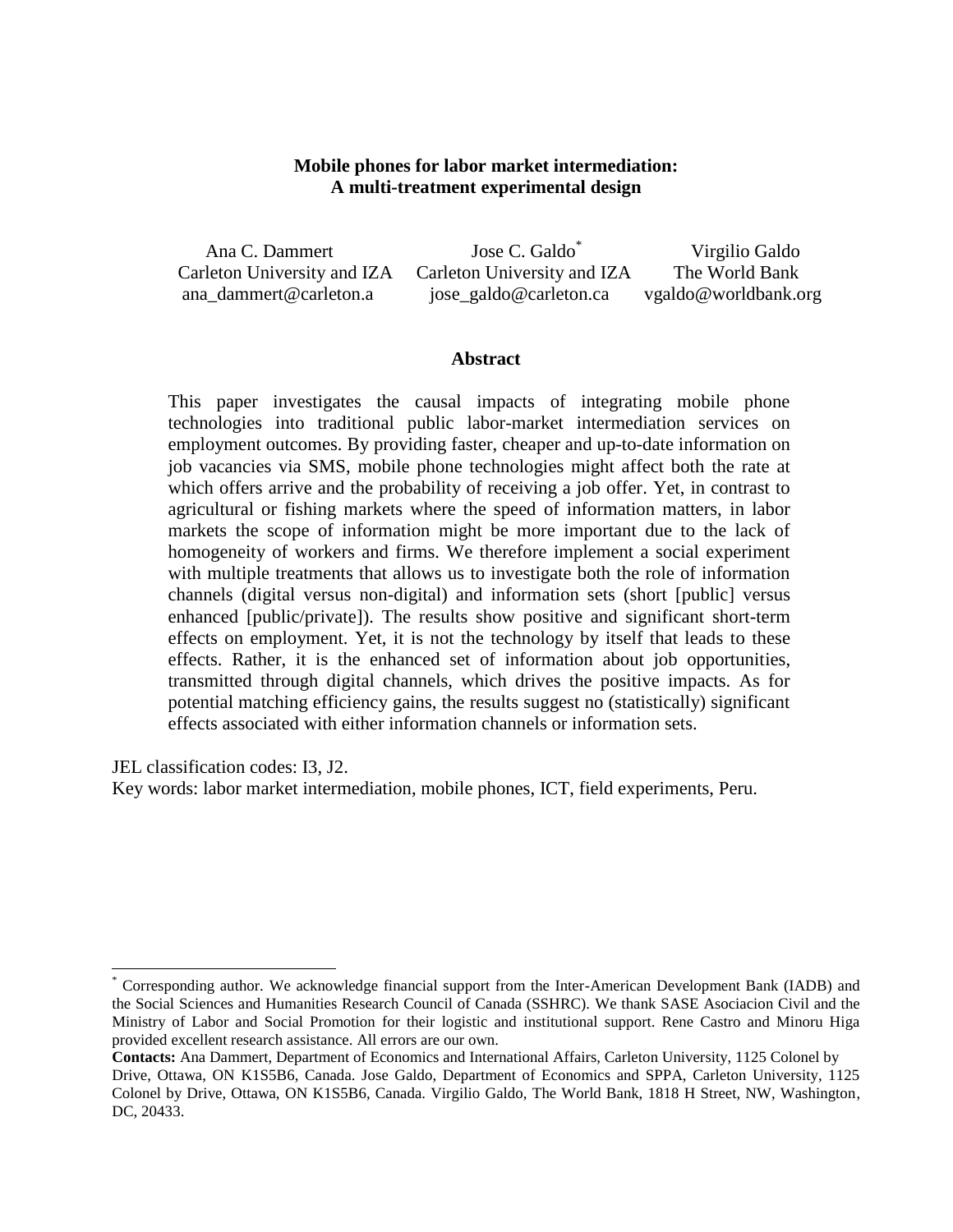**Mobile phones for labor market intermediation:
A multi-treatment experimental design**

| Ana C. Dammert | Jose C. Galdo* | Virgilio Galdo |
|---|---|---|
| Carleton University and IZA | Carleton University and IZA | The World Bank |
| ana_dammert@carleton.a | jose_galdo@carleton.ca | vgaldo@worldbank.org |

**Abstract**

This paper investigates the causal impacts of integrating mobile phone technologies into traditional public labor-market intermediation services on employment outcomes. By providing faster, cheaper and up-to-date information on job vacancies via SMS, mobile phone technologies might affect both the rate at which offers arrive and the probability of receiving a job offer. Yet, in contrast to agricultural or fishing markets where the speed of information matters, in labor markets the scope of information might be more important due to the lack of homogeneity of workers and firms. We therefore implement a social experiment with multiple treatments that allows us to investigate both the role of information channels (digital versus non-digital) and information sets (short [public] versus enhanced [public/private]). The results show positive and significant short-term effects on employment. Yet, it is not the technology by itself that leads to these effects. Rather, it is the enhanced set of information about job opportunities, transmitted through digital channels, which drives the positive impacts. As for potential matching efficiency gains, the results suggest no (statistically) significant effects associated with either information channels or information sets.

JEL classification codes: I3, J2.

Key words: labor market intermediation, mobile phones, ICT, field experiments, Peru.

---

* Corresponding author. We acknowledge financial support from the Inter-American Development Bank (IADB) and the Social Sciences and Humanities Research Council of Canada (SSHRC). We thank SASE Asociacion Civil and the Ministry of Labor and Social Promotion for their logistic and institutional support. Rene Castro and Minoru Higa provided excellent research assistance. All errors are our own.

**Contacts:** Ana Dammert, Department of Economics and International Affairs, Carleton University, 1125 Colonel by Drive, Ottawa, ON K1S5B6, Canada. Jose Galdo, Department of Economics and SPPA, Carleton University, 1125 Colonel by Drive, Ottawa, ON K1S5B6, Canada. Virgilio Galdo, The World Bank, 1818 H Street, NW, Washington, DC, 20433.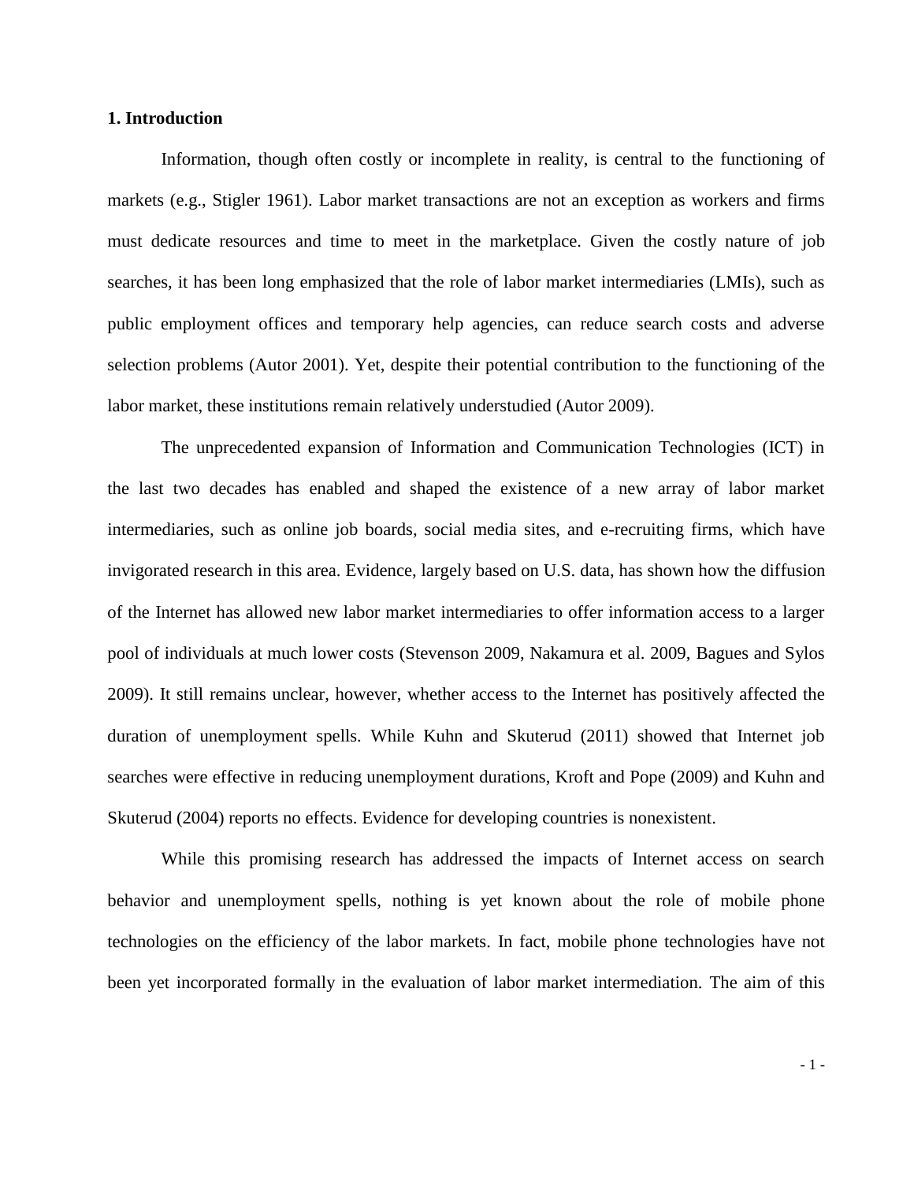## 1. Introduction

Information, though often costly or incomplete in reality, is central to the functioning of markets (e.g., Stigler 1961). Labor market transactions are not an exception as workers and firms must dedicate resources and time to meet in the marketplace. Given the costly nature of job searches, it has been long emphasized that the role of labor market intermediaries (LMIs), such as public employment offices and temporary help agencies, can reduce search costs and adverse selection problems (Autor 2001). Yet, despite their potential contribution to the functioning of the labor market, these institutions remain relatively understudied (Autor 2009).

The unprecedented expansion of Information and Communication Technologies (ICT) in the last two decades has enabled and shaped the existence of a new array of labor market intermediaries, such as online job boards, social media sites, and e-recruiting firms, which have invigorated research in this area. Evidence, largely based on U.S. data, has shown how the diffusion of the Internet has allowed new labor market intermediaries to offer information access to a larger pool of individuals at much lower costs (Stevenson 2009, Nakamura et al. 2009, Bagues and Sylos 2009). It still remains unclear, however, whether access to the Internet has positively affected the duration of unemployment spells. While Kuhn and Skuterud (2011) showed that Internet job searches were effective in reducing unemployment durations, Kroft and Pope (2009) and Kuhn and Skuterud (2004) reports no effects. Evidence for developing countries is nonexistent.

While this promising research has addressed the impacts of Internet access on search behavior and unemployment spells, nothing is yet known about the role of mobile phone technologies on the efficiency of the labor markets. In fact, mobile phone technologies have not been yet incorporated formally in the evaluation of labor market intermediation. The aim of this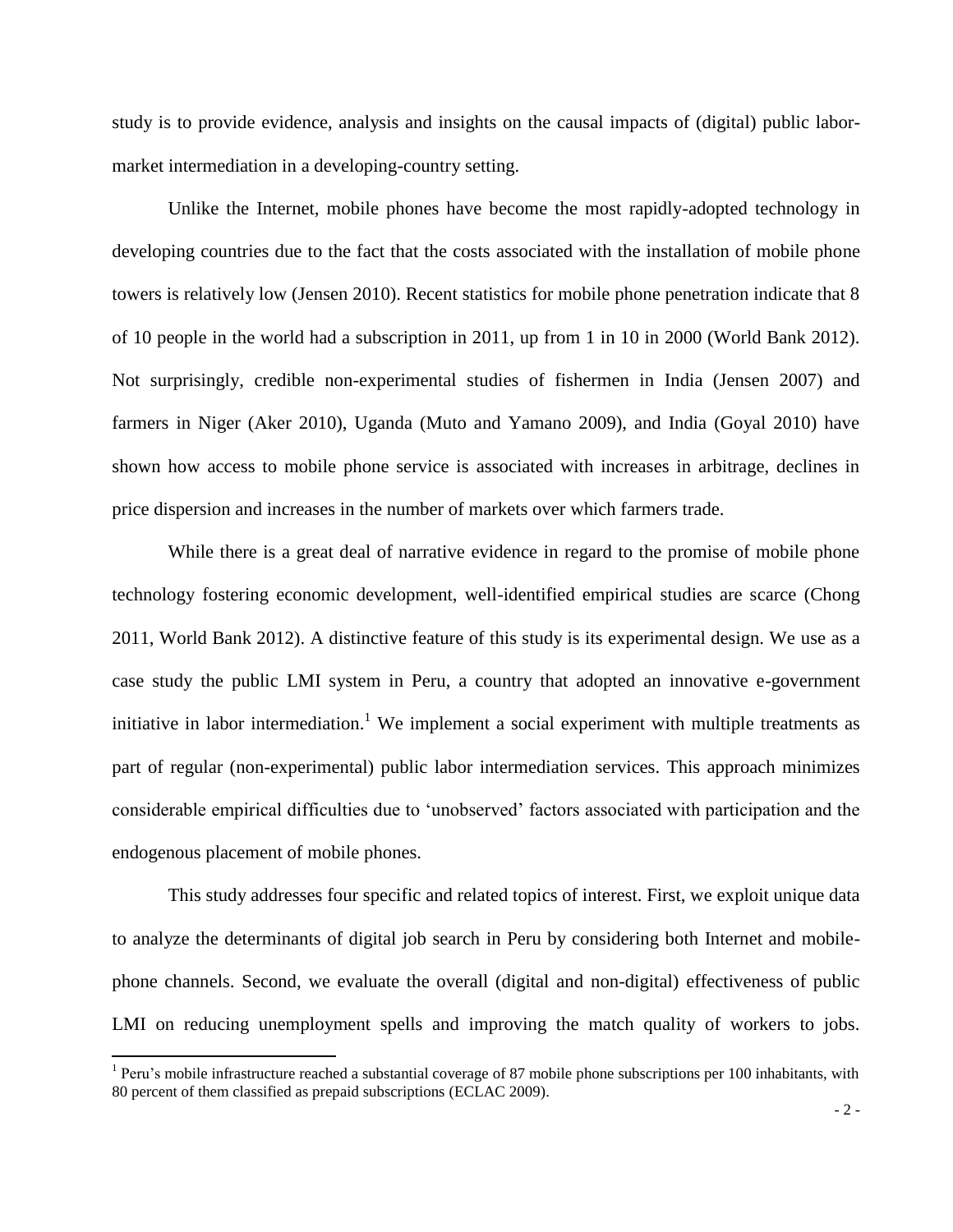study is to provide evidence, analysis and insights on the causal impacts of (digital) public labor-market intermediation in a developing-country setting.

Unlike the Internet, mobile phones have become the most rapidly-adopted technology in developing countries due to the fact that the costs associated with the installation of mobile phone towers is relatively low (Jensen 2010). Recent statistics for mobile phone penetration indicate that 8 of 10 people in the world had a subscription in 2011, up from 1 in 10 in 2000 (World Bank 2012). Not surprisingly, credible non-experimental studies of fishermen in India (Jensen 2007) and farmers in Niger (Aker 2010), Uganda (Muto and Yamano 2009), and India (Goyal 2010) have shown how access to mobile phone service is associated with increases in arbitrage, declines in price dispersion and increases in the number of markets over which farmers trade.

While there is a great deal of narrative evidence in regard to the promise of mobile phone technology fostering economic development, well-identified empirical studies are scarce (Chong 2011, World Bank 2012). A distinctive feature of this study is its experimental design. We use as a case study the public LMI system in Peru, a country that adopted an innovative e-government initiative in labor intermediation.[1] We implement a social experiment with multiple treatments as part of regular (non-experimental) public labor intermediation services. This approach minimizes considerable empirical difficulties due to 'unobserved' factors associated with participation and the endogenous placement of mobile phones.

This study addresses four specific and related topics of interest. First, we exploit unique data to analyze the determinants of digital job search in Peru by considering both Internet and mobile-phone channels. Second, we evaluate the overall (digital and non-digital) effectiveness of public LMI on reducing unemployment spells and improving the match quality of workers to jobs.

[1] Peru's mobile infrastructure reached a substantial coverage of 87 mobile phone subscriptions per 100 inhabitants, with 80 percent of them classified as prepaid subscriptions (ECLAC 2009).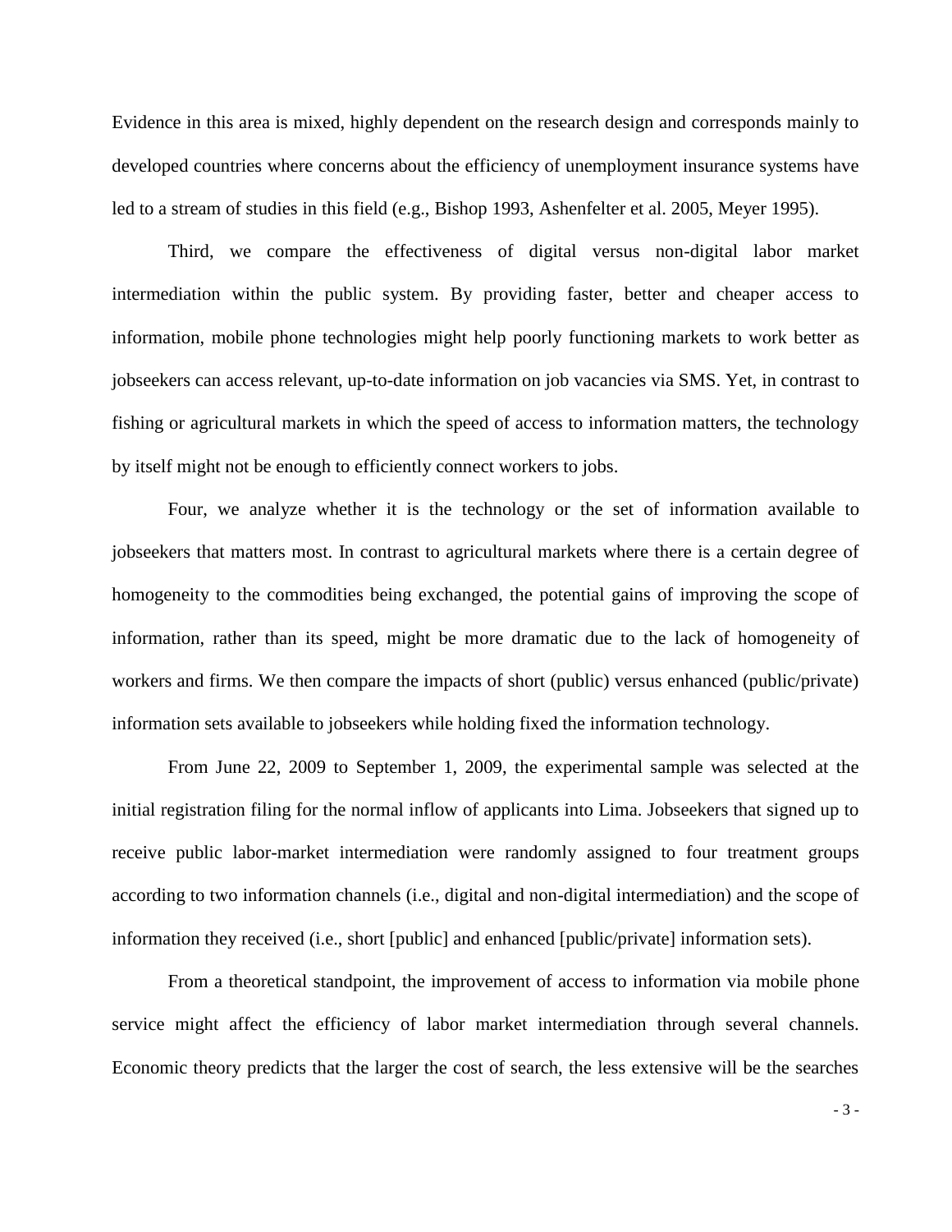Evidence in this area is mixed, highly dependent on the research design and corresponds mainly to developed countries where concerns about the efficiency of unemployment insurance systems have led to a stream of studies in this field (e.g., Bishop 1993, Ashenfelter et al. 2005, Meyer 1995).

Third, we compare the effectiveness of digital versus non-digital labor market intermediation within the public system. By providing faster, better and cheaper access to information, mobile phone technologies might help poorly functioning markets to work better as jobseekers can access relevant, up-to-date information on job vacancies via SMS. Yet, in contrast to fishing or agricultural markets in which the speed of access to information matters, the technology by itself might not be enough to efficiently connect workers to jobs.

Four, we analyze whether it is the technology or the set of information available to jobseekers that matters most. In contrast to agricultural markets where there is a certain degree of homogeneity to the commodities being exchanged, the potential gains of improving the scope of information, rather than its speed, might be more dramatic due to the lack of homogeneity of workers and firms. We then compare the impacts of short (public) versus enhanced (public/private) information sets available to jobseekers while holding fixed the information technology.

From June 22, 2009 to September 1, 2009, the experimental sample was selected at the initial registration filing for the normal inflow of applicants into Lima. Jobseekers that signed up to receive public labor-market intermediation were randomly assigned to four treatment groups according to two information channels (i.e., digital and non-digital intermediation) and the scope of information they received (i.e., short [public] and enhanced [public/private] information sets).

From a theoretical standpoint, the improvement of access to information via mobile phone service might affect the efficiency of labor market intermediation through several channels. Economic theory predicts that the larger the cost of search, the less extensive will be the searches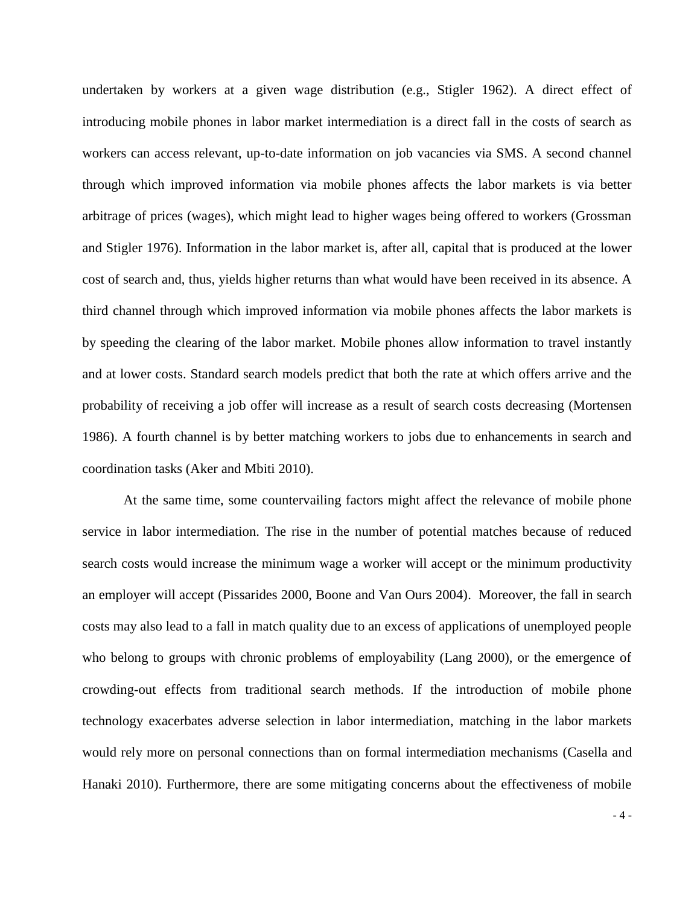undertaken by workers at a given wage distribution (e.g., Stigler 1962). A direct effect of introducing mobile phones in labor market intermediation is a direct fall in the costs of search as workers can access relevant, up-to-date information on job vacancies via SMS. A second channel through which improved information via mobile phones affects the labor markets is via better arbitrage of prices (wages), which might lead to higher wages being offered to workers (Grossman and Stigler 1976). Information in the labor market is, after all, capital that is produced at the lower cost of search and, thus, yields higher returns than what would have been received in its absence. A third channel through which improved information via mobile phones affects the labor markets is by speeding the clearing of the labor market. Mobile phones allow information to travel instantly and at lower costs. Standard search models predict that both the rate at which offers arrive and the probability of receiving a job offer will increase as a result of search costs decreasing (Mortensen 1986). A fourth channel is by better matching workers to jobs due to enhancements in search and coordination tasks (Aker and Mbiti 2010).

At the same time, some countervailing factors might affect the relevance of mobile phone service in labor intermediation. The rise in the number of potential matches because of reduced search costs would increase the minimum wage a worker will accept or the minimum productivity an employer will accept (Pissarides 2000, Boone and Van Ours 2004). Moreover, the fall in search costs may also lead to a fall in match quality due to an excess of applications of unemployed people who belong to groups with chronic problems of employability (Lang 2000), or the emergence of crowding-out effects from traditional search methods. If the introduction of mobile phone technology exacerbates adverse selection in labor intermediation, matching in the labor markets would rely more on personal connections than on formal intermediation mechanisms (Casella and Hanaki 2010). Furthermore, there are some mitigating concerns about the effectiveness of mobile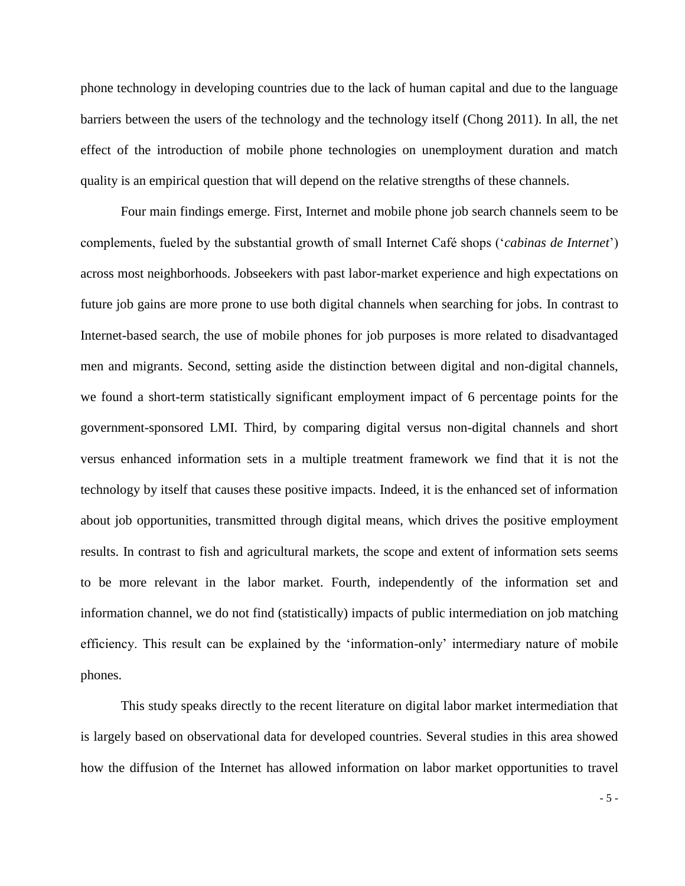phone technology in developing countries due to the lack of human capital and due to the language barriers between the users of the technology and the technology itself (Chong 2011). In all, the net effect of the introduction of mobile phone technologies on unemployment duration and match quality is an empirical question that will depend on the relative strengths of these channels.

Four main findings emerge. First, Internet and mobile phone job search channels seem to be complements, fueled by the substantial growth of small Internet Café shops (‘*cabinas de Internet*’) across most neighborhoods. Jobseekers with past labor-market experience and high expectations on future job gains are more prone to use both digital channels when searching for jobs. In contrast to Internet-based search, the use of mobile phones for job purposes is more related to disadvantaged men and migrants. Second, setting aside the distinction between digital and non-digital channels, we found a short-term statistically significant employment impact of 6 percentage points for the government-sponsored LMI. Third, by comparing digital versus non-digital channels and short versus enhanced information sets in a multiple treatment framework we find that it is not the technology by itself that causes these positive impacts. Indeed, it is the enhanced set of information about job opportunities, transmitted through digital means, which drives the positive employment results. In contrast to fish and agricultural markets, the scope and extent of information sets seems to be more relevant in the labor market. Fourth, independently of the information set and information channel, we do not find (statistically) impacts of public intermediation on job matching efficiency. This result can be explained by the ‘information-only’ intermediary nature of mobile phones.

This study speaks directly to the recent literature on digital labor market intermediation that is largely based on observational data for developed countries. Several studies in this area showed how the diffusion of the Internet has allowed information on labor market opportunities to travel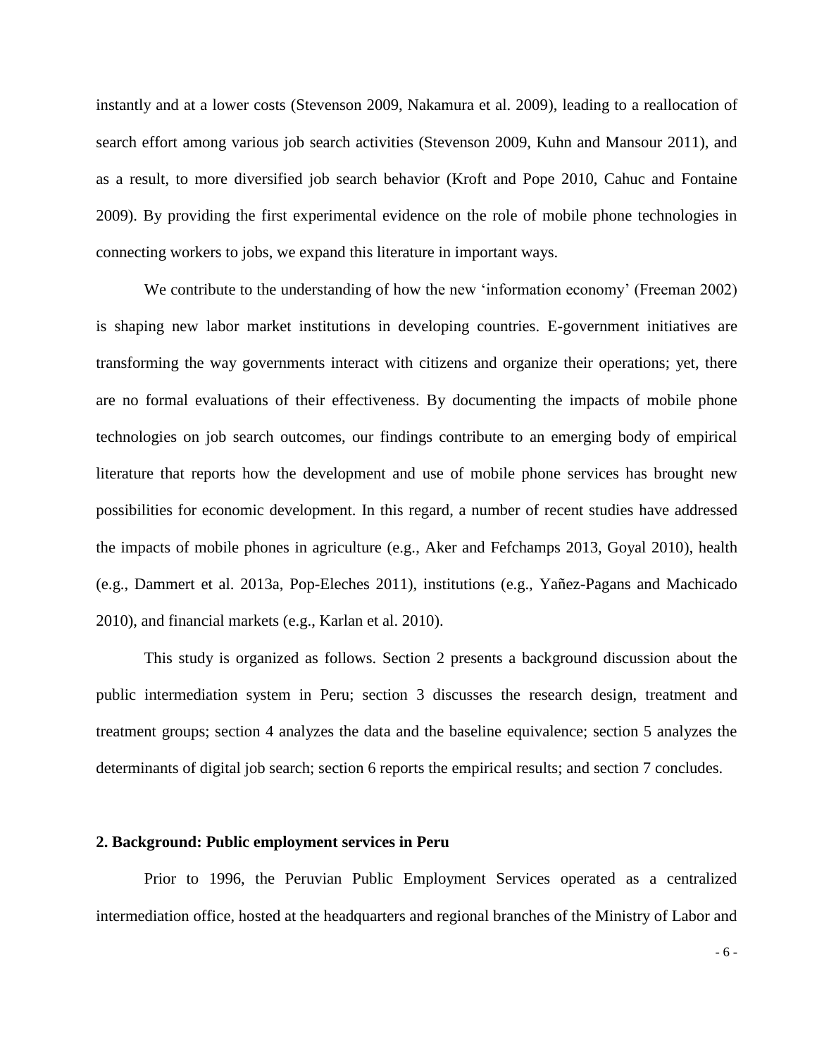instantly and at a lower costs (Stevenson 2009, Nakamura et al. 2009), leading to a reallocation of search effort among various job search activities (Stevenson 2009, Kuhn and Mansour 2011), and as a result, to more diversified job search behavior (Kroft and Pope 2010, Cahuc and Fontaine 2009). By providing the first experimental evidence on the role of mobile phone technologies in connecting workers to jobs, we expand this literature in important ways.

We contribute to the understanding of how the new 'information economy' (Freeman 2002) is shaping new labor market institutions in developing countries. E-government initiatives are transforming the way governments interact with citizens and organize their operations; yet, there are no formal evaluations of their effectiveness. By documenting the impacts of mobile phone technologies on job search outcomes, our findings contribute to an emerging body of empirical literature that reports how the development and use of mobile phone services has brought new possibilities for economic development. In this regard, a number of recent studies have addressed the impacts of mobile phones in agriculture (e.g., Aker and Fefchamps 2013, Goyal 2010), health (e.g., Dammert et al. 2013a, Pop-Eleches 2011), institutions (e.g., Yañez-Pagans and Machicado 2010), and financial markets (e.g., Karlan et al. 2010).

This study is organized as follows. Section 2 presents a background discussion about the public intermediation system in Peru; section 3 discusses the research design, treatment and treatment groups; section 4 analyzes the data and the baseline equivalence; section 5 analyzes the determinants of digital job search; section 6 reports the empirical results; and section 7 concludes.

## 2. Background: Public employment services in Peru

Prior to 1996, the Peruvian Public Employment Services operated as a centralized intermediation office, hosted at the headquarters and regional branches of the Ministry of Labor and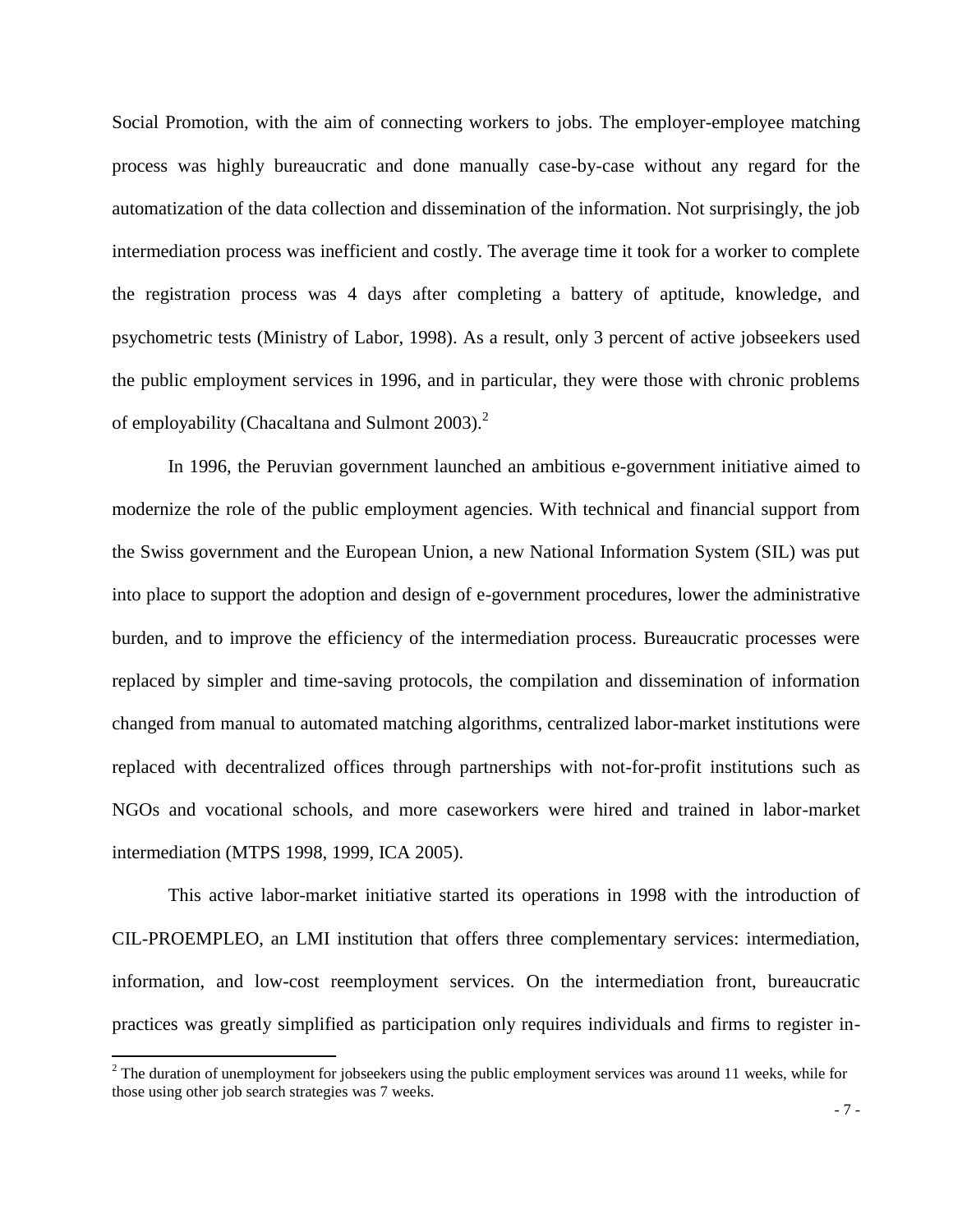Social Promotion, with the aim of connecting workers to jobs. The employer-employee matching process was highly bureaucratic and done manually case-by-case without any regard for the automatization of the data collection and dissemination of the information. Not surprisingly, the job intermediation process was inefficient and costly. The average time it took for a worker to complete the registration process was 4 days after completing a battery of aptitude, knowledge, and psychometric tests (Ministry of Labor, 1998). As a result, only 3 percent of active jobseekers used the public employment services in 1996, and in particular, they were those with chronic problems of employability (Chacaltana and Sulmont 2003).[2]

In 1996, the Peruvian government launched an ambitious e-government initiative aimed to modernize the role of the public employment agencies. With technical and financial support from the Swiss government and the European Union, a new National Information System (SIL) was put into place to support the adoption and design of e-government procedures, lower the administrative burden, and to improve the efficiency of the intermediation process. Bureaucratic processes were replaced by simpler and time-saving protocols, the compilation and dissemination of information changed from manual to automated matching algorithms, centralized labor-market institutions were replaced with decentralized offices through partnerships with not-for-profit institutions such as NGOs and vocational schools, and more caseworkers were hired and trained in labor-market intermediation (MTPS 1998, 1999, ICA 2005).

This active labor-market initiative started its operations in 1998 with the introduction of CIL-PROEMPLEO, an LMI institution that offers three complementary services: intermediation, information, and low-cost reemployment services. On the intermediation front, bureaucratic practices was greatly simplified as participation only requires individuals and firms to register in-

[2] The duration of unemployment for jobseekers using the public employment services was around 11 weeks, while for those using other job search strategies was 7 weeks.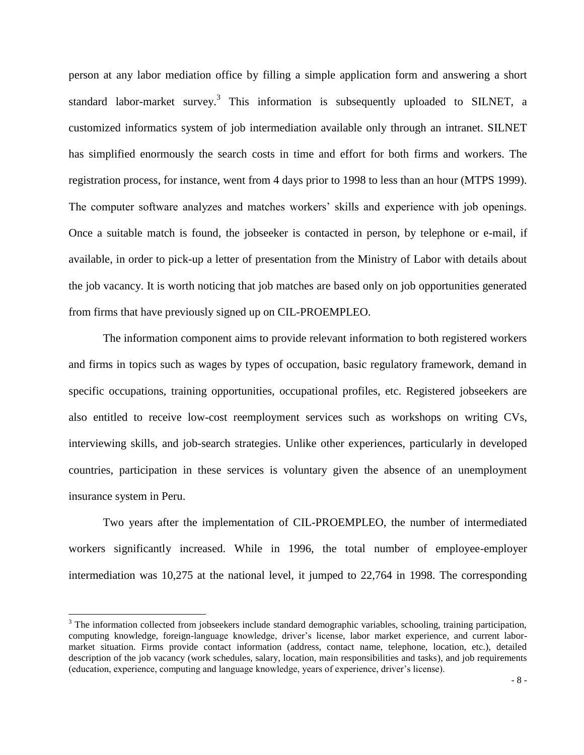person at any labor mediation office by filling a simple application form and answering a short standard labor-market survey.[3] This information is subsequently uploaded to SILNET, a customized informatics system of job intermediation available only through an intranet. SILNET has simplified enormously the search costs in time and effort for both firms and workers. The registration process, for instance, went from 4 days prior to 1998 to less than an hour (MTPS 1999). The computer software analyzes and matches workers' skills and experience with job openings. Once a suitable match is found, the jobseeker is contacted in person, by telephone or e-mail, if available, in order to pick-up a letter of presentation from the Ministry of Labor with details about the job vacancy. It is worth noticing that job matches are based only on job opportunities generated from firms that have previously signed up on CIL-PROEMPLEO.

The information component aims to provide relevant information to both registered workers and firms in topics such as wages by types of occupation, basic regulatory framework, demand in specific occupations, training opportunities, occupational profiles, etc. Registered jobseekers are also entitled to receive low-cost reemployment services such as workshops on writing CVs, interviewing skills, and job-search strategies. Unlike other experiences, particularly in developed countries, participation in these services is voluntary given the absence of an unemployment insurance system in Peru.

Two years after the implementation of CIL-PROEMPLEO, the number of intermediated workers significantly increased. While in 1996, the total number of employee-employer intermediation was 10,275 at the national level, it jumped to 22,764 in 1998. The corresponding

---

[3] The information collected from jobseekers include standard demographic variables, schooling, training participation, computing knowledge, foreign-language knowledge, driver's license, labor market experience, and current labor-market situation. Firms provide contact information (address, contact name, telephone, location, etc.), detailed description of the job vacancy (work schedules, salary, location, main responsibilities and tasks), and job requirements (education, experience, computing and language knowledge, years of experience, driver's license).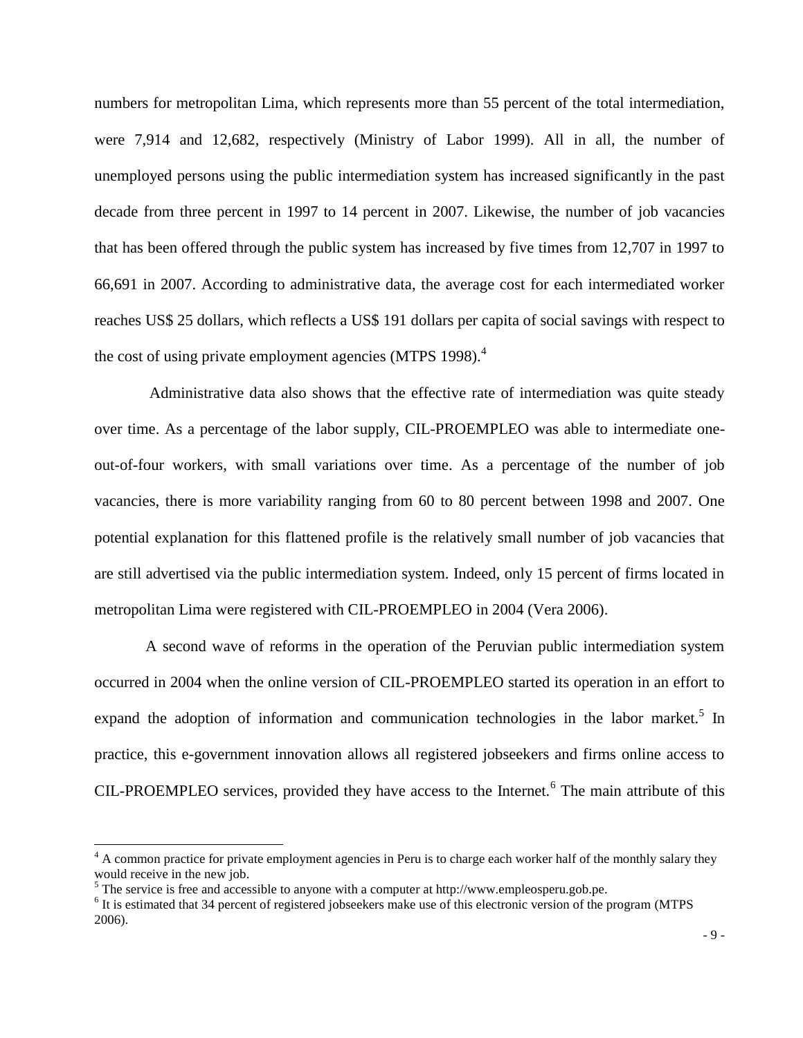numbers for metropolitan Lima, which represents more than 55 percent of the total intermediation, were 7,914 and 12,682, respectively (Ministry of Labor 1999). All in all, the number of unemployed persons using the public intermediation system has increased significantly in the past decade from three percent in 1997 to 14 percent in 2007. Likewise, the number of job vacancies that has been offered through the public system has increased by five times from 12,707 in 1997 to 66,691 in 2007. According to administrative data, the average cost for each intermediated worker reaches US$ 25 dollars, which reflects a US$ 191 dollars per capita of social savings with respect to the cost of using private employment agencies (MTPS 1998).[4]

Administrative data also shows that the effective rate of intermediation was quite steady over time. As a percentage of the labor supply, CIL-PROEMPLEO was able to intermediate one-out-of-four workers, with small variations over time. As a percentage of the number of job vacancies, there is more variability ranging from 60 to 80 percent between 1998 and 2007. One potential explanation for this flattened profile is the relatively small number of job vacancies that are still advertised via the public intermediation system. Indeed, only 15 percent of firms located in metropolitan Lima were registered with CIL-PROEMPLEO in 2004 (Vera 2006).

A second wave of reforms in the operation of the Peruvian public intermediation system occurred in 2004 when the online version of CIL-PROEMPLEO started its operation in an effort to expand the adoption of information and communication technologies in the labor market.[5] In practice, this e-government innovation allows all registered jobseekers and firms online access to CIL-PROEMPLEO services, provided they have access to the Internet.[6] The main attribute of this

---

[4] A common practice for private employment agencies in Peru is to charge each worker half of the monthly salary they would receive in the new job.

[5] The service is free and accessible to anyone with a computer at http://www.empleosperu.gob.pe.

[6] It is estimated that 34 percent of registered jobseekers make use of this electronic version of the program (MTPS 2006).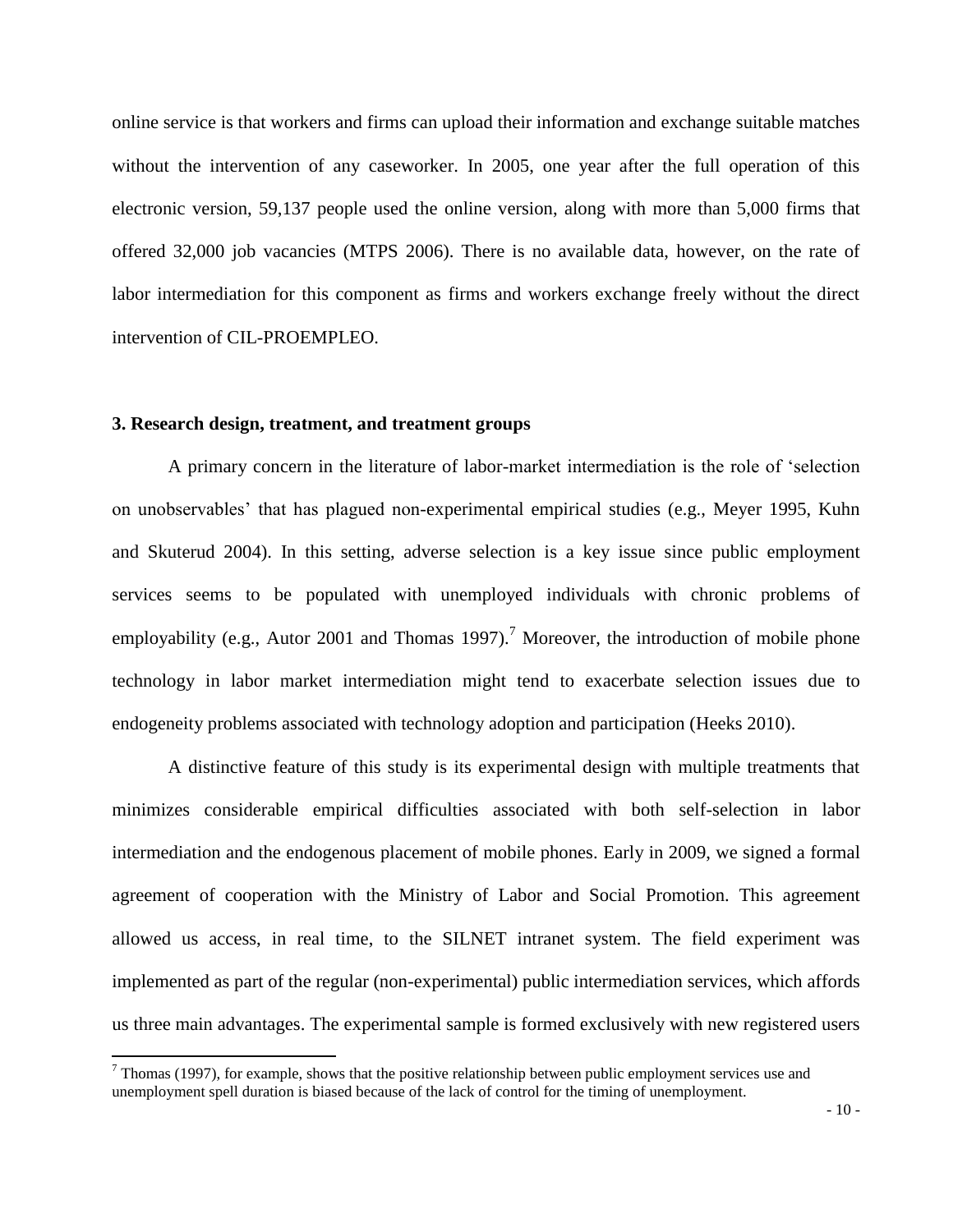online service is that workers and firms can upload their information and exchange suitable matches without the intervention of any caseworker. In 2005, one year after the full operation of this electronic version, 59,137 people used the online version, along with more than 5,000 firms that offered 32,000 job vacancies (MTPS 2006). There is no available data, however, on the rate of labor intermediation for this component as firms and workers exchange freely without the direct intervention of CIL-PROEMPLEO.

### 3. Research design, treatment, and treatment groups

A primary concern in the literature of labor-market intermediation is the role of 'selection on unobservables' that has plagued non-experimental empirical studies (e.g., Meyer 1995, Kuhn and Skuterud 2004). In this setting, adverse selection is a key issue since public employment services seems to be populated with unemployed individuals with chronic problems of employability (e.g., Autor 2001 and Thomas 1997).[7] Moreover, the introduction of mobile phone technology in labor market intermediation might tend to exacerbate selection issues due to endogeneity problems associated with technology adoption and participation (Heeks 2010).

A distinctive feature of this study is its experimental design with multiple treatments that minimizes considerable empirical difficulties associated with both self-selection in labor intermediation and the endogenous placement of mobile phones. Early in 2009, we signed a formal agreement of cooperation with the Ministry of Labor and Social Promotion. This agreement allowed us access, in real time, to the SILNET intranet system. The field experiment was implemented as part of the regular (non-experimental) public intermediation services, which affords us three main advantages. The experimental sample is formed exclusively with new registered users

[7] Thomas (1997), for example, shows that the positive relationship between public employment services use and unemployment spell duration is biased because of the lack of control for the timing of unemployment.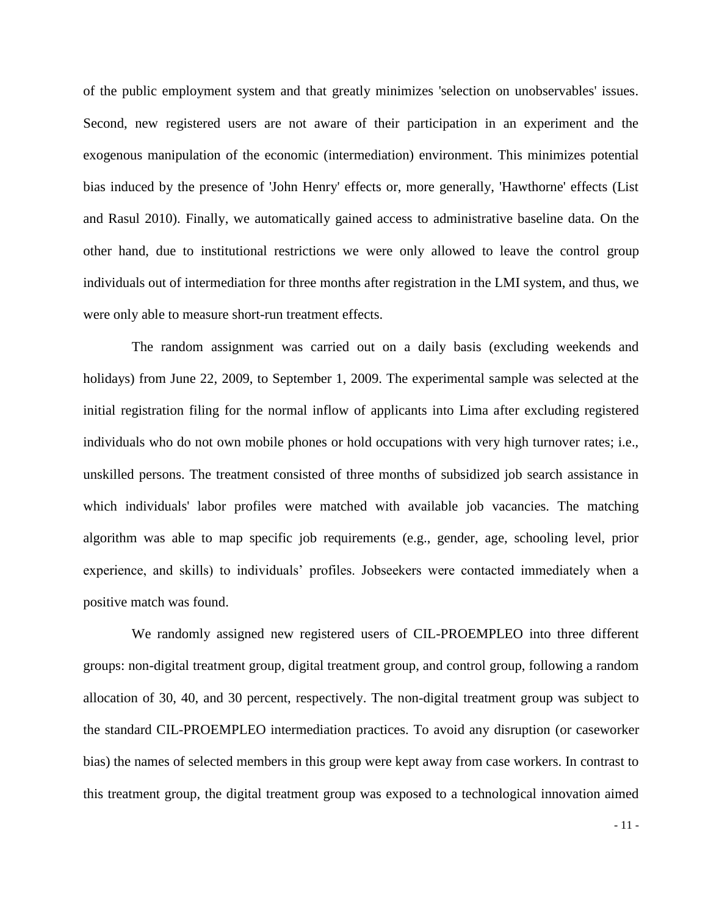of the public employment system and that greatly minimizes 'selection on unobservables' issues. Second, new registered users are not aware of their participation in an experiment and the exogenous manipulation of the economic (intermediation) environment. This minimizes potential bias induced by the presence of 'John Henry' effects or, more generally, 'Hawthorne' effects (List and Rasul 2010). Finally, we automatically gained access to administrative baseline data. On the other hand, due to institutional restrictions we were only allowed to leave the control group individuals out of intermediation for three months after registration in the LMI system, and thus, we were only able to measure short-run treatment effects.

The random assignment was carried out on a daily basis (excluding weekends and holidays) from June 22, 2009, to September 1, 2009. The experimental sample was selected at the initial registration filing for the normal inflow of applicants into Lima after excluding registered individuals who do not own mobile phones or hold occupations with very high turnover rates; i.e., unskilled persons. The treatment consisted of three months of subsidized job search assistance in which individuals' labor profiles were matched with available job vacancies. The matching algorithm was able to map specific job requirements (e.g., gender, age, schooling level, prior experience, and skills) to individuals' profiles. Jobseekers were contacted immediately when a positive match was found.

We randomly assigned new registered users of CIL-PROEMPLEO into three different groups: non-digital treatment group, digital treatment group, and control group, following a random allocation of 30, 40, and 30 percent, respectively. The non-digital treatment group was subject to the standard CIL-PROEMPLEO intermediation practices. To avoid any disruption (or caseworker bias) the names of selected members in this group were kept away from case workers. In contrast to this treatment group, the digital treatment group was exposed to a technological innovation aimed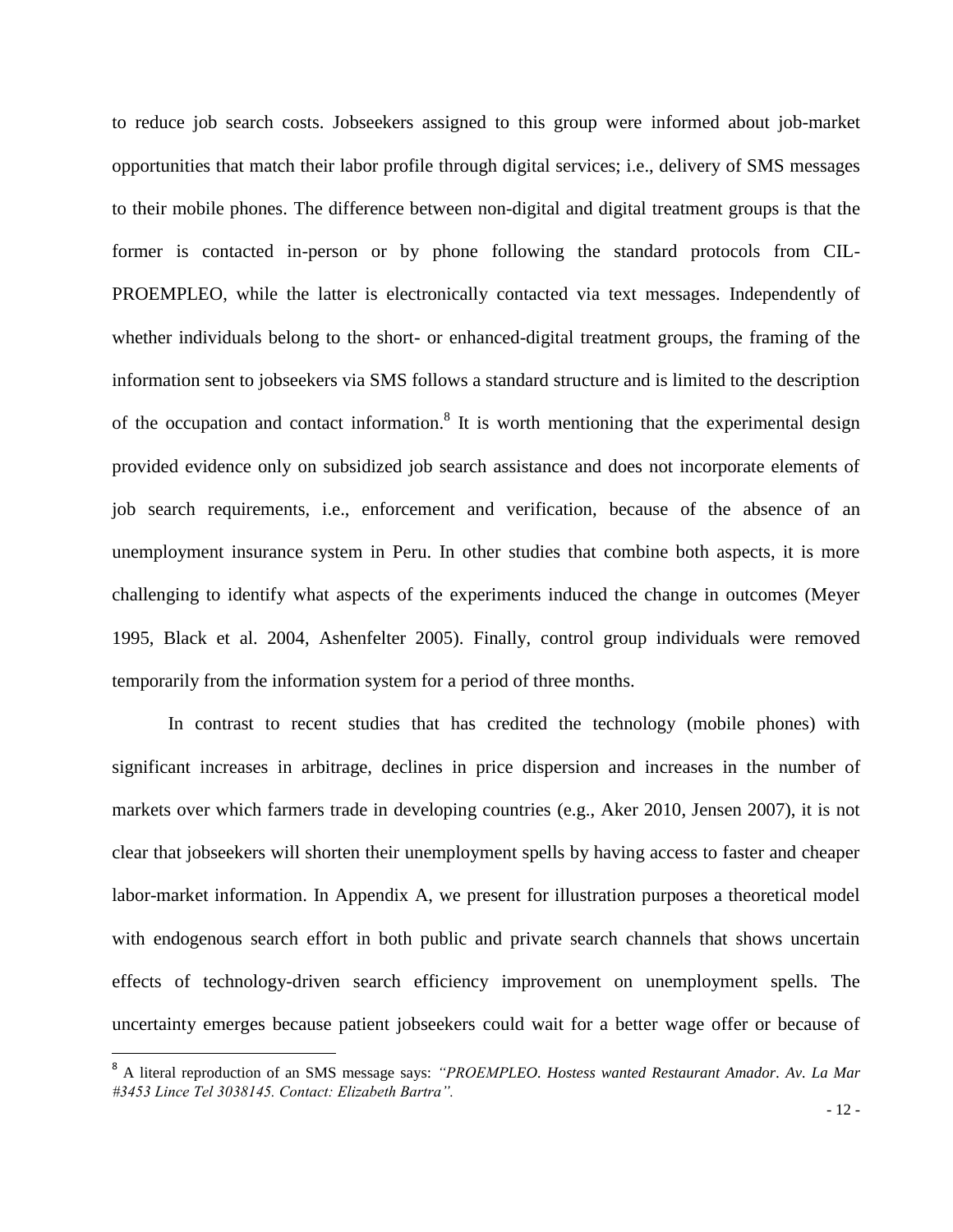to reduce job search costs. Jobseekers assigned to this group were informed about job-market opportunities that match their labor profile through digital services; i.e., delivery of SMS messages to their mobile phones. The difference between non-digital and digital treatment groups is that the former is contacted in-person or by phone following the standard protocols from CIL-PROEMPLEO, while the latter is electronically contacted via text messages. Independently of whether individuals belong to the short- or enhanced-digital treatment groups, the framing of the information sent to jobseekers via SMS follows a standard structure and is limited to the description of the occupation and contact information.[8] It is worth mentioning that the experimental design provided evidence only on subsidized job search assistance and does not incorporate elements of job search requirements, i.e., enforcement and verification, because of the absence of an unemployment insurance system in Peru. In other studies that combine both aspects, it is more challenging to identify what aspects of the experiments induced the change in outcomes (Meyer 1995, Black et al. 2004, Ashenfelter 2005). Finally, control group individuals were removed temporarily from the information system for a period of three months.

In contrast to recent studies that has credited the technology (mobile phones) with significant increases in arbitrage, declines in price dispersion and increases in the number of markets over which farmers trade in developing countries (e.g., Aker 2010, Jensen 2007), it is not clear that jobseekers will shorten their unemployment spells by having access to faster and cheaper labor-market information. In Appendix A, we present for illustration purposes a theoretical model with endogenous search effort in both public and private search channels that shows uncertain effects of technology-driven search efficiency improvement on unemployment spells. The uncertainty emerges because patient jobseekers could wait for a better wage offer or because of

[8] A literal reproduction of an SMS message says: *"PROEMPLEO. Hostess wanted Restaurant Amador. Av. La Mar #3453 Lince Tel 3038145. Contact: Elizabeth Bartra".*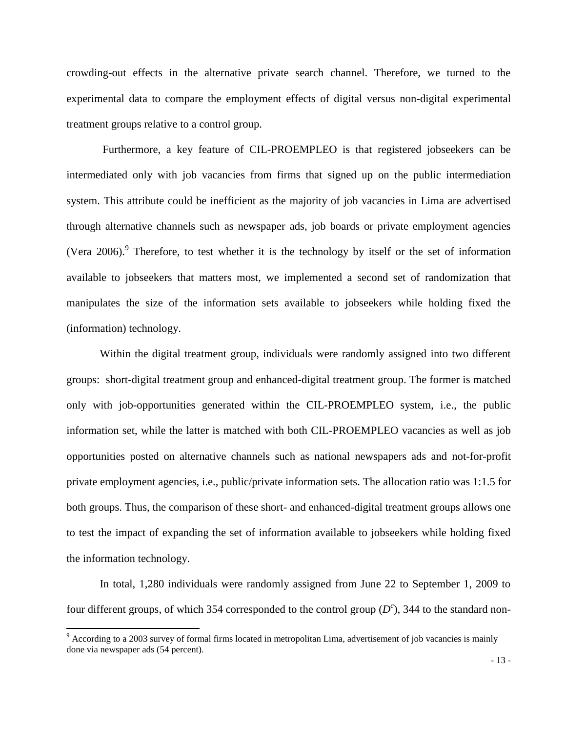crowding-out effects in the alternative private search channel. Therefore, we turned to the experimental data to compare the employment effects of digital versus non-digital experimental treatment groups relative to a control group.

Furthermore, a key feature of CIL-PROEMPLEO is that registered jobseekers can be intermediated only with job vacancies from firms that signed up on the public intermediation system. This attribute could be inefficient as the majority of job vacancies in Lima are advertised through alternative channels such as newspaper ads, job boards or private employment agencies (Vera 2006).[9] Therefore, to test whether it is the technology by itself or the set of information available to jobseekers that matters most, we implemented a second set of randomization that manipulates the size of the information sets available to jobseekers while holding fixed the (information) technology.

Within the digital treatment group, individuals were randomly assigned into two different groups: short-digital treatment group and enhanced-digital treatment group. The former is matched only with job-opportunities generated within the CIL-PROEMPLEO system, i.e., the public information set, while the latter is matched with both CIL-PROEMPLEO vacancies as well as job opportunities posted on alternative channels such as national newspapers ads and not-for-profit private employment agencies, i.e., public/private information sets. The allocation ratio was 1:1.5 for both groups. Thus, the comparison of these short- and enhanced-digital treatment groups allows one to test the impact of expanding the set of information available to jobseekers while holding fixed the information technology.

In total, 1,280 individuals were randomly assigned from June 22 to September 1, 2009 to four different groups, of which 354 corresponded to the control group ($D^c$), 344 to the standard non-

[9] According to a 2003 survey of formal firms located in metropolitan Lima, advertisement of job vacancies is mainly done via newspaper ads (54 percent).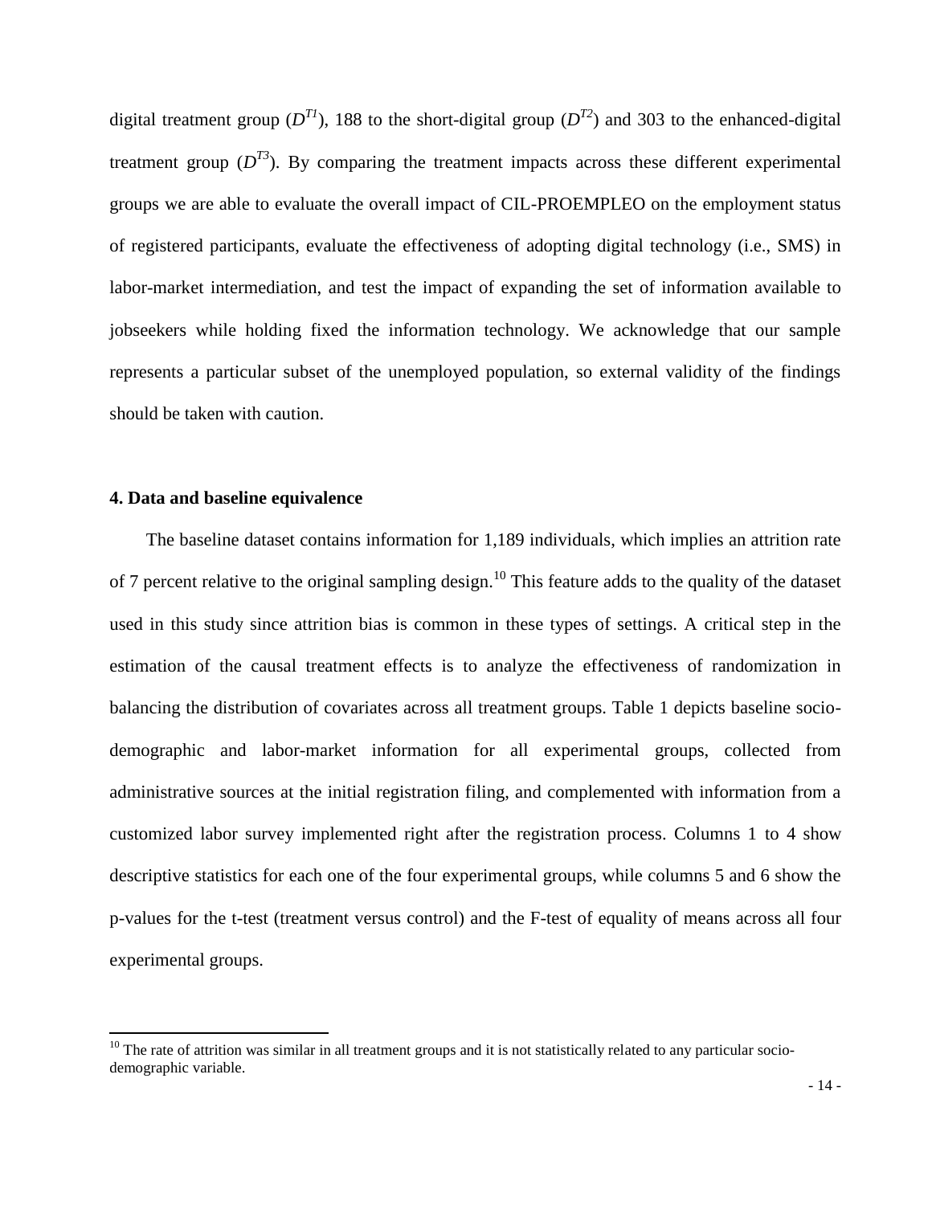digital treatment group ($D^{T1}$), 188 to the short-digital group ($D^{T2}$) and 303 to the enhanced-digital treatment group ($D^{T3}$). By comparing the treatment impacts across these different experimental groups we are able to evaluate the overall impact of CIL-PROEMPLEO on the employment status of registered participants, evaluate the effectiveness of adopting digital technology (i.e., SMS) in labor-market intermediation, and test the impact of expanding the set of information available to jobseekers while holding fixed the information technology. We acknowledge that our sample represents a particular subset of the unemployed population, so external validity of the findings should be taken with caution.

## 4. Data and baseline equivalence

The baseline dataset contains information for 1,189 individuals, which implies an attrition rate of 7 percent relative to the original sampling design.[10] This feature adds to the quality of the dataset used in this study since attrition bias is common in these types of settings. A critical step in the estimation of the causal treatment effects is to analyze the effectiveness of randomization in balancing the distribution of covariates across all treatment groups. Table 1 depicts baseline socio-demographic and labor-market information for all experimental groups, collected from administrative sources at the initial registration filing, and complemented with information from a customized labor survey implemented right after the registration process. Columns 1 to 4 show descriptive statistics for each one of the four experimental groups, while columns 5 and 6 show the p-values for the t-test (treatment versus control) and the F-test of equality of means across all four experimental groups.

[10] The rate of attrition was similar in all treatment groups and it is not statistically related to any particular socio-demographic variable.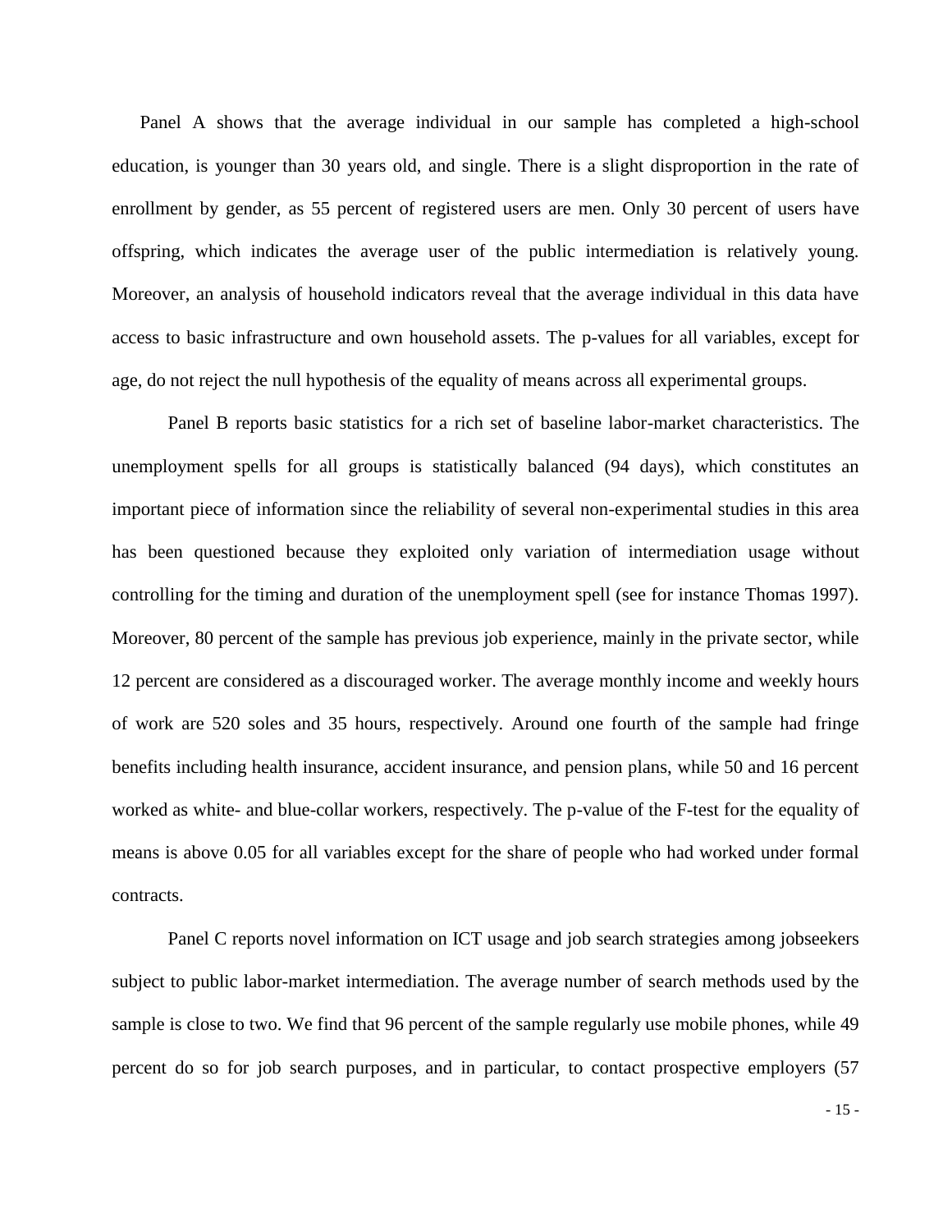Panel A shows that the average individual in our sample has completed a high-school education, is younger than 30 years old, and single. There is a slight disproportion in the rate of enrollment by gender, as 55 percent of registered users are men. Only 30 percent of users have offspring, which indicates the average user of the public intermediation is relatively young. Moreover, an analysis of household indicators reveal that the average individual in this data have access to basic infrastructure and own household assets. The p-values for all variables, except for age, do not reject the null hypothesis of the equality of means across all experimental groups.

Panel B reports basic statistics for a rich set of baseline labor-market characteristics. The unemployment spells for all groups is statistically balanced (94 days), which constitutes an important piece of information since the reliability of several non-experimental studies in this area has been questioned because they exploited only variation of intermediation usage without controlling for the timing and duration of the unemployment spell (see for instance Thomas 1997). Moreover, 80 percent of the sample has previous job experience, mainly in the private sector, while 12 percent are considered as a discouraged worker. The average monthly income and weekly hours of work are 520 soles and 35 hours, respectively. Around one fourth of the sample had fringe benefits including health insurance, accident insurance, and pension plans, while 50 and 16 percent worked as white- and blue-collar workers, respectively. The p-value of the F-test for the equality of means is above 0.05 for all variables except for the share of people who had worked under formal contracts.

Panel C reports novel information on ICT usage and job search strategies among jobseekers subject to public labor-market intermediation. The average number of search methods used by the sample is close to two. We find that 96 percent of the sample regularly use mobile phones, while 49 percent do so for job search purposes, and in particular, to contact prospective employers (57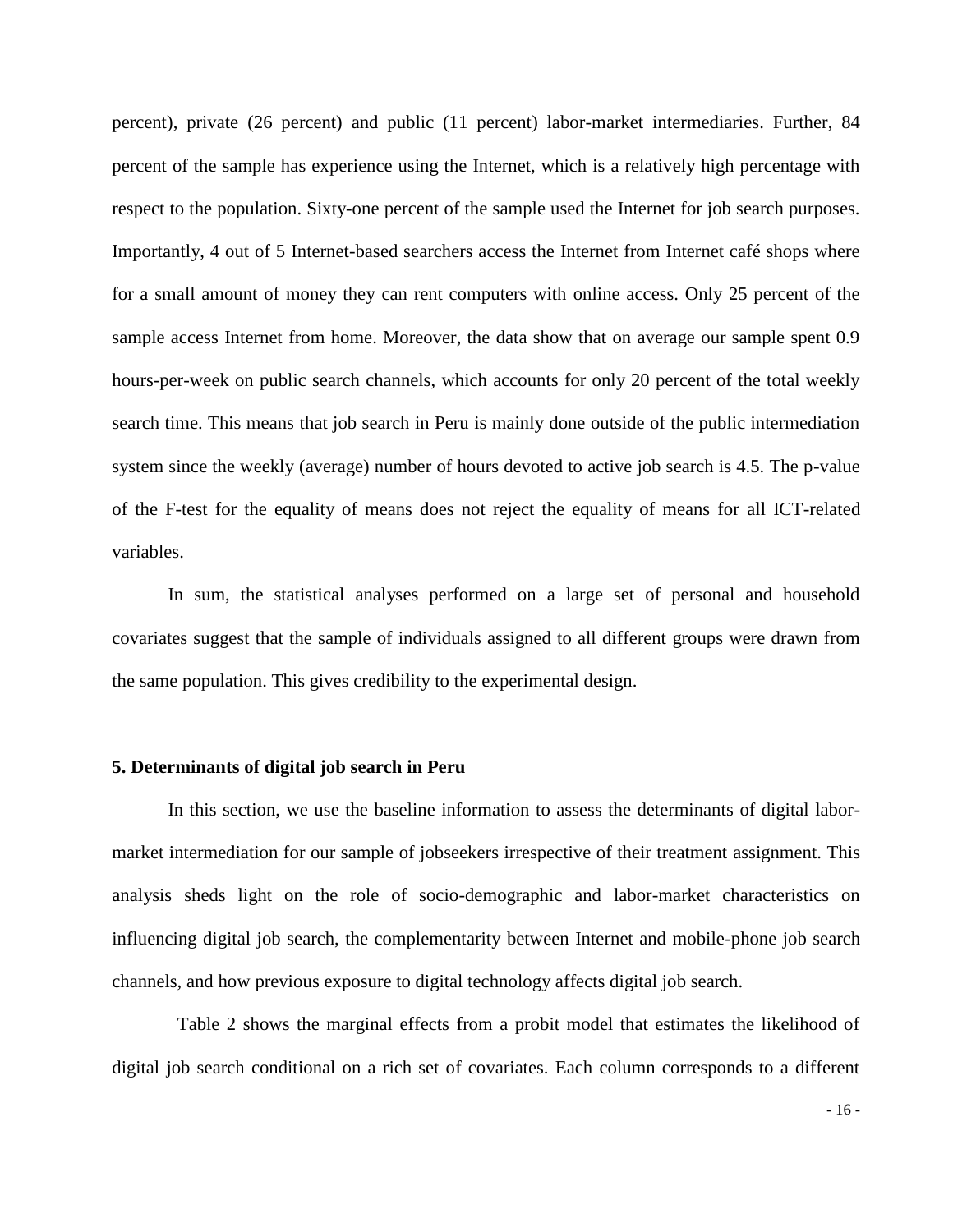percent), private (26 percent) and public (11 percent) labor-market intermediaries. Further, 84 percent of the sample has experience using the Internet, which is a relatively high percentage with respect to the population. Sixty-one percent of the sample used the Internet for job search purposes. Importantly, 4 out of 5 Internet-based searchers access the Internet from Internet café shops where for a small amount of money they can rent computers with online access. Only 25 percent of the sample access Internet from home. Moreover, the data show that on average our sample spent 0.9 hours-per-week on public search channels, which accounts for only 20 percent of the total weekly search time. This means that job search in Peru is mainly done outside of the public intermediation system since the weekly (average) number of hours devoted to active job search is 4.5. The p-value of the F-test for the equality of means does not reject the equality of means for all ICT-related variables.

In sum, the statistical analyses performed on a large set of personal and household covariates suggest that the sample of individuals assigned to all different groups were drawn from the same population. This gives credibility to the experimental design.

## 5. Determinants of digital job search in Peru

In this section, we use the baseline information to assess the determinants of digital labor-market intermediation for our sample of jobseekers irrespective of their treatment assignment. This analysis sheds light on the role of socio-demographic and labor-market characteristics on influencing digital job search, the complementarity between Internet and mobile-phone job search channels, and how previous exposure to digital technology affects digital job search.

Table 2 shows the marginal effects from a probit model that estimates the likelihood of digital job search conditional on a rich set of covariates. Each column corresponds to a different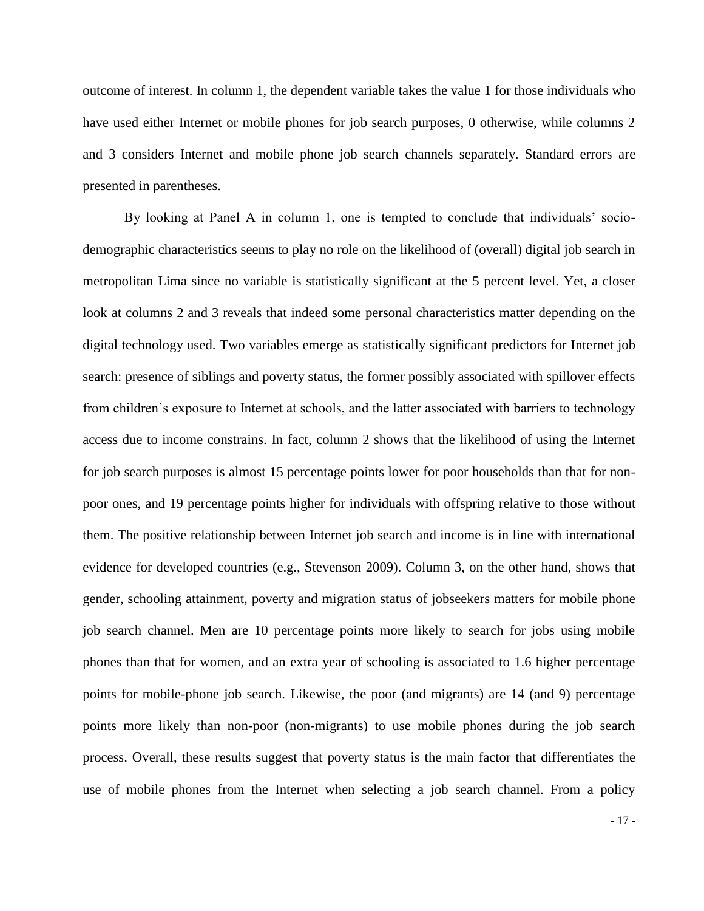outcome of interest. In column 1, the dependent variable takes the value 1 for those individuals who have used either Internet or mobile phones for job search purposes, 0 otherwise, while columns 2 and 3 considers Internet and mobile phone job search channels separately. Standard errors are presented in parentheses.

By looking at Panel A in column 1, one is tempted to conclude that individuals' socio-demographic characteristics seems to play no role on the likelihood of (overall) digital job search in metropolitan Lima since no variable is statistically significant at the 5 percent level. Yet, a closer look at columns 2 and 3 reveals that indeed some personal characteristics matter depending on the digital technology used. Two variables emerge as statistically significant predictors for Internet job search: presence of siblings and poverty status, the former possibly associated with spillover effects from children's exposure to Internet at schools, and the latter associated with barriers to technology access due to income constrains. In fact, column 2 shows that the likelihood of using the Internet for job search purposes is almost 15 percentage points lower for poor households than that for non-poor ones, and 19 percentage points higher for individuals with offspring relative to those without them. The positive relationship between Internet job search and income is in line with international evidence for developed countries (e.g., Stevenson 2009). Column 3, on the other hand, shows that gender, schooling attainment, poverty and migration status of jobseekers matters for mobile phone job search channel. Men are 10 percentage points more likely to search for jobs using mobile phones than that for women, and an extra year of schooling is associated to 1.6 higher percentage points for mobile-phone job search. Likewise, the poor (and migrants) are 14 (and 9) percentage points more likely than non-poor (non-migrants) to use mobile phones during the job search process. Overall, these results suggest that poverty status is the main factor that differentiates the use of mobile phones from the Internet when selecting a job search channel. From a policy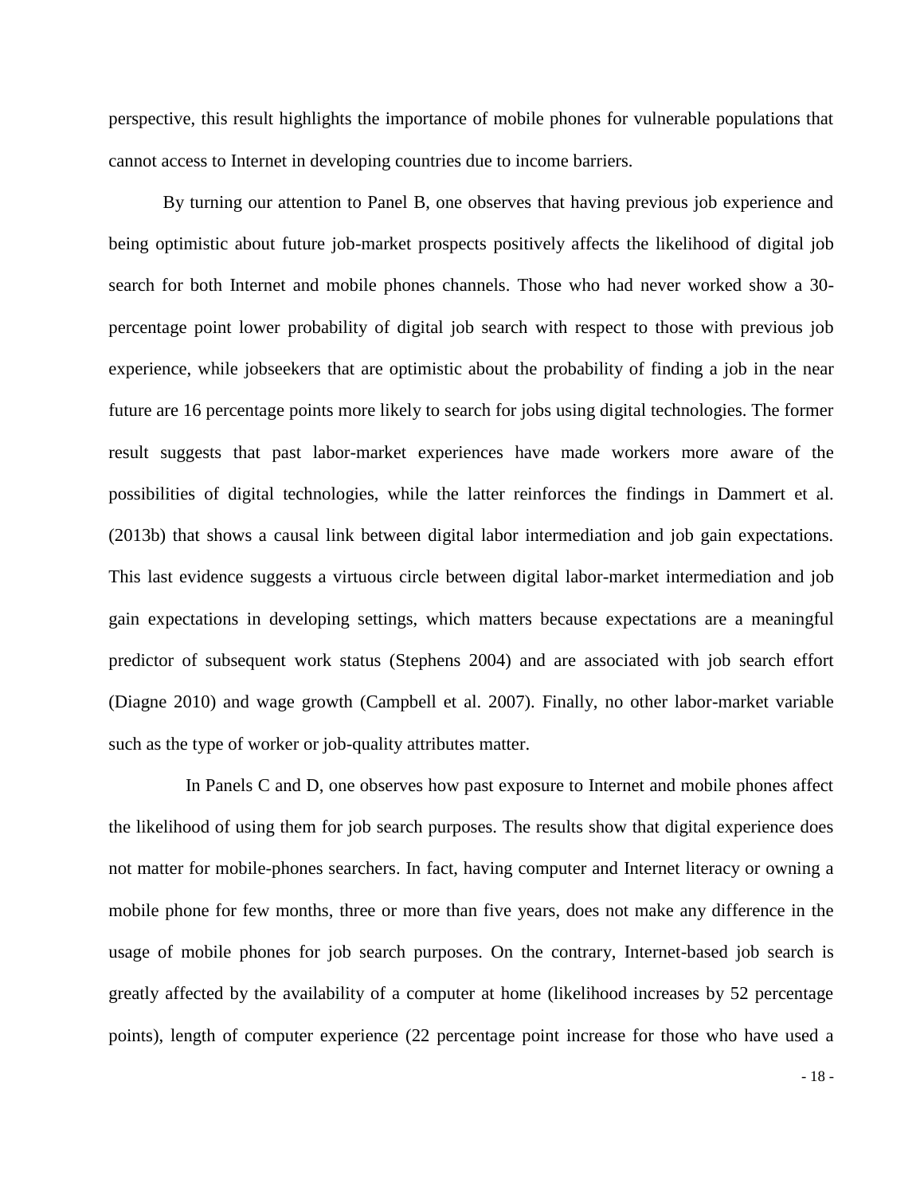perspective, this result highlights the importance of mobile phones for vulnerable populations that cannot access to Internet in developing countries due to income barriers.

By turning our attention to Panel B, one observes that having previous job experience and being optimistic about future job-market prospects positively affects the likelihood of digital job search for both Internet and mobile phones channels. Those who had never worked show a 30-percentage point lower probability of digital job search with respect to those with previous job experience, while jobseekers that are optimistic about the probability of finding a job in the near future are 16 percentage points more likely to search for jobs using digital technologies. The former result suggests that past labor-market experiences have made workers more aware of the possibilities of digital technologies, while the latter reinforces the findings in Dammert et al. (2013b) that shows a causal link between digital labor intermediation and job gain expectations. This last evidence suggests a virtuous circle between digital labor-market intermediation and job gain expectations in developing settings, which matters because expectations are a meaningful predictor of subsequent work status (Stephens 2004) and are associated with job search effort (Diagne 2010) and wage growth (Campbell et al. 2007). Finally, no other labor-market variable such as the type of worker or job-quality attributes matter.

In Panels C and D, one observes how past exposure to Internet and mobile phones affect the likelihood of using them for job search purposes. The results show that digital experience does not matter for mobile-phones searchers. In fact, having computer and Internet literacy or owning a mobile phone for few months, three or more than five years, does not make any difference in the usage of mobile phones for job search purposes. On the contrary, Internet-based job search is greatly affected by the availability of a computer at home (likelihood increases by 52 percentage points), length of computer experience (22 percentage point increase for those who have used a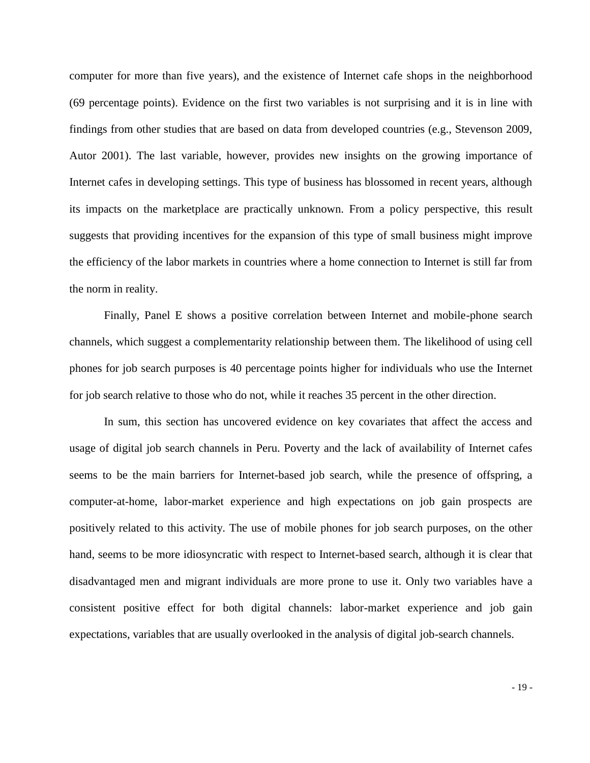computer for more than five years), and the existence of Internet cafe shops in the neighborhood (69 percentage points). Evidence on the first two variables is not surprising and it is in line with findings from other studies that are based on data from developed countries (e.g., Stevenson 2009, Autor 2001). The last variable, however, provides new insights on the growing importance of Internet cafes in developing settings. This type of business has blossomed in recent years, although its impacts on the marketplace are practically unknown. From a policy perspective, this result suggests that providing incentives for the expansion of this type of small business might improve the efficiency of the labor markets in countries where a home connection to Internet is still far from the norm in reality.

Finally, Panel E shows a positive correlation between Internet and mobile-phone search channels, which suggest a complementarity relationship between them. The likelihood of using cell phones for job search purposes is 40 percentage points higher for individuals who use the Internet for job search relative to those who do not, while it reaches 35 percent in the other direction.

In sum, this section has uncovered evidence on key covariates that affect the access and usage of digital job search channels in Peru. Poverty and the lack of availability of Internet cafes seems to be the main barriers for Internet-based job search, while the presence of offspring, a computer-at-home, labor-market experience and high expectations on job gain prospects are positively related to this activity. The use of mobile phones for job search purposes, on the other hand, seems to be more idiosyncratic with respect to Internet-based search, although it is clear that disadvantaged men and migrant individuals are more prone to use it. Only two variables have a consistent positive effect for both digital channels: labor-market experience and job gain expectations, variables that are usually overlooked in the analysis of digital job-search channels.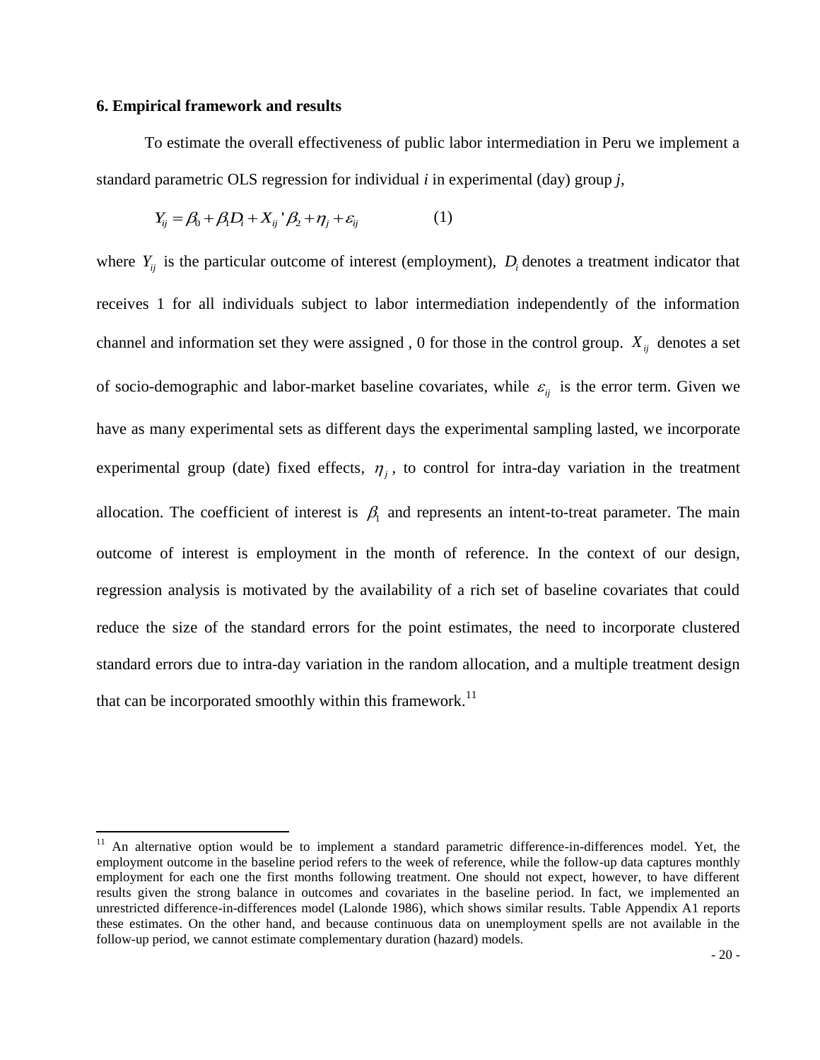### 6. Empirical framework and results

To estimate the overall effectiveness of public labor intermediation in Peru we implement a standard parametric OLS regression for individual *i* in experimental (day) group *j*,

$$Y_{ij} = \beta_0 + \beta_1 D_i + X_{ij}'\beta_2 + \eta_j + \varepsilon_{ij} \qquad (1)$$

where $Y_{ij}$ is the particular outcome of interest (employment), $D_i$ denotes a treatment indicator that receives 1 for all individuals subject to labor intermediation independently of the information channel and information set they were assigned , 0 for those in the control group. $X_{ij}$ denotes a set of socio-demographic and labor-market baseline covariates, while $\varepsilon_{ij}$ is the error term. Given we have as many experimental sets as different days the experimental sampling lasted, we incorporate experimental group (date) fixed effects, $\eta_j$, to control for intra-day variation in the treatment allocation. The coefficient of interest is $\beta_1$ and represents an intent-to-treat parameter. The main outcome of interest is employment in the month of reference. In the context of our design, regression analysis is motivated by the availability of a rich set of baseline covariates that could reduce the size of the standard errors for the point estimates, the need to incorporate clustered standard errors due to intra-day variation in the random allocation, and a multiple treatment design that can be incorporated smoothly within this framework.[11]

[11] An alternative option would be to implement a standard parametric difference-in-differences model. Yet, the employment outcome in the baseline period refers to the week of reference, while the follow-up data captures monthly employment for each one the first months following treatment. One should not expect, however, to have different results given the strong balance in outcomes and covariates in the baseline period. In fact, we implemented an unrestricted difference-in-differences model (Lalonde 1986), which shows similar results. Table Appendix A1 reports these estimates. On the other hand, and because continuous data on unemployment spells are not available in the follow-up period, we cannot estimate complementary duration (hazard) models.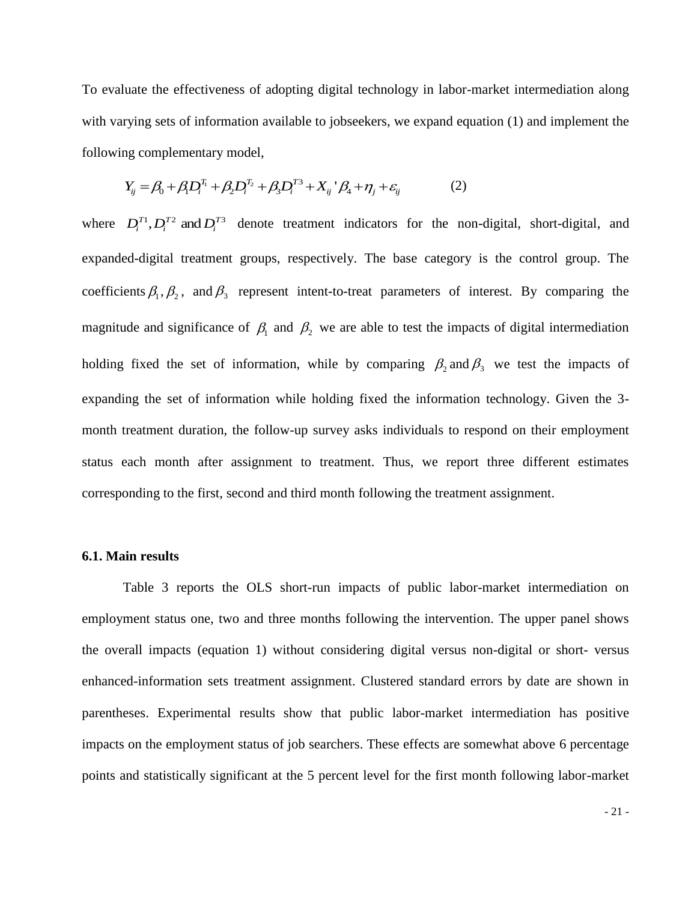To evaluate the effectiveness of adopting digital technology in labor-market intermediation along with varying sets of information available to jobseekers, we expand equation (1) and implement the following complementary model,

$$Y_{ij} = \beta_0 + \beta_1 D_i^{T_1} + \beta_2 D_i^{T_2} + \beta_3 D_i^{T3} + X_{ij}'\beta_4 + \eta_j + \varepsilon_{ij} \qquad (2)$$

where $D_i^{T1}, D_i^{T2}$ and $D_i^{T3}$ denote treatment indicators for the non-digital, short-digital, and expanded-digital treatment groups, respectively. The base category is the control group. The coefficients $\beta_1, \beta_2$, and $\beta_3$ represent intent-to-treat parameters of interest. By comparing the magnitude and significance of $\beta_1$ and $\beta_2$ we are able to test the impacts of digital intermediation holding fixed the set of information, while by comparing $\beta_2$ and $\beta_3$ we test the impacts of expanding the set of information while holding fixed the information technology. Given the 3-month treatment duration, the follow-up survey asks individuals to respond on their employment status each month after assignment to treatment. Thus, we report three different estimates corresponding to the first, second and third month following the treatment assignment.

### 6.1. Main results

Table 3 reports the OLS short-run impacts of public labor-market intermediation on employment status one, two and three months following the intervention. The upper panel shows the overall impacts (equation 1) without considering digital versus non-digital or short- versus enhanced-information sets treatment assignment. Clustered standard errors by date are shown in parentheses. Experimental results show that public labor-market intermediation has positive impacts on the employment status of job searchers. These effects are somewhat above 6 percentage points and statistically significant at the 5 percent level for the first month following labor-market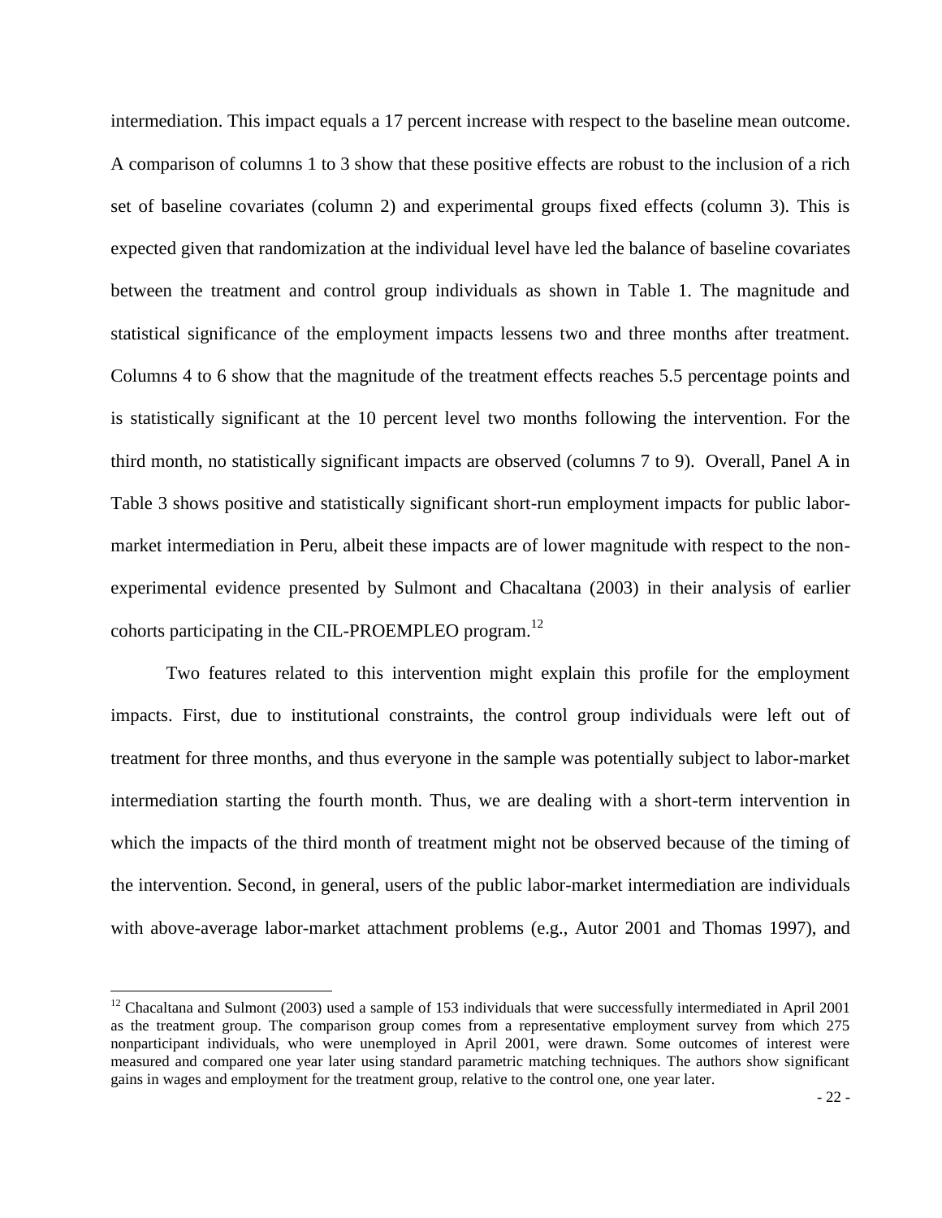intermediation. This impact equals a 17 percent increase with respect to the baseline mean outcome. A comparison of columns 1 to 3 show that these positive effects are robust to the inclusion of a rich set of baseline covariates (column 2) and experimental groups fixed effects (column 3). This is expected given that randomization at the individual level have led the balance of baseline covariates between the treatment and control group individuals as shown in Table 1. The magnitude and statistical significance of the employment impacts lessens two and three months after treatment. Columns 4 to 6 show that the magnitude of the treatment effects reaches 5.5 percentage points and is statistically significant at the 10 percent level two months following the intervention. For the third month, no statistically significant impacts are observed (columns 7 to 9). Overall, Panel A in Table 3 shows positive and statistically significant short-run employment impacts for public labor-market intermediation in Peru, albeit these impacts are of lower magnitude with respect to the non-experimental evidence presented by Sulmont and Chacaltana (2003) in their analysis of earlier cohorts participating in the CIL-PROEMPLEO program.[12]

Two features related to this intervention might explain this profile for the employment impacts. First, due to institutional constraints, the control group individuals were left out of treatment for three months, and thus everyone in the sample was potentially subject to labor-market intermediation starting the fourth month. Thus, we are dealing with a short-term intervention in which the impacts of the third month of treatment might not be observed because of the timing of the intervention. Second, in general, users of the public labor-market intermediation are individuals with above-average labor-market attachment problems (e.g., Autor 2001 and Thomas 1997), and

[12] Chacaltana and Sulmont (2003) used a sample of 153 individuals that were successfully intermediated in April 2001 as the treatment group. The comparison group comes from a representative employment survey from which 275 nonparticipant individuals, who were unemployed in April 2001, were drawn. Some outcomes of interest were measured and compared one year later using standard parametric matching techniques. The authors show significant gains in wages and employment for the treatment group, relative to the control one, one year later.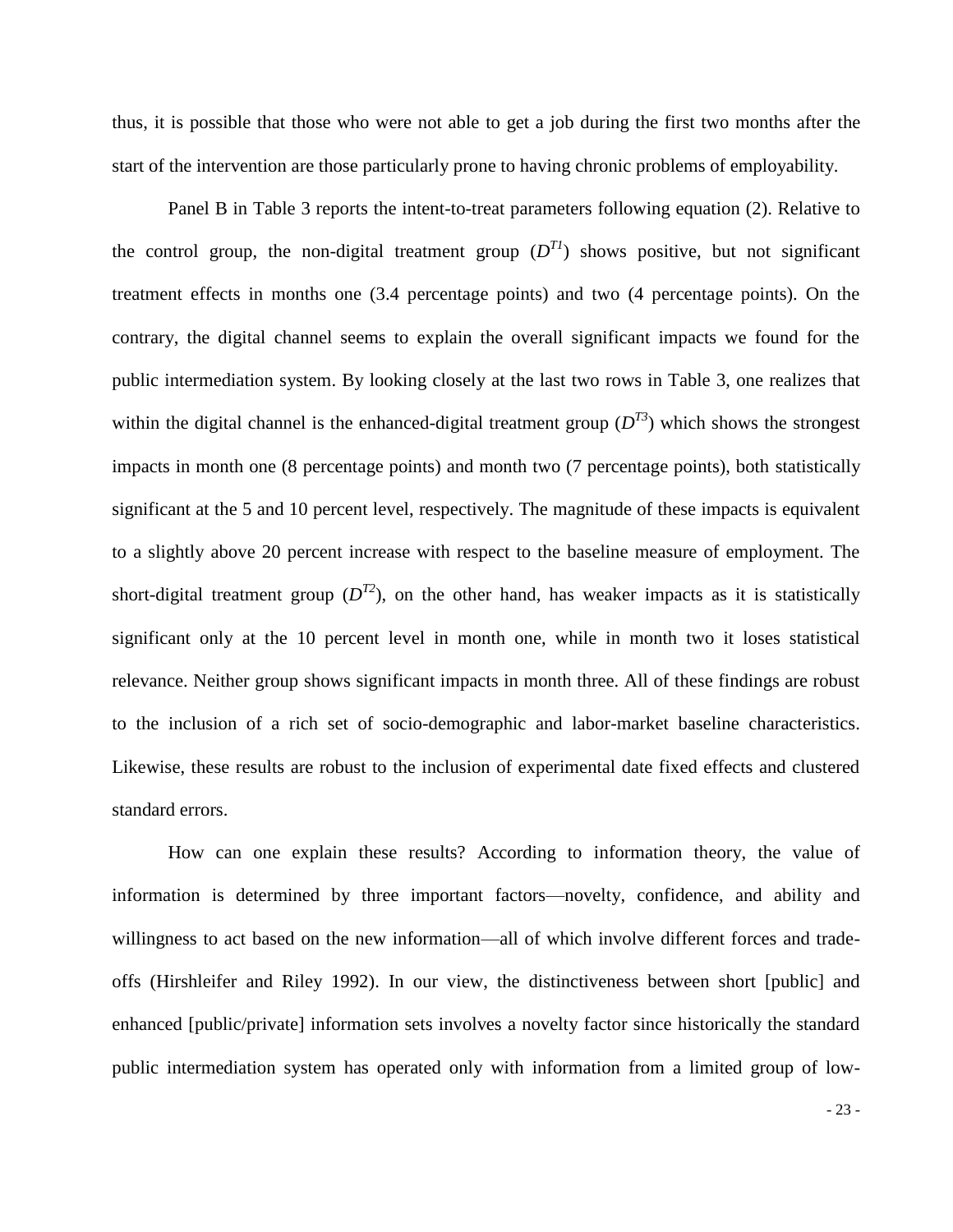thus, it is possible that those who were not able to get a job during the first two months after the start of the intervention are those particularly prone to having chronic problems of employability.

Panel B in Table 3 reports the intent-to-treat parameters following equation (2). Relative to the control group, the non-digital treatment group ($D^{T1}$) shows positive, but not significant treatment effects in months one (3.4 percentage points) and two (4 percentage points). On the contrary, the digital channel seems to explain the overall significant impacts we found for the public intermediation system. By looking closely at the last two rows in Table 3, one realizes that within the digital channel is the enhanced-digital treatment group ($D^{T3}$) which shows the strongest impacts in month one (8 percentage points) and month two (7 percentage points), both statistically significant at the 5 and 10 percent level, respectively. The magnitude of these impacts is equivalent to a slightly above 20 percent increase with respect to the baseline measure of employment. The short-digital treatment group ($D^{T2}$), on the other hand, has weaker impacts as it is statistically significant only at the 10 percent level in month one, while in month two it loses statistical relevance. Neither group shows significant impacts in month three. All of these findings are robust to the inclusion of a rich set of socio-demographic and labor-market baseline characteristics. Likewise, these results are robust to the inclusion of experimental date fixed effects and clustered standard errors.

How can one explain these results? According to information theory, the value of information is determined by three important factors—novelty, confidence, and ability and willingness to act based on the new information—all of which involve different forces and trade-offs (Hirshleifer and Riley 1992). In our view, the distinctiveness between short [public] and enhanced [public/private] information sets involves a novelty factor since historically the standard public intermediation system has operated only with information from a limited group of low-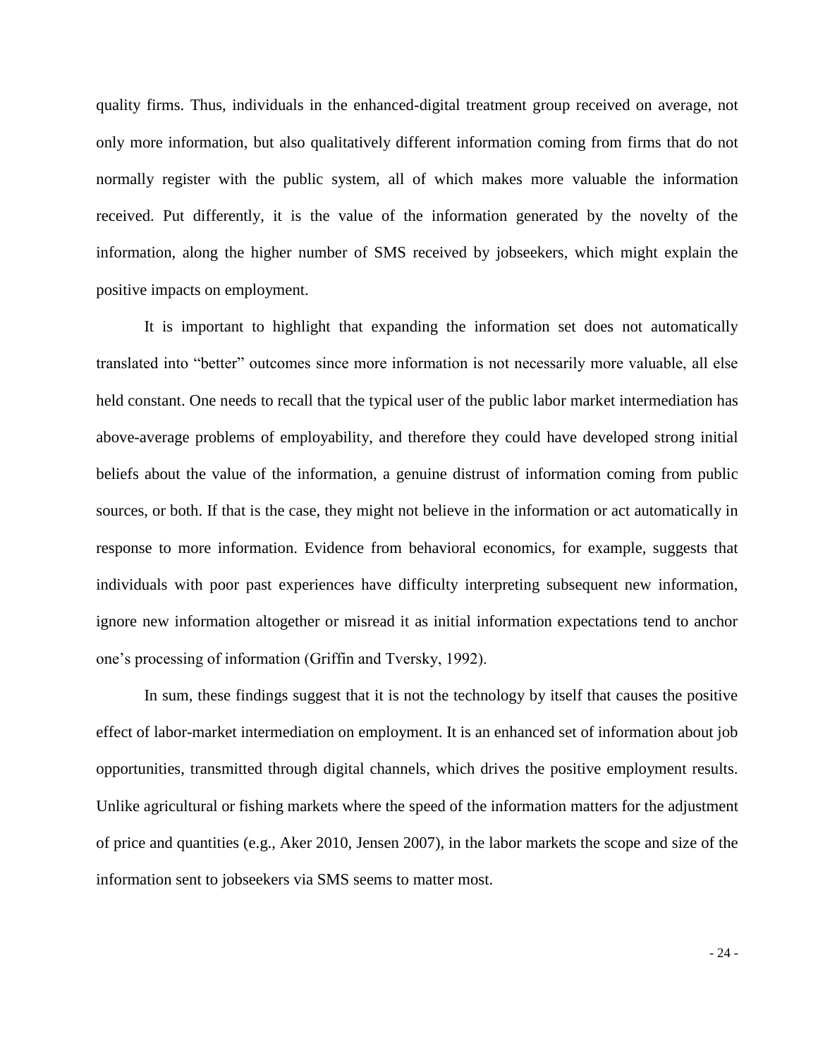quality firms. Thus, individuals in the enhanced-digital treatment group received on average, not only more information, but also qualitatively different information coming from firms that do not normally register with the public system, all of which makes more valuable the information received. Put differently, it is the value of the information generated by the novelty of the information, along the higher number of SMS received by jobseekers, which might explain the positive impacts on employment.

It is important to highlight that expanding the information set does not automatically translated into "better" outcomes since more information is not necessarily more valuable, all else held constant. One needs to recall that the typical user of the public labor market intermediation has above-average problems of employability, and therefore they could have developed strong initial beliefs about the value of the information, a genuine distrust of information coming from public sources, or both. If that is the case, they might not believe in the information or act automatically in response to more information. Evidence from behavioral economics, for example, suggests that individuals with poor past experiences have difficulty interpreting subsequent new information, ignore new information altogether or misread it as initial information expectations tend to anchor one's processing of information (Griffin and Tversky, 1992).

In sum, these findings suggest that it is not the technology by itself that causes the positive effect of labor-market intermediation on employment. It is an enhanced set of information about job opportunities, transmitted through digital channels, which drives the positive employment results. Unlike agricultural or fishing markets where the speed of the information matters for the adjustment of price and quantities (e.g., Aker 2010, Jensen 2007), in the labor markets the scope and size of the information sent to jobseekers via SMS seems to matter most.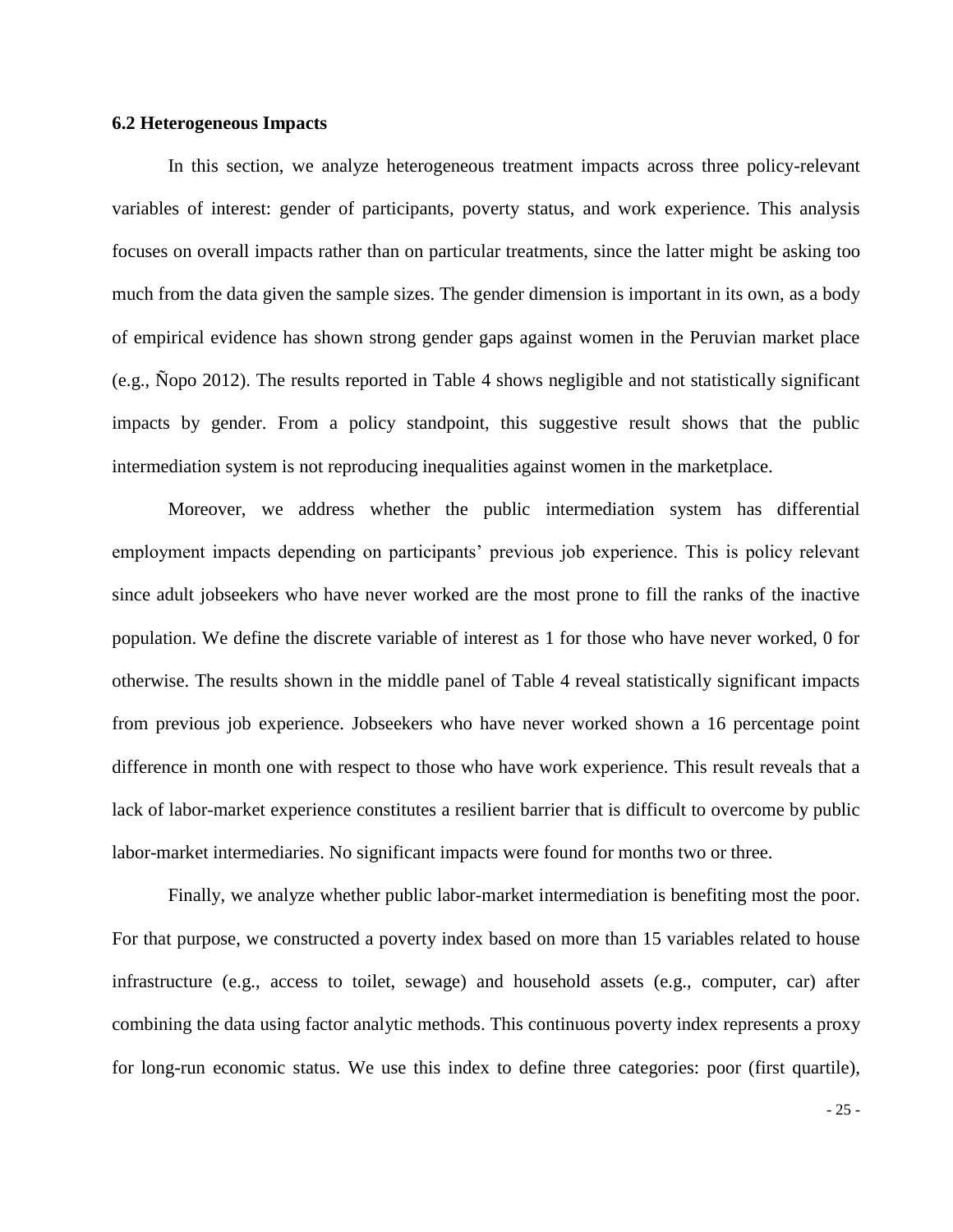### 6.2 Heterogeneous Impacts

In this section, we analyze heterogeneous treatment impacts across three policy-relevant variables of interest: gender of participants, poverty status, and work experience. This analysis focuses on overall impacts rather than on particular treatments, since the latter might be asking too much from the data given the sample sizes. The gender dimension is important in its own, as a body of empirical evidence has shown strong gender gaps against women in the Peruvian market place (e.g., Ñopo 2012). The results reported in Table 4 shows negligible and not statistically significant impacts by gender. From a policy standpoint, this suggestive result shows that the public intermediation system is not reproducing inequalities against women in the marketplace.

Moreover, we address whether the public intermediation system has differential employment impacts depending on participants' previous job experience. This is policy relevant since adult jobseekers who have never worked are the most prone to fill the ranks of the inactive population. We define the discrete variable of interest as 1 for those who have never worked, 0 for otherwise. The results shown in the middle panel of Table 4 reveal statistically significant impacts from previous job experience. Jobseekers who have never worked shown a 16 percentage point difference in month one with respect to those who have work experience. This result reveals that a lack of labor-market experience constitutes a resilient barrier that is difficult to overcome by public labor-market intermediaries. No significant impacts were found for months two or three.

Finally, we analyze whether public labor-market intermediation is benefiting most the poor. For that purpose, we constructed a poverty index based on more than 15 variables related to house infrastructure (e.g., access to toilet, sewage) and household assets (e.g., computer, car) after combining the data using factor analytic methods. This continuous poverty index represents a proxy for long-run economic status. We use this index to define three categories: poor (first quartile),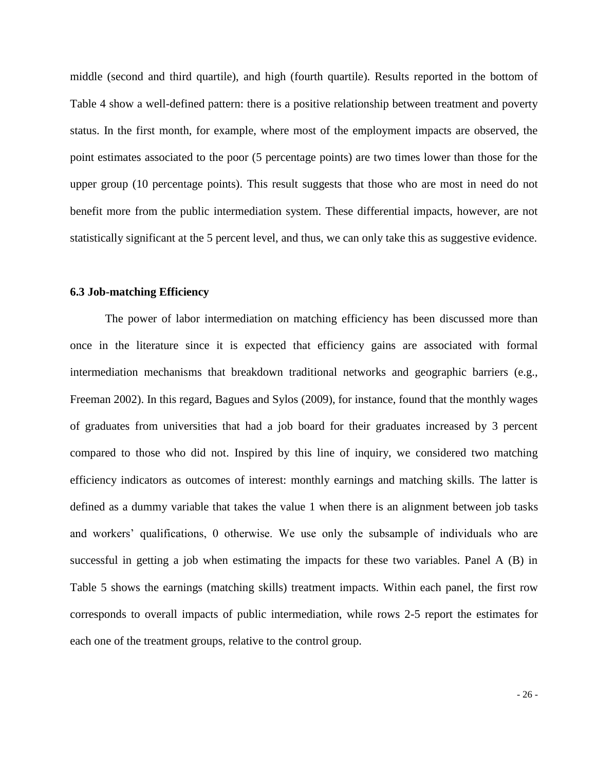middle (second and third quartile), and high (fourth quartile). Results reported in the bottom of Table 4 show a well-defined pattern: there is a positive relationship between treatment and poverty status. In the first month, for example, where most of the employment impacts are observed, the point estimates associated to the poor (5 percentage points) are two times lower than those for the upper group (10 percentage points). This result suggests that those who are most in need do not benefit more from the public intermediation system. These differential impacts, however, are not statistically significant at the 5 percent level, and thus, we can only take this as suggestive evidence.

### 6.3 Job-matching Efficiency

The power of labor intermediation on matching efficiency has been discussed more than once in the literature since it is expected that efficiency gains are associated with formal intermediation mechanisms that breakdown traditional networks and geographic barriers (e.g., Freeman 2002). In this regard, Bagues and Sylos (2009), for instance, found that the monthly wages of graduates from universities that had a job board for their graduates increased by 3 percent compared to those who did not. Inspired by this line of inquiry, we considered two matching efficiency indicators as outcomes of interest: monthly earnings and matching skills. The latter is defined as a dummy variable that takes the value 1 when there is an alignment between job tasks and workers' qualifications, 0 otherwise. We use only the subsample of individuals who are successful in getting a job when estimating the impacts for these two variables. Panel A (B) in Table 5 shows the earnings (matching skills) treatment impacts. Within each panel, the first row corresponds to overall impacts of public intermediation, while rows 2-5 report the estimates for each one of the treatment groups, relative to the control group.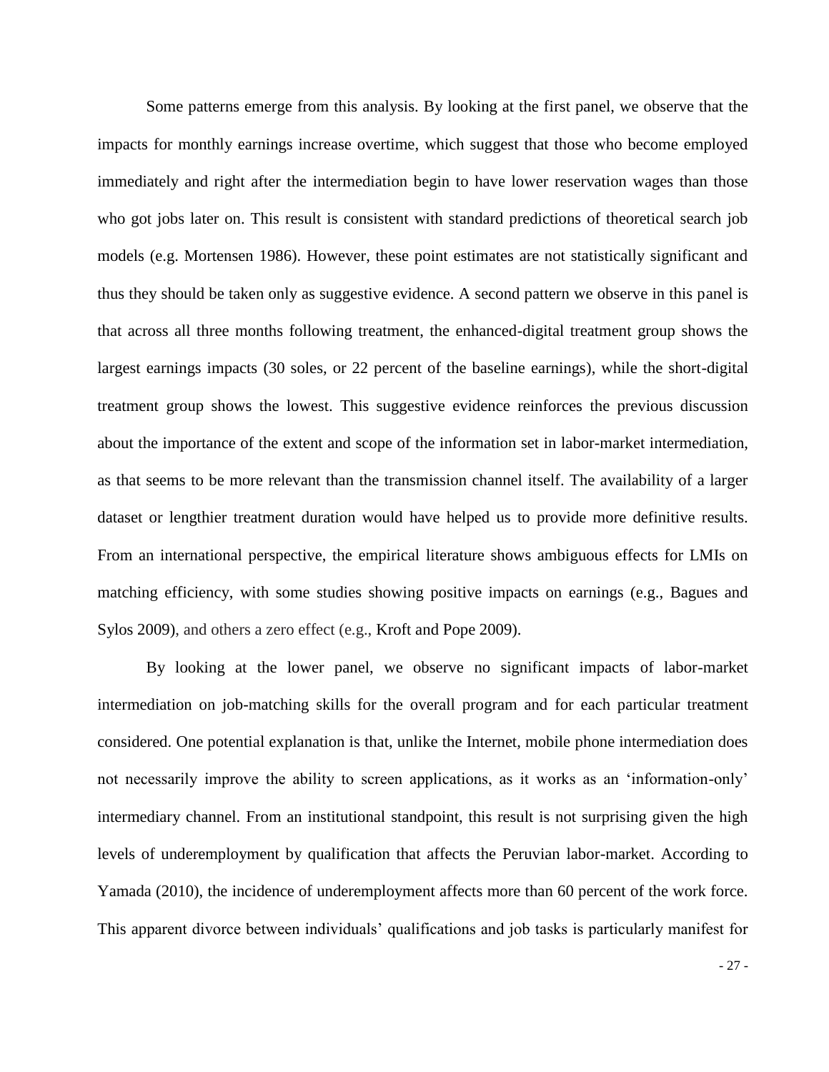Some patterns emerge from this analysis. By looking at the first panel, we observe that the impacts for monthly earnings increase overtime, which suggest that those who become employed immediately and right after the intermediation begin to have lower reservation wages than those who got jobs later on. This result is consistent with standard predictions of theoretical search job models (e.g. Mortensen 1986). However, these point estimates are not statistically significant and thus they should be taken only as suggestive evidence. A second pattern we observe in this panel is that across all three months following treatment, the enhanced-digital treatment group shows the largest earnings impacts (30 soles, or 22 percent of the baseline earnings), while the short-digital treatment group shows the lowest. This suggestive evidence reinforces the previous discussion about the importance of the extent and scope of the information set in labor-market intermediation, as that seems to be more relevant than the transmission channel itself. The availability of a larger dataset or lengthier treatment duration would have helped us to provide more definitive results. From an international perspective, the empirical literature shows ambiguous effects for LMIs on matching efficiency, with some studies showing positive impacts on earnings (e.g., Bagues and Sylos 2009), and others a zero effect (e.g., Kroft and Pope 2009).

By looking at the lower panel, we observe no significant impacts of labor-market intermediation on job-matching skills for the overall program and for each particular treatment considered. One potential explanation is that, unlike the Internet, mobile phone intermediation does not necessarily improve the ability to screen applications, as it works as an 'information-only' intermediary channel. From an institutional standpoint, this result is not surprising given the high levels of underemployment by qualification that affects the Peruvian labor-market. According to Yamada (2010), the incidence of underemployment affects more than 60 percent of the work force. This apparent divorce between individuals' qualifications and job tasks is particularly manifest for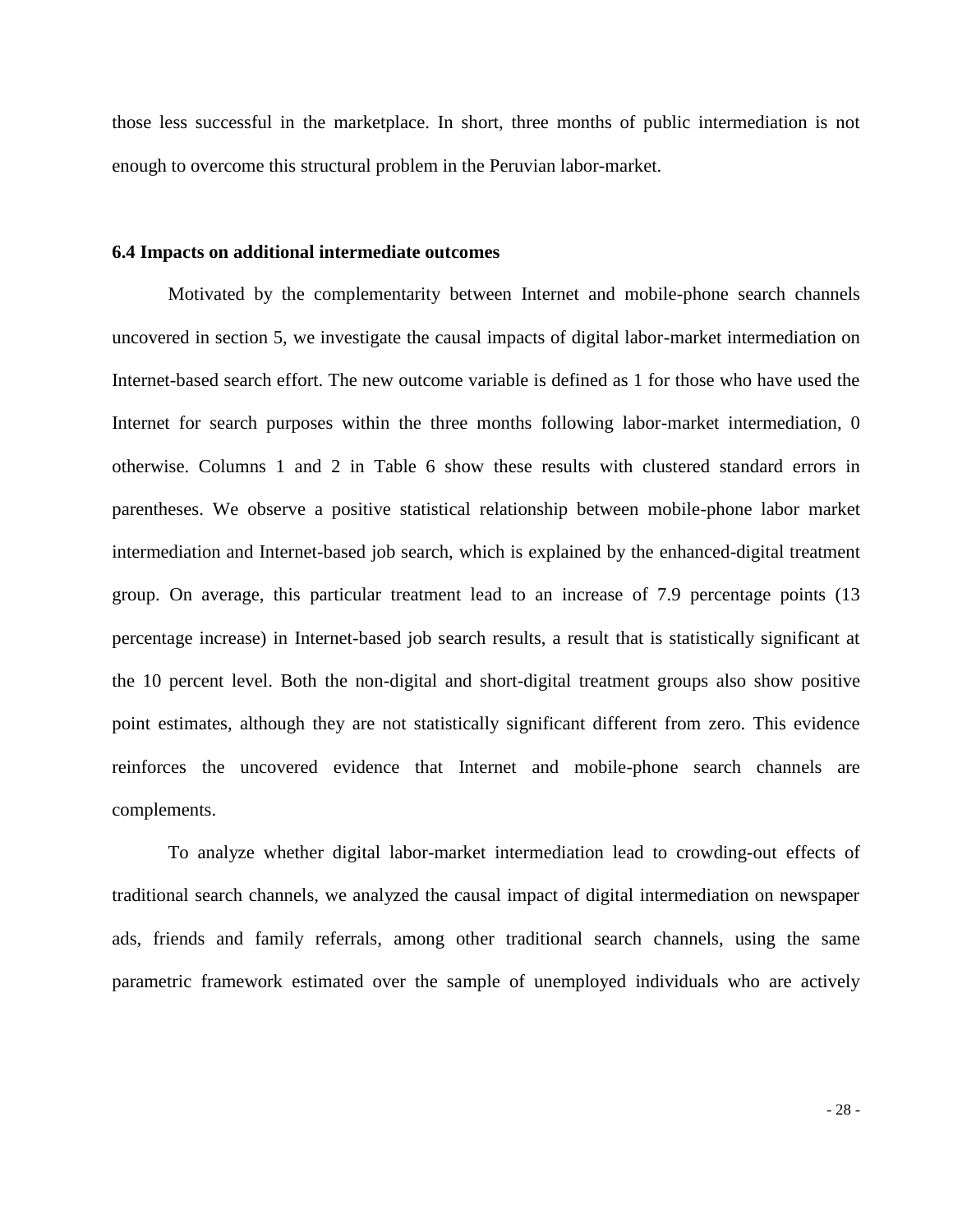those less successful in the marketplace. In short, three months of public intermediation is not enough to overcome this structural problem in the Peruvian labor-market.

### 6.4 Impacts on additional intermediate outcomes

Motivated by the complementarity between Internet and mobile-phone search channels uncovered in section 5, we investigate the causal impacts of digital labor-market intermediation on Internet-based search effort. The new outcome variable is defined as 1 for those who have used the Internet for search purposes within the three months following labor-market intermediation, 0 otherwise. Columns 1 and 2 in Table 6 show these results with clustered standard errors in parentheses. We observe a positive statistical relationship between mobile-phone labor market intermediation and Internet-based job search, which is explained by the enhanced-digital treatment group. On average, this particular treatment lead to an increase of 7.9 percentage points (13 percentage increase) in Internet-based job search results, a result that is statistically significant at the 10 percent level. Both the non-digital and short-digital treatment groups also show positive point estimates, although they are not statistically significant different from zero. This evidence reinforces the uncovered evidence that Internet and mobile-phone search channels are complements.

To analyze whether digital labor-market intermediation lead to crowding-out effects of traditional search channels, we analyzed the causal impact of digital intermediation on newspaper ads, friends and family referrals, among other traditional search channels, using the same parametric framework estimated over the sample of unemployed individuals who are actively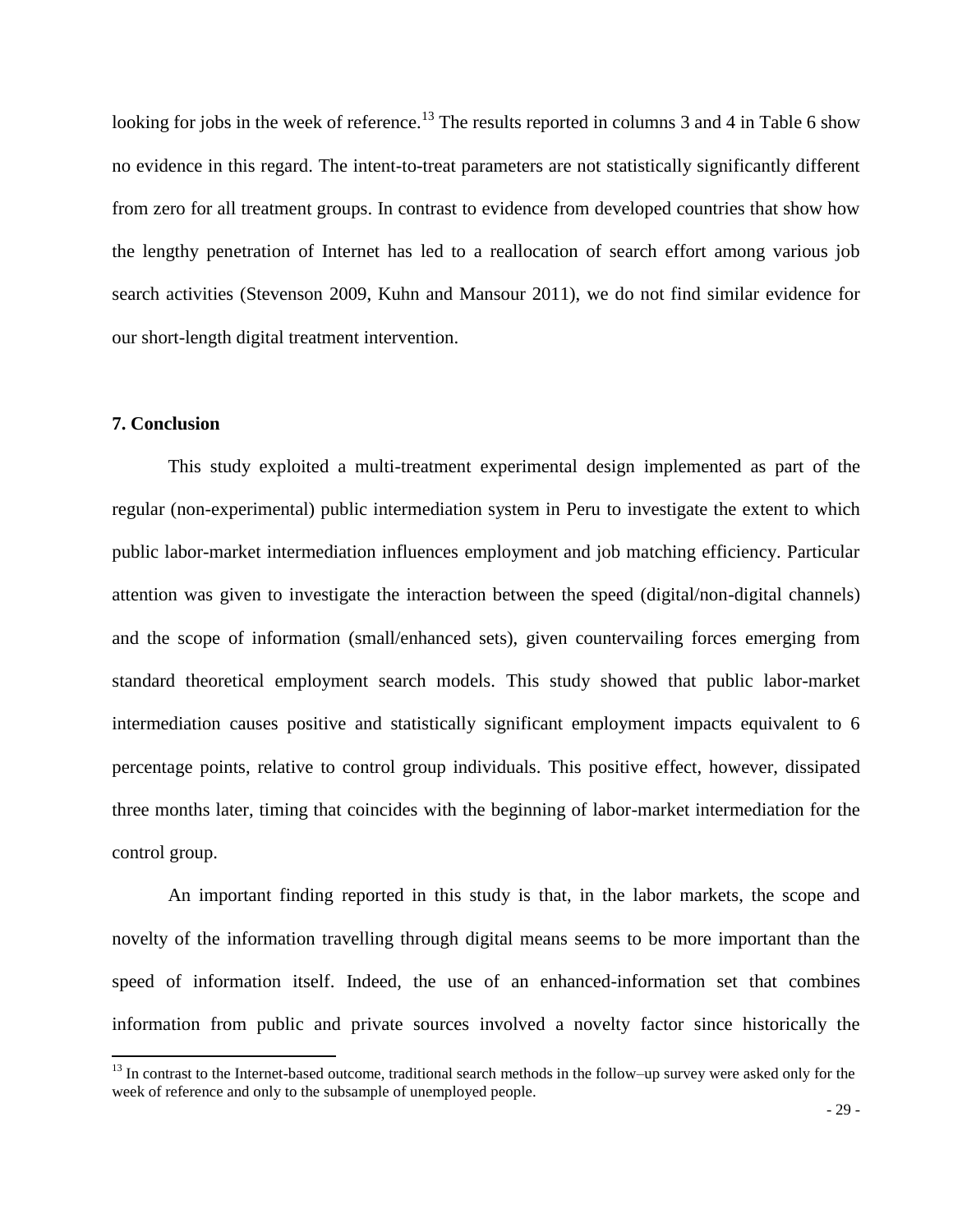looking for jobs in the week of reference.[13] The results reported in columns 3 and 4 in Table 6 show no evidence in this regard. The intent-to-treat parameters are not statistically significantly different from zero for all treatment groups. In contrast to evidence from developed countries that show how the lengthy penetration of Internet has led to a reallocation of search effort among various job search activities (Stevenson 2009, Kuhn and Mansour 2011), we do not find similar evidence for our short-length digital treatment intervention.

## 7. Conclusion

This study exploited a multi-treatment experimental design implemented as part of the regular (non-experimental) public intermediation system in Peru to investigate the extent to which public labor-market intermediation influences employment and job matching efficiency. Particular attention was given to investigate the interaction between the speed (digital/non-digital channels) and the scope of information (small/enhanced sets), given countervailing forces emerging from standard theoretical employment search models. This study showed that public labor-market intermediation causes positive and statistically significant employment impacts equivalent to 6 percentage points, relative to control group individuals. This positive effect, however, dissipated three months later, timing that coincides with the beginning of labor-market intermediation for the control group.

An important finding reported in this study is that, in the labor markets, the scope and novelty of the information travelling through digital means seems to be more important than the speed of information itself. Indeed, the use of an enhanced-information set that combines information from public and private sources involved a novelty factor since historically the

[13] In contrast to the Internet-based outcome, traditional search methods in the follow–up survey were asked only for the week of reference and only to the subsample of unemployed people.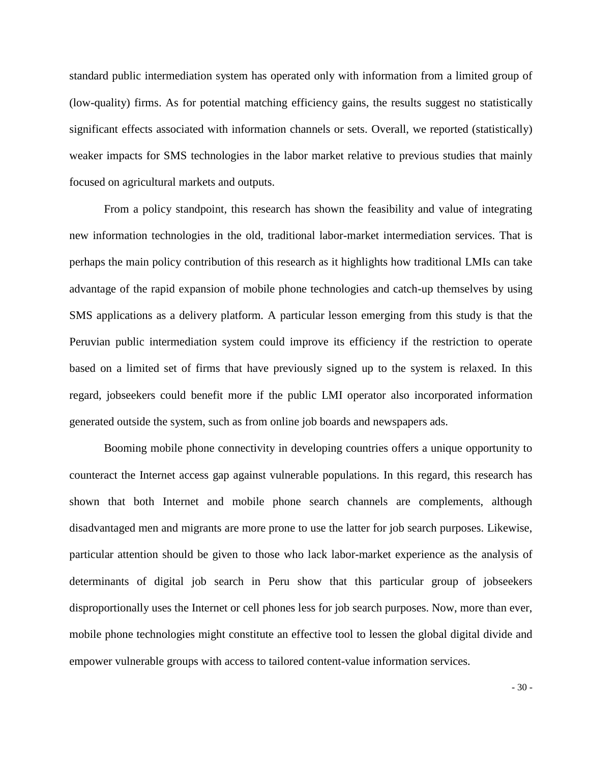standard public intermediation system has operated only with information from a limited group of (low-quality) firms. As for potential matching efficiency gains, the results suggest no statistically significant effects associated with information channels or sets. Overall, we reported (statistically) weaker impacts for SMS technologies in the labor market relative to previous studies that mainly focused on agricultural markets and outputs.

From a policy standpoint, this research has shown the feasibility and value of integrating new information technologies in the old, traditional labor-market intermediation services. That is perhaps the main policy contribution of this research as it highlights how traditional LMIs can take advantage of the rapid expansion of mobile phone technologies and catch-up themselves by using SMS applications as a delivery platform. A particular lesson emerging from this study is that the Peruvian public intermediation system could improve its efficiency if the restriction to operate based on a limited set of firms that have previously signed up to the system is relaxed. In this regard, jobseekers could benefit more if the public LMI operator also incorporated information generated outside the system, such as from online job boards and newspapers ads.

Booming mobile phone connectivity in developing countries offers a unique opportunity to counteract the Internet access gap against vulnerable populations. In this regard, this research has shown that both Internet and mobile phone search channels are complements, although disadvantaged men and migrants are more prone to use the latter for job search purposes. Likewise, particular attention should be given to those who lack labor-market experience as the analysis of determinants of digital job search in Peru show that this particular group of jobseekers disproportionally uses the Internet or cell phones less for job search purposes. Now, more than ever, mobile phone technologies might constitute an effective tool to lessen the global digital divide and empower vulnerable groups with access to tailored content-value information services.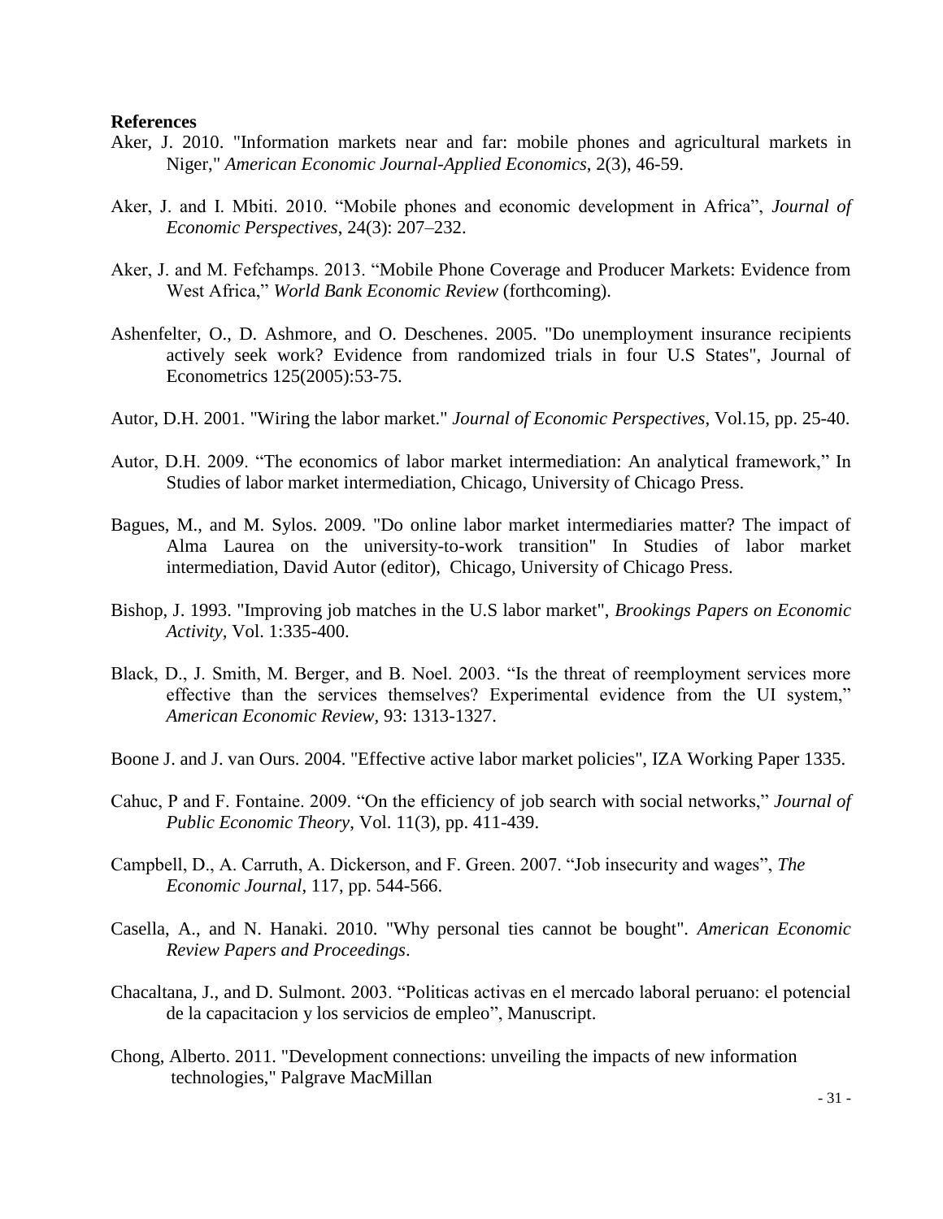**References**

Aker, J. 2010. "Information markets near and far: mobile phones and agricultural markets in Niger," *American Economic Journal-Applied Economics*, 2(3), 46-59.

Aker, J. and I. Mbiti. 2010. "Mobile phones and economic development in Africa", *Journal of Economic Perspectives*, 24(3): 207–232.

Aker, J. and M. Fefchamps. 2013. "Mobile Phone Coverage and Producer Markets: Evidence from West Africa," *World Bank Economic Review* (forthcoming).

Ashenfelter, O., D. Ashmore, and O. Deschenes. 2005. "Do unemployment insurance recipients actively seek work? Evidence from randomized trials in four U.S States", Journal of Econometrics 125(2005):53-75.

Autor, D.H. 2001. "Wiring the labor market." *Journal of Economic Perspectives*, Vol.15, pp. 25-40.

Autor, D.H. 2009. "The economics of labor market intermediation: An analytical framework," In Studies of labor market intermediation, Chicago, University of Chicago Press.

Bagues, M., and M. Sylos. 2009. "Do online labor market intermediaries matter? The impact of Alma Laurea on the university-to-work transition" In Studies of labor market intermediation, David Autor (editor), Chicago, University of Chicago Press.

Bishop, J. 1993. "Improving job matches in the U.S labor market", *Brookings Papers on Economic Activity*, Vol. 1:335-400.

Black, D., J. Smith, M. Berger, and B. Noel. 2003. "Is the threat of reemployment services more effective than the services themselves? Experimental evidence from the UI system," *American Economic Review*, 93: 1313-1327.

Boone J. and J. van Ours. 2004. "Effective active labor market policies", IZA Working Paper 1335.

Cahuc, P and F. Fontaine. 2009. "On the efficiency of job search with social networks," *Journal of Public Economic Theory*, Vol. 11(3), pp. 411-439.

Campbell, D., A. Carruth, A. Dickerson, and F. Green. 2007. "Job insecurity and wages", *The Economic Journal*, 117, pp. 544-566.

Casella, A., and N. Hanaki. 2010. "Why personal ties cannot be bought". *American Economic Review Papers and Proceedings*.

Chacaltana, J., and D. Sulmont. 2003. "Politicas activas en el mercado laboral peruano: el potencial de la capacitacion y los servicios de empleo", Manuscript.

Chong, Alberto. 2011. "Development connections: unveiling the impacts of new information technologies," Palgrave MacMillan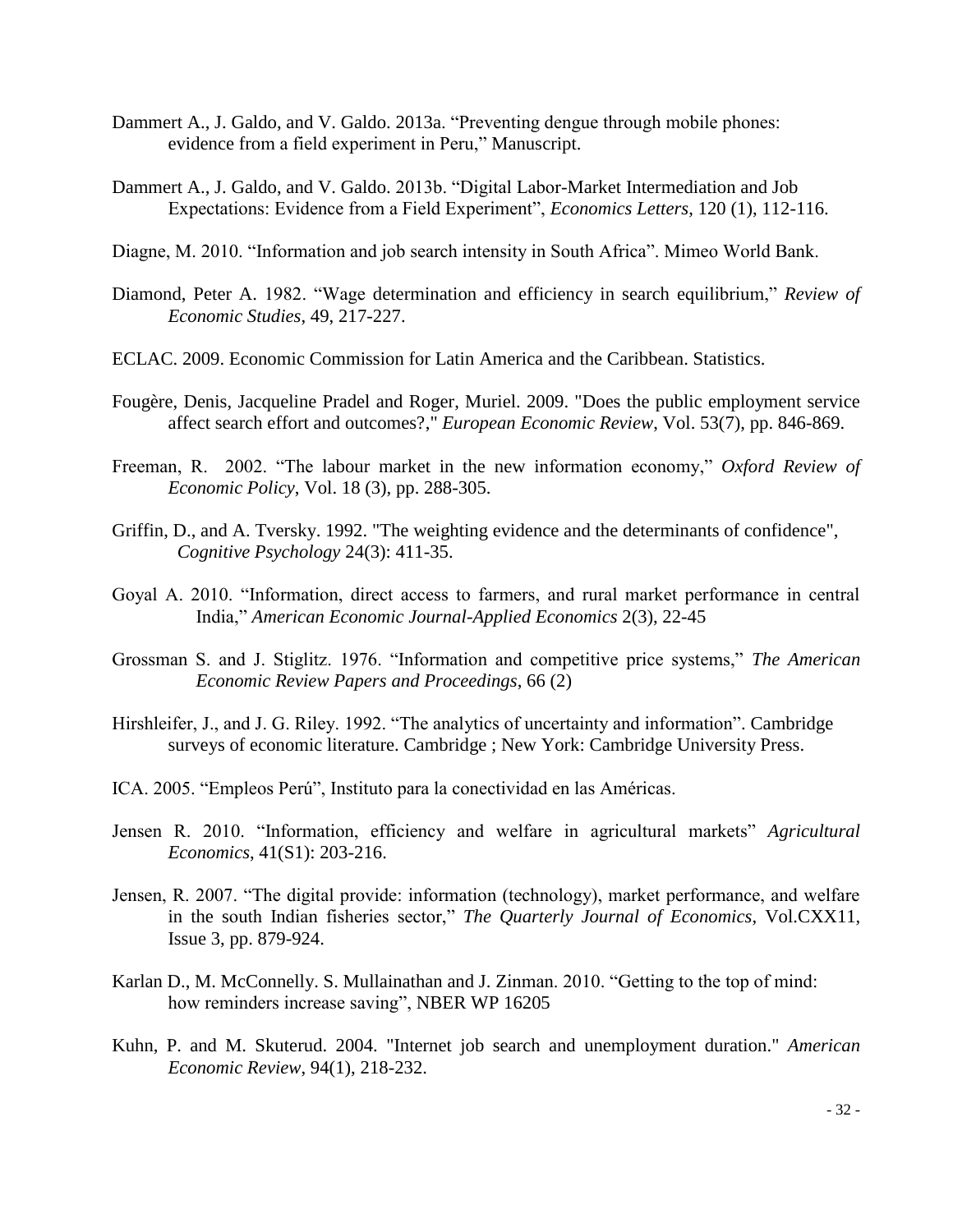Dammert A., J. Galdo, and V. Galdo. 2013a. "Preventing dengue through mobile phones: evidence from a field experiment in Peru," Manuscript.

Dammert A., J. Galdo, and V. Galdo. 2013b. "Digital Labor-Market Intermediation and Job Expectations: Evidence from a Field Experiment", *Economics Letters*, 120 (1), 112-116.

Diagne, M. 2010. "Information and job search intensity in South Africa". Mimeo World Bank.

Diamond, Peter A. 1982. "Wage determination and efficiency in search equilibrium," *Review of Economic Studies*, 49, 217-227.

ECLAC. 2009. Economic Commission for Latin America and the Caribbean. Statistics.

Fougère, Denis, Jacqueline Pradel and Roger, Muriel. 2009. "Does the public employment service affect search effort and outcomes?," *European Economic Review*, Vol. 53(7), pp. 846-869.

Freeman, R. 2002. "The labour market in the new information economy," *Oxford Review of Economic Policy*, Vol. 18 (3), pp. 288-305.

Griffin, D., and A. Tversky. 1992. "The weighting evidence and the determinants of confidence", *Cognitive Psychology* 24(3): 411-35.

Goyal A. 2010. "Information, direct access to farmers, and rural market performance in central India," *American Economic Journal-Applied Economics* 2(3), 22-45

Grossman S. and J. Stiglitz. 1976. "Information and competitive price systems," *The American Economic Review Papers and Proceedings*, 66 (2)

Hirshleifer, J., and J. G. Riley. 1992. "The analytics of uncertainty and information". Cambridge surveys of economic literature. Cambridge ; New York: Cambridge University Press.

ICA. 2005. "Empleos Perú", Instituto para la conectividad en las Américas.

Jensen R. 2010. "Information, efficiency and welfare in agricultural markets" *Agricultural Economics*, 41(S1): 203-216.

Jensen, R. 2007. "The digital provide: information (technology), market performance, and welfare in the south Indian fisheries sector," *The Quarterly Journal of Economics*, Vol.CXX11, Issue 3, pp. 879-924.

Karlan D., M. McConnelly. S. Mullainathan and J. Zinman. 2010. "Getting to the top of mind: how reminders increase saving", NBER WP 16205

Kuhn, P. and M. Skuterud. 2004. "Internet job search and unemployment duration." *American Economic Review*, 94(1), 218-232.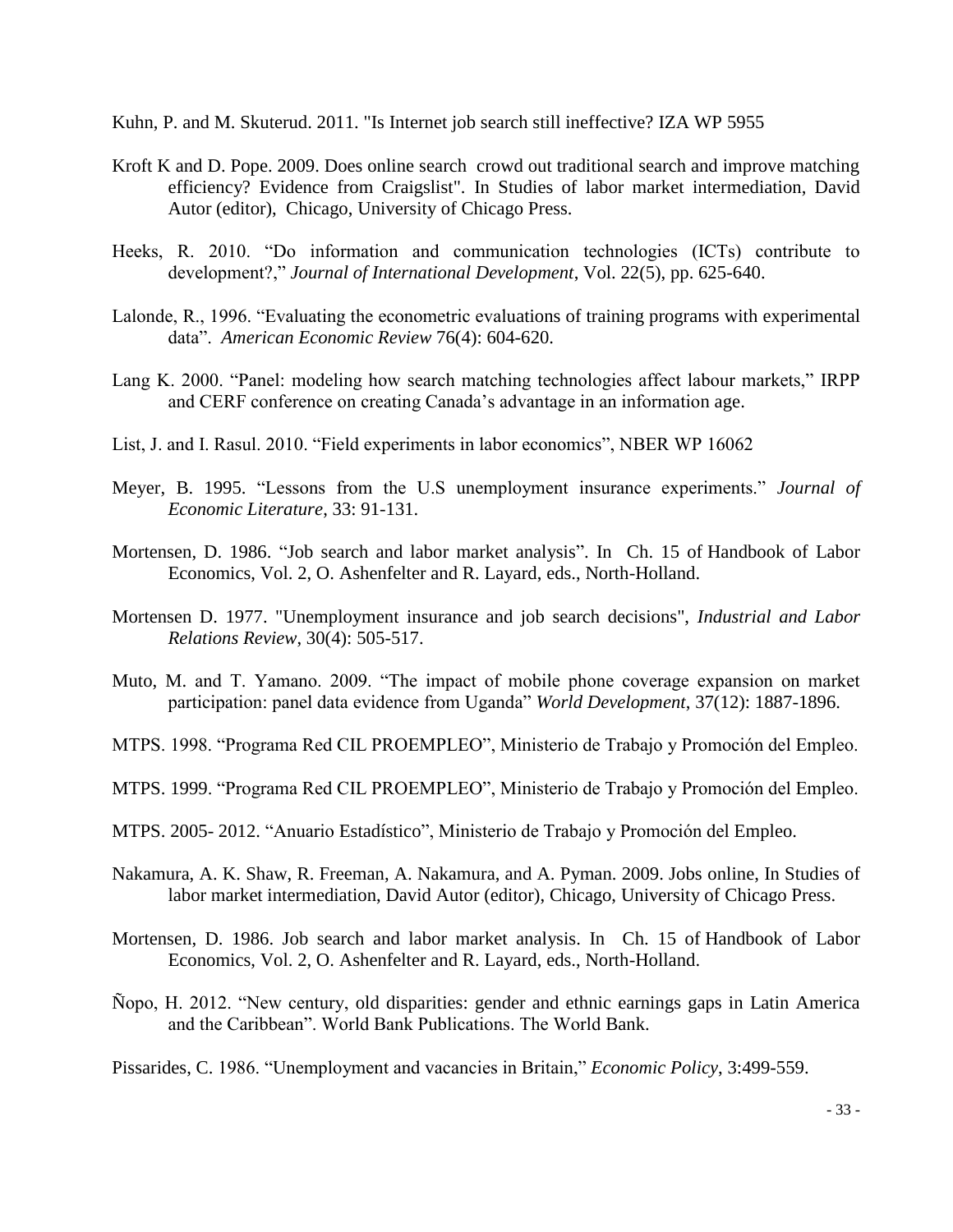Kuhn, P. and M. Skuterud. 2011. "Is Internet job search still ineffective? IZA WP 5955

Kroft K and D. Pope. 2009. Does online search crowd out traditional search and improve matching efficiency? Evidence from Craigslist". In Studies of labor market intermediation, David Autor (editor), Chicago, University of Chicago Press.

Heeks, R. 2010. "Do information and communication technologies (ICTs) contribute to development?," *Journal of International Development*, Vol. 22(5), pp. 625-640.

Lalonde, R., 1996. "Evaluating the econometric evaluations of training programs with experimental data". *American Economic Review* 76(4): 604-620.

Lang K. 2000. "Panel: modeling how search matching technologies affect labour markets," IRPP and CERF conference on creating Canada's advantage in an information age.

List, J. and I. Rasul. 2010. "Field experiments in labor economics", NBER WP 16062

Meyer, B. 1995. "Lessons from the U.S unemployment insurance experiments." *Journal of Economic Literature*, 33: 91-131.

Mortensen, D. 1986. "Job search and labor market analysis". In Ch. 15 of Handbook of Labor Economics, Vol. 2, O. Ashenfelter and R. Layard, eds., North-Holland.

Mortensen D. 1977. "Unemployment insurance and job search decisions", *Industrial and Labor Relations Review*, 30(4): 505-517.

Muto, M. and T. Yamano. 2009. "The impact of mobile phone coverage expansion on market participation: panel data evidence from Uganda" *World Development*, 37(12): 1887-1896.

MTPS. 1998. "Programa Red CIL PROEMPLEO", Ministerio de Trabajo y Promoción del Empleo.

MTPS. 1999. "Programa Red CIL PROEMPLEO", Ministerio de Trabajo y Promoción del Empleo.

MTPS. 2005- 2012. "Anuario Estadístico", Ministerio de Trabajo y Promoción del Empleo.

Nakamura, A. K. Shaw, R. Freeman, A. Nakamura, and A. Pyman. 2009. Jobs online, In Studies of labor market intermediation, David Autor (editor), Chicago, University of Chicago Press.

Mortensen, D. 1986. Job search and labor market analysis. In Ch. 15 of Handbook of Labor Economics, Vol. 2, O. Ashenfelter and R. Layard, eds., North-Holland.

Ñopo, H. 2012. "New century, old disparities: gender and ethnic earnings gaps in Latin America and the Caribbean". World Bank Publications. The World Bank.

Pissarides, C. 1986. "Unemployment and vacancies in Britain," *Economic Policy*, 3:499-559.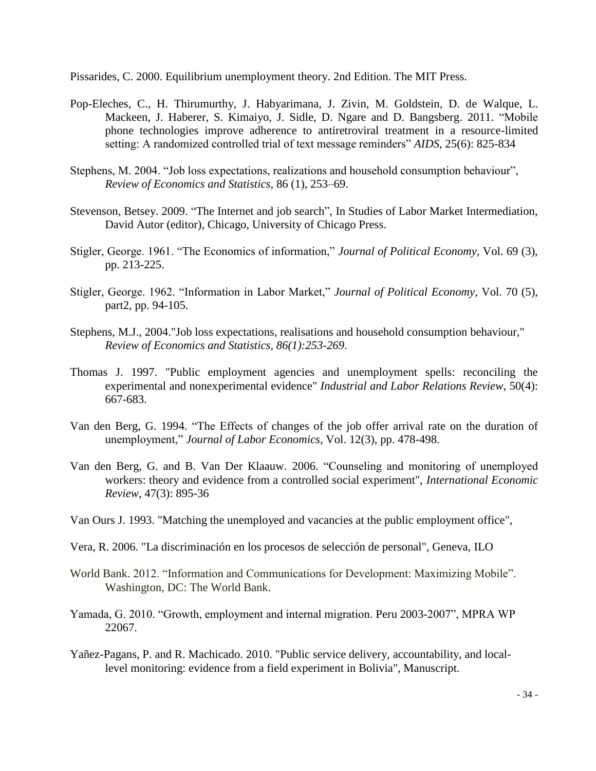Pissarides, C. 2000. Equilibrium unemployment theory. 2nd Edition. The MIT Press.

Pop-Eleches, C., H. Thirumurthy, J. Habyarimana, J. Zivin, M. Goldstein, D. de Walque, L. Mackeen, J. Haberer, S. Kimaiyo, J. Sidle, D. Ngare and D. Bangsberg. 2011. "Mobile phone technologies improve adherence to antiretroviral treatment in a resource-limited setting: A randomized controlled trial of text message reminders" *AIDS*, 25(6): 825-834

Stephens, M. 2004. "Job loss expectations, realizations and household consumption behaviour", *Review of Economics and Statistics*, 86 (1), 253–69.

Stevenson, Betsey. 2009. "The Internet and job search", In Studies of Labor Market Intermediation, David Autor (editor), Chicago, University of Chicago Press.

Stigler, George. 1961. "The Economics of information," *Journal of Political Economy*, Vol. 69 (3), pp. 213-225.

Stigler, George. 1962. "Information in Labor Market," *Journal of Political Economy*, Vol. 70 (5), part2, pp. 94-105.

Stephens, M.J., 2004."Job loss expectations, realisations and household consumption behaviour," *Review of Economics and Statistics, 86(1):253-269*.

Thomas J. 1997. "Public employment agencies and unemployment spells: reconciling the experimental and nonexperimental evidence" *Industrial and Labor Relations Review*, 50(4): 667-683.

Van den Berg, G. 1994. "The Effects of changes of the job offer arrival rate on the duration of unemployment," *Journal of Labor Economics*, Vol. 12(3), pp. 478-498.

Van den Berg, G. and B. Van Der Klaauw. 2006. "Counseling and monitoring of unemployed workers: theory and evidence from a controlled social experiment", *International Economic Review*, 47(3): 895-36

Van Ours J. 1993. "Matching the unemployed and vacancies at the public employment office",

Vera, R. 2006. "La discriminación en los procesos de selección de personal", Geneva, ILO

World Bank. 2012. "Information and Communications for Development: Maximizing Mobile". Washington, DC: The World Bank.

Yamada, G. 2010. "Growth, employment and internal migration. Peru 2003-2007", MPRA WP 22067.

Yañez-Pagans, P. and R. Machicado. 2010. "Public service delivery, accountability, and local-level monitoring: evidence from a field experiment in Bolivia", Manuscript.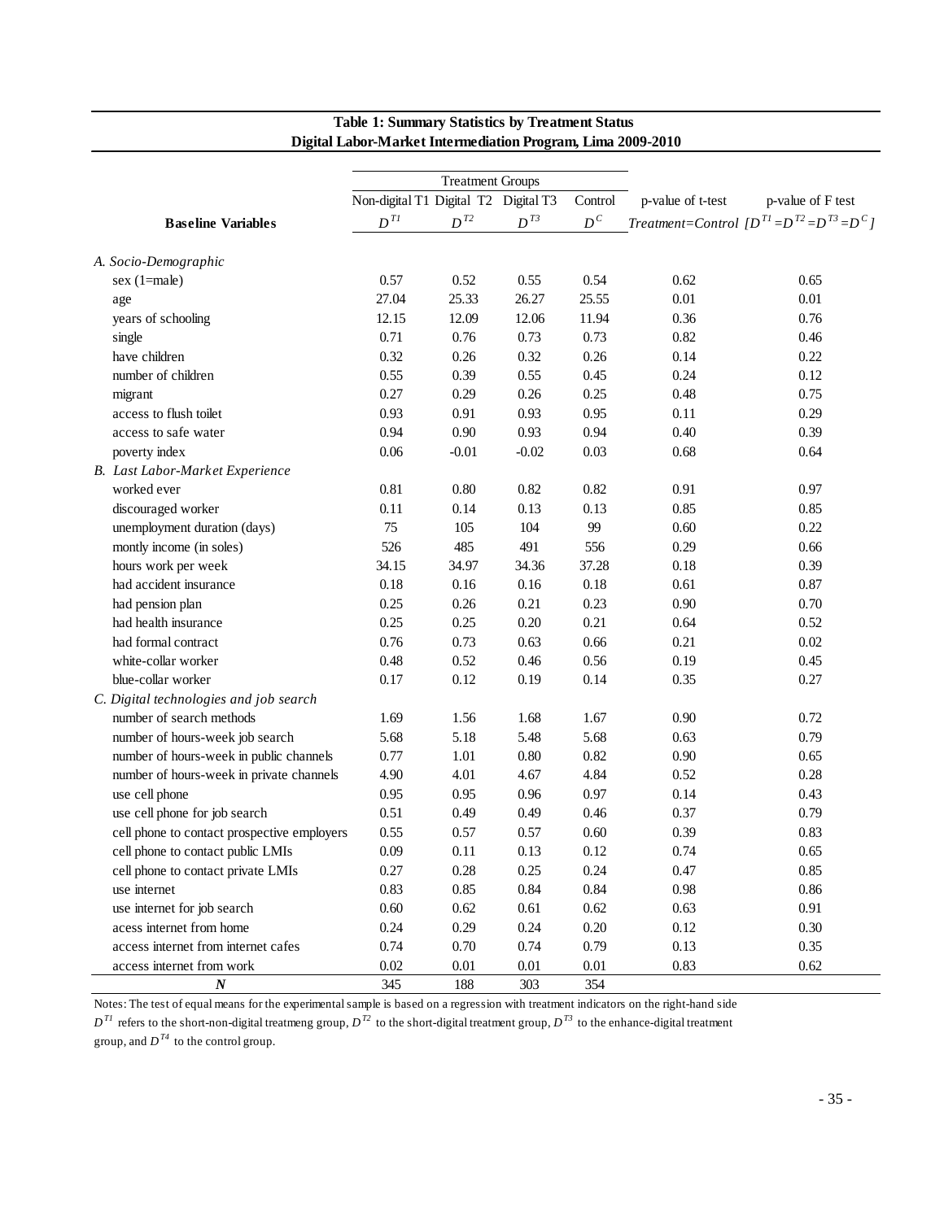**Table 1: Summary Statistics by Treatment Status**
**Digital Labor-Market Intermediation Program, Lima 2009-2010**

| | Treatment Groups | | | | | |
|---|---|---|---|---|---|---|
| | Non-digital T1 | Digital T2 | Digital T3 | Control | p-value of t-test | p-value of F test |
| **Baseline Variables** | $D^{T1}$ | $D^{T2}$ | $D^{T3}$ | $D^{C}$ | *Treatment=Control* | $[D^{T1}=D^{T2}=D^{T3}=D^{C}]$ |
| *A. Socio-Demographic* | | | | | | |
| sex (1=male) | 0.57 | 0.52 | 0.55 | 0.54 | 0.62 | 0.65 |
| age | 27.04 | 25.33 | 26.27 | 25.55 | 0.01 | 0.01 |
| years of schooling | 12.15 | 12.09 | 12.06 | 11.94 | 0.36 | 0.76 |
| single | 0.71 | 0.76 | 0.73 | 0.73 | 0.82 | 0.46 |
| have children | 0.32 | 0.26 | 0.32 | 0.26 | 0.14 | 0.22 |
| number of children | 0.55 | 0.39 | 0.55 | 0.45 | 0.24 | 0.12 |
| migrant | 0.27 | 0.29 | 0.26 | 0.25 | 0.48 | 0.75 |
| access to flush toilet | 0.93 | 0.91 | 0.93 | 0.95 | 0.11 | 0.29 |
| access to safe water | 0.94 | 0.90 | 0.93 | 0.94 | 0.40 | 0.39 |
| poverty index | 0.06 | -0.01 | -0.02 | 0.03 | 0.68 | 0.64 |
| *B. Last Labor-Market Experience* | | | | | | |
| worked ever | 0.81 | 0.80 | 0.82 | 0.82 | 0.91 | 0.97 |
| discouraged worker | 0.11 | 0.14 | 0.13 | 0.13 | 0.85 | 0.85 |
| unemployment duration (days) | 75 | 105 | 104 | 99 | 0.60 | 0.22 |
| montly income (in soles) | 526 | 485 | 491 | 556 | 0.29 | 0.66 |
| hours work per week | 34.15 | 34.97 | 34.36 | 37.28 | 0.18 | 0.39 |
| had accident insurance | 0.18 | 0.16 | 0.16 | 0.18 | 0.61 | 0.87 |
| had pension plan | 0.25 | 0.26 | 0.21 | 0.23 | 0.90 | 0.70 |
| had health insurance | 0.25 | 0.25 | 0.20 | 0.21 | 0.64 | 0.52 |
| had formal contract | 0.76 | 0.73 | 0.63 | 0.66 | 0.21 | 0.02 |
| white-collar worker | 0.48 | 0.52 | 0.46 | 0.56 | 0.19 | 0.45 |
| blue-collar worker | 0.17 | 0.12 | 0.19 | 0.14 | 0.35 | 0.27 |
| *C. Digital technologies and job search* | | | | | | |
| number of search methods | 1.69 | 1.56 | 1.68 | 1.67 | 0.90 | 0.72 |
| number of hours-week job search | 5.68 | 5.18 | 5.48 | 5.68 | 0.63 | 0.79 |
| number of hours-week in public channels | 0.77 | 1.01 | 0.80 | 0.82 | 0.90 | 0.65 |
| number of hours-week in private channels | 4.90 | 4.01 | 4.67 | 4.84 | 0.52 | 0.28 |
| use cell phone | 0.95 | 0.95 | 0.96 | 0.97 | 0.14 | 0.43 |
| use cell phone for job search | 0.51 | 0.49 | 0.49 | 0.46 | 0.37 | 0.79 |
| cell phone to contact prospective employers | 0.55 | 0.57 | 0.57 | 0.60 | 0.39 | 0.83 |
| cell phone to contact public LMIs | 0.09 | 0.11 | 0.13 | 0.12 | 0.74 | 0.65 |
| cell phone to contact private LMIs | 0.27 | 0.28 | 0.25 | 0.24 | 0.47 | 0.85 |
| use internet | 0.83 | 0.85 | 0.84 | 0.84 | 0.98 | 0.86 |
| use internet for job search | 0.60 | 0.62 | 0.61 | 0.62 | 0.63 | 0.91 |
| acess internet from home | 0.24 | 0.29 | 0.24 | 0.20 | 0.12 | 0.30 |
| access internet from internet cafes | 0.74 | 0.70 | 0.74 | 0.79 | 0.13 | 0.35 |
| access internet from work | 0.02 | 0.01 | 0.01 | 0.01 | 0.83 | 0.62 |
| ***N*** | 345 | 188 | 303 | 354 | | |

Notes: The test of equal means for the experimental sample is based on a regression with treatment indicators on the right-hand side $D^{T1}$ refers to the short-non-digital treatmeng group, $D^{T2}$ to the short-digital treatment group, $D^{T3}$ to the enhance-digital treatment group, and $D^{T4}$ to the control group.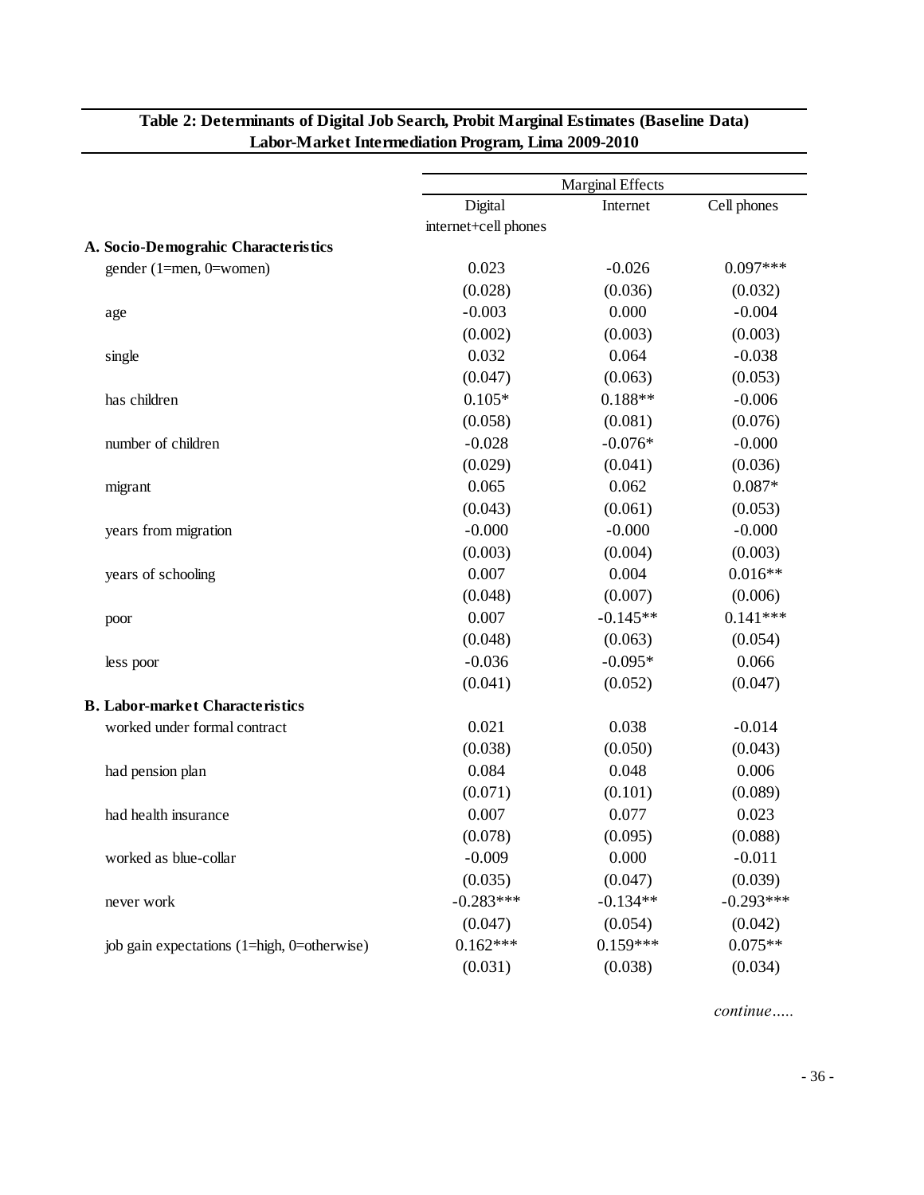**Table 2: Determinants of Digital Job Search, Probit Marginal Estimates (Baseline Data)**
**Labor-Market Intermediation Program, Lima 2009-2010**

| | Marginal Effects | | |
|---|---|---|---|
| | Digital internet+cell phones | Internet | Cell phones |
| **A. Socio-Demograhic Characteristics** | | | |
| gender (1=men, 0=women) | 0.023 | -0.026 | 0.097*** |
| | (0.028) | (0.036) | (0.032) |
| age | -0.003 | 0.000 | -0.004 |
| | (0.002) | (0.003) | (0.003) |
| single | 0.032 | 0.064 | -0.038 |
| | (0.047) | (0.063) | (0.053) |
| has children | 0.105* | 0.188** | -0.006 |
| | (0.058) | (0.081) | (0.076) |
| number of children | -0.028 | -0.076* | -0.000 |
| | (0.029) | (0.041) | (0.036) |
| migrant | 0.065 | 0.062 | 0.087* |
| | (0.043) | (0.061) | (0.053) |
| years from migration | -0.000 | -0.000 | -0.000 |
| | (0.003) | (0.004) | (0.003) |
| years of schooling | 0.007 | 0.004 | 0.016** |
| | (0.048) | (0.007) | (0.006) |
| poor | 0.007 | -0.145** | 0.141*** |
| | (0.048) | (0.063) | (0.054) |
| less poor | -0.036 | -0.095* | 0.066 |
| | (0.041) | (0.052) | (0.047) |
| **B. Labor-market Characteristics** | | | |
| worked under formal contract | 0.021 | 0.038 | -0.014 |
| | (0.038) | (0.050) | (0.043) |
| had pension plan | 0.084 | 0.048 | 0.006 |
| | (0.071) | (0.101) | (0.089) |
| had health insurance | 0.007 | 0.077 | 0.023 |
| | (0.078) | (0.095) | (0.088) |
| worked as blue-collar | -0.009 | 0.000 | -0.011 |
| | (0.035) | (0.047) | (0.039) |
| never work | -0.283*** | -0.134** | -0.293*** |
| | (0.047) | (0.054) | (0.042) |
| job gain expectations (1=high, 0=otherwise) | 0.162*** | 0.159*** | 0.075** |
| | (0.031) | (0.038) | (0.034) |

*continue…..*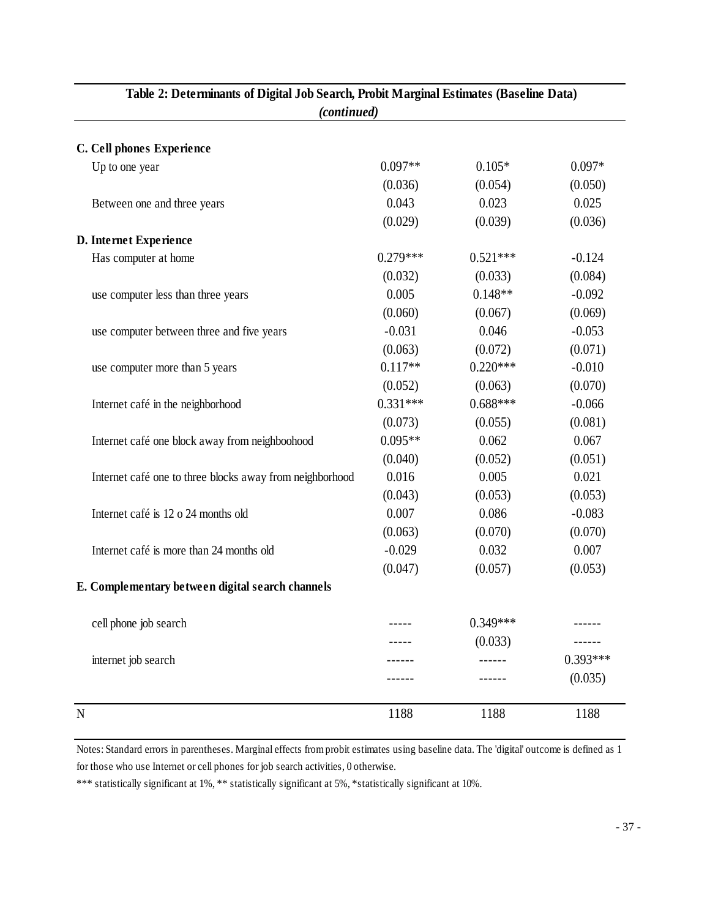**Table 2: Determinants of Digital Job Search, Probit Marginal Estimates (Baseline Data)**
***(continued)***

| | | | |
|---|---|---|---|
| **C. Cell phones Experience** | | | |
| Up to one year | 0.097** | 0.105* | 0.097* |
| | (0.036) | (0.054) | (0.050) |
| Between one and three years | 0.043 | 0.023 | 0.025 |
| | (0.029) | (0.039) | (0.036) |
| **D. Internet Experience** | | | |
| Has computer at home | 0.279*** | 0.521*** | -0.124 |
| | (0.032) | (0.033) | (0.084) |
| use computer less than three years | 0.005 | 0.148** | -0.092 |
| | (0.060) | (0.067) | (0.069) |
| use computer between three and five years | -0.031 | 0.046 | -0.053 |
| | (0.063) | (0.072) | (0.071) |
| use computer more than 5 years | 0.117** | 0.220*** | -0.010 |
| | (0.052) | (0.063) | (0.070) |
| Internet café in the neighborhood | 0.331*** | 0.688*** | -0.066 |
| | (0.073) | (0.055) | (0.081) |
| Internet café one block away from neighboohood | 0.095** | 0.062 | 0.067 |
| | (0.040) | (0.052) | (0.051) |
| Internet café one to three blocks away from neighborhood | 0.016 | 0.005 | 0.021 |
| | (0.043) | (0.053) | (0.053) |
| Internet café is 12 o 24 months old | 0.007 | 0.086 | -0.083 |
| | (0.063) | (0.070) | (0.070) |
| Internet café is more than 24 months old | -0.029 | 0.032 | 0.007 |
| | (0.047) | (0.057) | (0.053) |
| **E. Complementary between digital search channels** | | | |
| cell phone job search | ----- | 0.349*** | ------ |
| | ----- | (0.033) | ------ |
| internet job search | ------ | ------ | 0.393*** |
| | ------ | ------ | (0.035) |
| N | 1188 | 1188 | 1188 |

Notes: Standard errors in parentheses. Marginal effects from probit estimates using baseline data. The 'digital' outcome is defined as 1 for those who use Internet or cell phones for job search activities, 0 otherwise.

*** statistically significant at 1%, ** statistically significant at 5%, *statistically significant at 10%.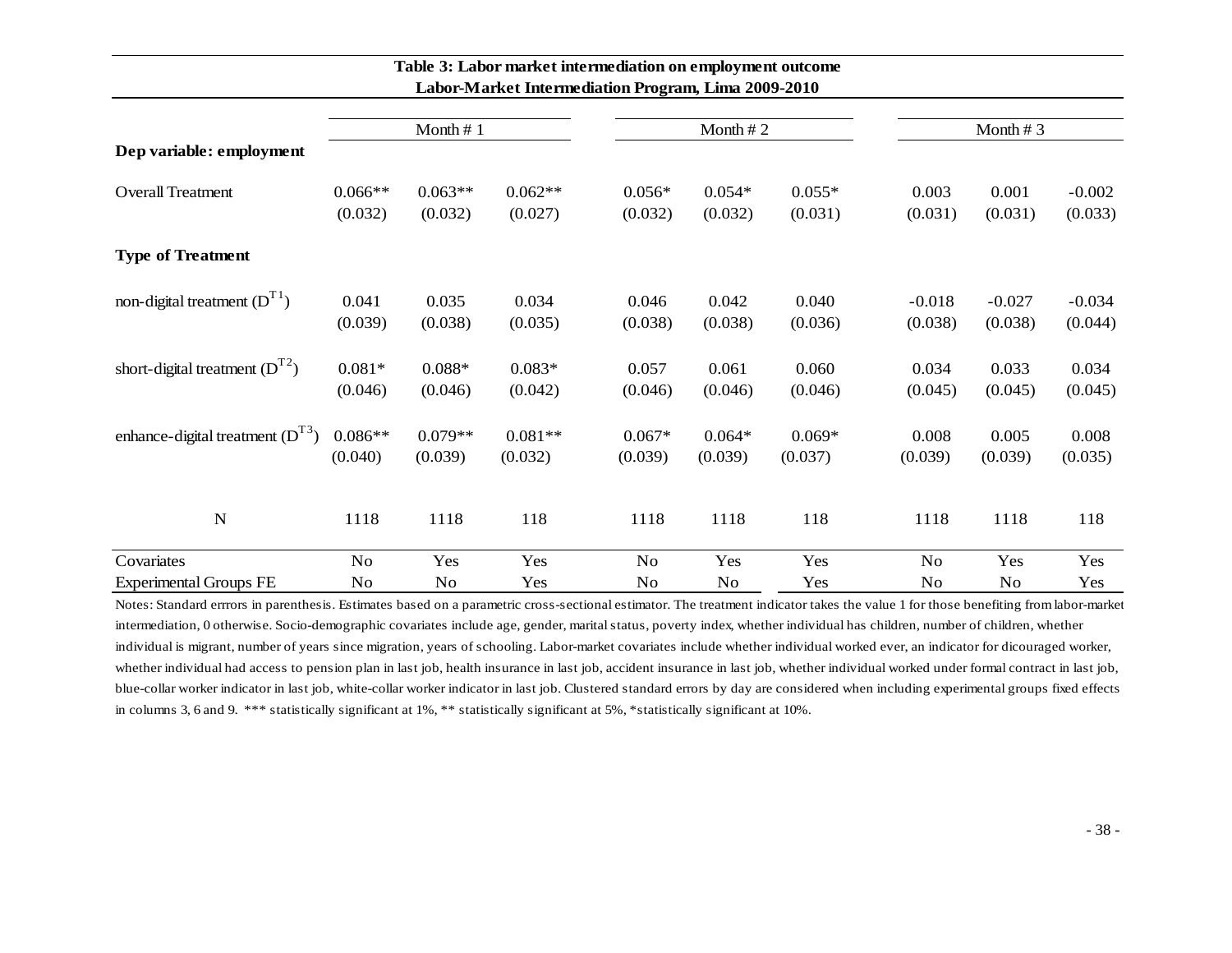**Table 3: Labor market intermediation on employment outcome**
**Labor-Market Intermediation Program, Lima 2009-2010**

| | Month # 1 | | | Month # 2 | | | Month # 3 | | |
|---|---|---|---|---|---|---|---|---|---|
| **Dep variable: employment** | | | | | | | | | |
| Overall Treatment | 0.066** | 0.063** | 0.062** | 0.056* | 0.054* | 0.055* | 0.003 | 0.001 | -0.002 |
| | (0.032) | (0.032) | (0.027) | (0.032) | (0.032) | (0.031) | (0.031) | (0.031) | (0.033) |
| **Type of Treatment** | | | | | | | | | |
| non-digital treatment ($D^{T1}$) | 0.041 | 0.035 | 0.034 | 0.046 | 0.042 | 0.040 | -0.018 | -0.027 | -0.034 |
| | (0.039) | (0.038) | (0.035) | (0.038) | (0.038) | (0.036) | (0.038) | (0.038) | (0.044) |
| short-digital treatment ($D^{T2}$) | 0.081* | 0.088* | 0.083* | 0.057 | 0.061 | 0.060 | 0.034 | 0.033 | 0.034 |
| | (0.046) | (0.046) | (0.042) | (0.046) | (0.046) | (0.046) | (0.045) | (0.045) | (0.045) |
| enhance-digital treatment ($D^{T3}$) | 0.086** | 0.079** | 0.081** | 0.067* | 0.064* | 0.069* | 0.008 | 0.005 | 0.008 |
| | (0.040) | (0.039) | (0.032) | (0.039) | (0.039) | (0.037) | (0.039) | (0.039) | (0.035) |
| N | 1118 | 1118 | 118 | 1118 | 1118 | 118 | 1118 | 1118 | 118 |
| Covariates | No | Yes | Yes | No | Yes | Yes | No | Yes | Yes |
| Experimental Groups FE | No | No | Yes | No | No | Yes | No | No | Yes |

Notes: Standard errrors in parenthesis. Estimates based on a parametric cross-sectional estimator. The treatment indicator takes the value 1 for those benefiting from labor-market intermediation, 0 otherwise. Socio-demographic covariates include age, gender, marital status, poverty index, whether individual has children, number of children, whether individual is migrant, number of years since migration, years of schooling. Labor-market covariates include whether individual worked ever, an indicator for dicouraged worker, whether individual had access to pension plan in last job, health insurance in last job, accident insurance in last job, whether individual worked under formal contract in last job, blue-collar worker indicator in last job, white-collar worker indicator in last job. Clustered standard errors by day are considered when including experimental groups fixed effects in columns 3, 6 and 9. *** statistically significant at 1%, ** statistically significant at 5%, *statistically significant at 10%.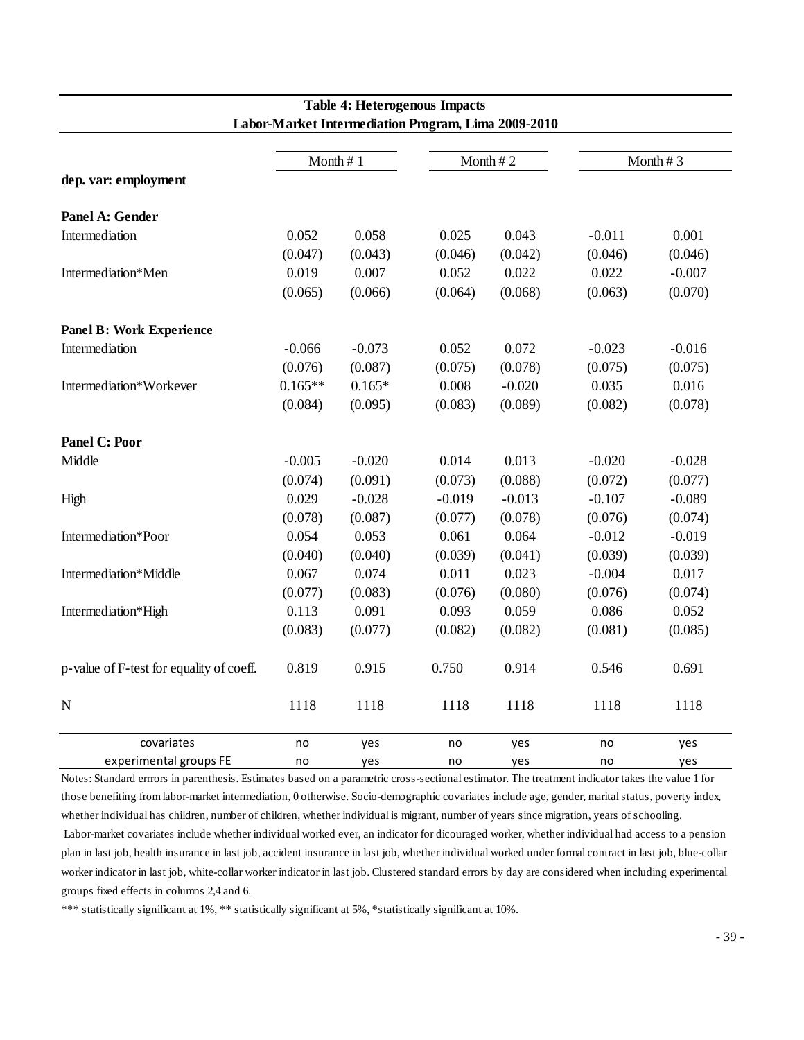**Table 4: Heterogenous Impacts**
**Labor-Market Intermediation Program, Lima 2009-2010**

| | Month # 1 | | Month # 2 | | Month # 3 | |
|---|---|---|---|---|---|---|
| **dep. var: employment** | | | | | | |
| **Panel A: Gender** | | | | | | |
| Intermediation | 0.052 | 0.058 | 0.025 | 0.043 | -0.011 | 0.001 |
| | (0.047) | (0.043) | (0.046) | (0.042) | (0.046) | (0.046) |
| Intermediation*Men | 0.019 | 0.007 | 0.052 | 0.022 | 0.022 | -0.007 |
| | (0.065) | (0.066) | (0.064) | (0.068) | (0.063) | (0.070) |
| **Panel B: Work Experience** | | | | | | |
| Intermediation | -0.066 | -0.073 | 0.052 | 0.072 | -0.023 | -0.016 |
| | (0.076) | (0.087) | (0.075) | (0.078) | (0.075) | (0.075) |
| Intermediation*Workever | 0.165** | 0.165* | 0.008 | -0.020 | 0.035 | 0.016 |
| | (0.084) | (0.095) | (0.083) | (0.089) | (0.082) | (0.078) |
| **Panel C: Poor** | | | | | | |
| Middle | -0.005 | -0.020 | 0.014 | 0.013 | -0.020 | -0.028 |
| | (0.074) | (0.091) | (0.073) | (0.088) | (0.072) | (0.077) |
| High | 0.029 | -0.028 | -0.019 | -0.013 | -0.107 | -0.089 |
| | (0.078) | (0.087) | (0.077) | (0.078) | (0.076) | (0.074) |
| Intermediation*Poor | 0.054 | 0.053 | 0.061 | 0.064 | -0.012 | -0.019 |
| | (0.040) | (0.040) | (0.039) | (0.041) | (0.039) | (0.039) |
| Intermediation*Middle | 0.067 | 0.074 | 0.011 | 0.023 | -0.004 | 0.017 |
| | (0.077) | (0.083) | (0.076) | (0.080) | (0.076) | (0.074) |
| Intermediation*High | 0.113 | 0.091 | 0.093 | 0.059 | 0.086 | 0.052 |
| | (0.083) | (0.077) | (0.082) | (0.082) | (0.081) | (0.085) |
| p-value of F-test for equality of coeff. | 0.819 | 0.915 | 0.750 | 0.914 | 0.546 | 0.691 |
| N | 1118 | 1118 | 1118 | 1118 | 1118 | 1118 |
| covariates | no | yes | no | yes | no | yes |
| experimental groups FE | no | yes | no | yes | no | yes |

Notes: Standard errrors in parenthesis. Estimates based on a parametric cross-sectional estimator. The treatment indicator takes the value 1 for those benefiting from labor-market intermediation, 0 otherwise. Socio-demographic covariates include age, gender, marital status, poverty index, whether individual has children, number of children, whether individual is migrant, number of years since migration, years of schooling.
Labor-market covariates include whether individual worked ever, an indicator for dicouraged worker, whether individual had access to a pension plan in last job, health insurance in last job, accident insurance in last job, whether individual worked under formal contract in last job, blue-collar worker indicator in last job, white-collar worker indicator in last job. Clustered standard errors by day are considered when including experimental groups fixed effects in columns 2,4 and 6.

*** statistically significant at 1%, ** statistically significant at 5%, *statistically significant at 10%.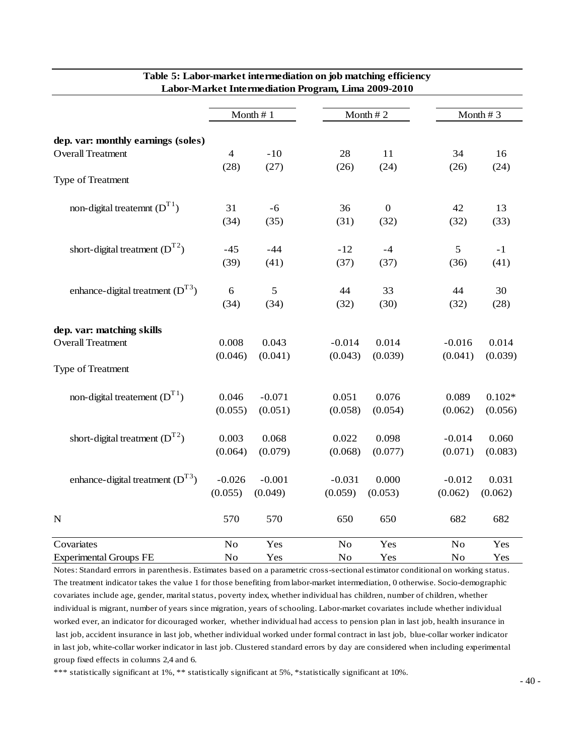**Table 5: Labor-market intermediation on job matching efficiency**
**Labor-Market Intermediation Program, Lima 2009-2010**

| | Month # 1 | | Month # 2 | | Month # 3 | |
|---|---|---|---|---|---|---|
| **dep. var: monthly earnings (soles)** | | | | | | |
| Overall Treatment | 4 | -10 | 28 | 11 | 34 | 16 |
| | (28) | (27) | (26) | (24) | (26) | (24) |
| Type of Treatment | | | | | | |
| non-digital treatemnt ($D^{T1}$) | 31 | -6 | 36 | 0 | 42 | 13 |
| | (34) | (35) | (31) | (32) | (32) | (33) |
| short-digital treatment ($D^{T2}$) | -45 | -44 | -12 | -4 | 5 | -1 |
| | (39) | (41) | (37) | (37) | (36) | (41) |
| enhance-digital treatment ($D^{T3}$) | 6 | 5 | 44 | 33 | 44 | 30 |
| | (34) | (34) | (32) | (30) | (32) | (28) |
| **dep. var: matching skills** | | | | | | |
| Overall Treatment | 0.008 | 0.043 | -0.014 | 0.014 | -0.016 | 0.014 |
| | (0.046) | (0.041) | (0.043) | (0.039) | (0.041) | (0.039) |
| Type of Treatment | | | | | | |
| non-digital treatement ($D^{T1}$) | 0.046 | -0.071 | 0.051 | 0.076 | 0.089 | 0.102* |
| | (0.055) | (0.051) | (0.058) | (0.054) | (0.062) | (0.056) |
| short-digital treatment ($D^{T2}$) | 0.003 | 0.068 | 0.022 | 0.098 | -0.014 | 0.060 |
| | (0.064) | (0.079) | (0.068) | (0.077) | (0.071) | (0.083) |
| enhance-digital treatment ($D^{T3}$) | -0.026 | -0.001 | -0.031 | 0.000 | -0.012 | 0.031 |
| | (0.055) | (0.049) | (0.059) | (0.053) | (0.062) | (0.062) |
| N | 570 | 570 | 650 | 650 | 682 | 682 |
| Covariates | No | Yes | No | Yes | No | Yes |
| Experimental Groups FE | No | Yes | No | Yes | No | Yes |

Notes: Standard errrors in parenthesis. Estimates based on a parametric cross-sectional estimator conditional on working status. The treatment indicator takes the value 1 for those benefiting from labor-market intermediation, 0 otherwise. Socio-demographic covariates include age, gender, marital status, poverty index, whether individual has children, number of children, whether individual is migrant, number of years since migration, years of schooling. Labor-market covariates include whether individual worked ever, an indicator for dicouraged worker, whether individual had access to pension plan in last job, health insurance in last job, accident insurance in last job, whether individual worked under formal contract in last job, blue-collar worker indicator in last job, white-collar worker indicator in last job. Clustered standard errors by day are considered when including experimental group fixed effects in columns 2,4 and 6.

*** statistically significant at 1%, ** statistically significant at 5%, *statistically significant at 10%.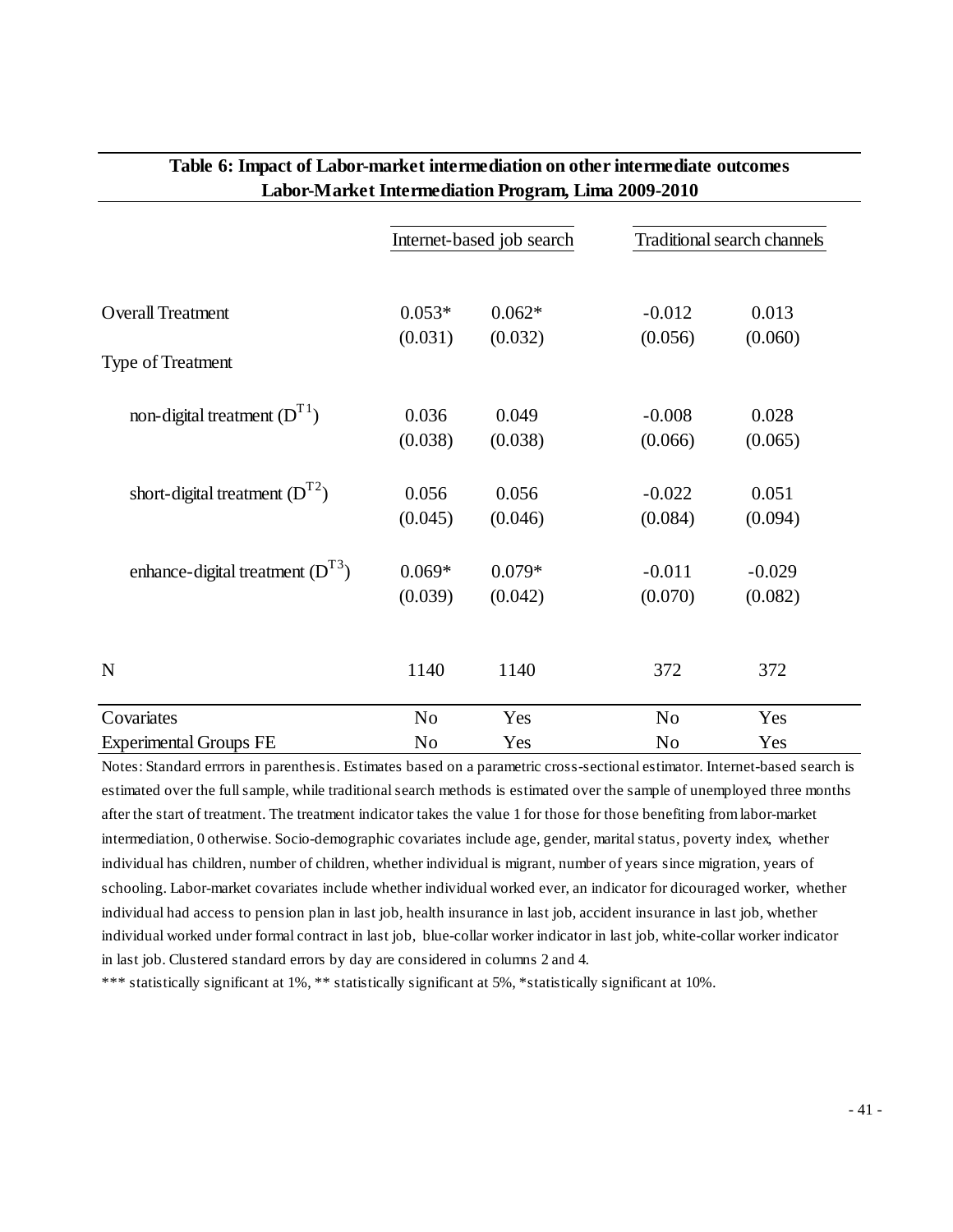**Table 6: Impact of Labor-market intermediation on other intermediate outcomes**
**Labor-Market Intermediation Program, Lima 2009-2010**

| | Internet-based job search | | Traditional search channels | |
|---|---|---|---|---|
| Overall Treatment | 0.053* | 0.062* | -0.012 | 0.013 |
| | (0.031) | (0.032) | (0.056) | (0.060) |
| Type of Treatment | | | | |
| non-digital treatment ($D^{T1}$) | 0.036 | 0.049 | -0.008 | 0.028 |
| | (0.038) | (0.038) | (0.066) | (0.065) |
| short-digital treatment ($D^{T2}$) | 0.056 | 0.056 | -0.022 | 0.051 |
| | (0.045) | (0.046) | (0.084) | (0.094) |
| enhance-digital treatment ($D^{T3}$) | 0.069* | 0.079* | -0.011 | -0.029 |
| | (0.039) | (0.042) | (0.070) | (0.082) |
| N | 1140 | 1140 | 372 | 372 |
| Covariates | No | Yes | No | Yes |
| Experimental Groups FE | No | Yes | No | Yes |

Notes: Standard errrors in parenthesis. Estimates based on a parametric cross-sectional estimator. Internet-based search is estimated over the full sample, while traditional search methods is estimated over the sample of unemployed three months after the start of treatment. The treatment indicator takes the value 1 for those for those benefiting from labor-market intermediation, 0 otherwise. Socio-demographic covariates include age, gender, marital status, poverty index, whether individual has children, number of children, whether individual is migrant, number of years since migration, years of schooling. Labor-market covariates include whether individual worked ever, an indicator for dicouraged worker, whether individual had access to pension plan in last job, health insurance in last job, accident insurance in last job, whether individual worked under formal contract in last job, blue-collar worker indicator in last job, white-collar worker indicator in last job. Clustered standard errors by day are considered in columns 2 and 4.

*** statistically significant at 1%, ** statistically significant at 5%, *statistically significant at 10%.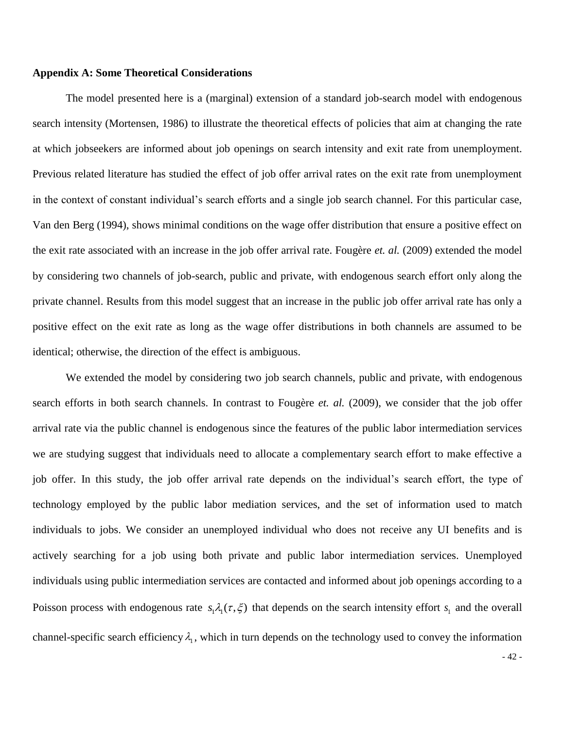**Appendix A: Some Theoretical Considerations**

The model presented here is a (marginal) extension of a standard job-search model with endogenous search intensity (Mortensen, 1986) to illustrate the theoretical effects of policies that aim at changing the rate at which jobseekers are informed about job openings on search intensity and exit rate from unemployment. Previous related literature has studied the effect of job offer arrival rates on the exit rate from unemployment in the context of constant individual's search efforts and a single job search channel. For this particular case, Van den Berg (1994), shows minimal conditions on the wage offer distribution that ensure a positive effect on the exit rate associated with an increase in the job offer arrival rate. Fougère *et. al.* (2009) extended the model by considering two channels of job-search, public and private, with endogenous search effort only along the private channel. Results from this model suggest that an increase in the public job offer arrival rate has only a positive effect on the exit rate as long as the wage offer distributions in both channels are assumed to be identical; otherwise, the direction of the effect is ambiguous.

We extended the model by considering two job search channels, public and private, with endogenous search efforts in both search channels. In contrast to Fougère *et. al.* (2009), we consider that the job offer arrival rate via the public channel is endogenous since the features of the public labor intermediation services we are studying suggest that individuals need to allocate a complementary search effort to make effective a job offer. In this study, the job offer arrival rate depends on the individual's search effort, the type of technology employed by the public labor mediation services, and the set of information used to match individuals to jobs. We consider an unemployed individual who does not receive any UI benefits and is actively searching for a job using both private and public labor intermediation services. Unemployed individuals using public intermediation services are contacted and informed about job openings according to a Poisson process with endogenous rate $s_1\lambda_1(\tau,\xi)$ that depends on the search intensity effort $s_1$ and the overall channel-specific search efficiency $\lambda_1$, which in turn depends on the technology used to convey the information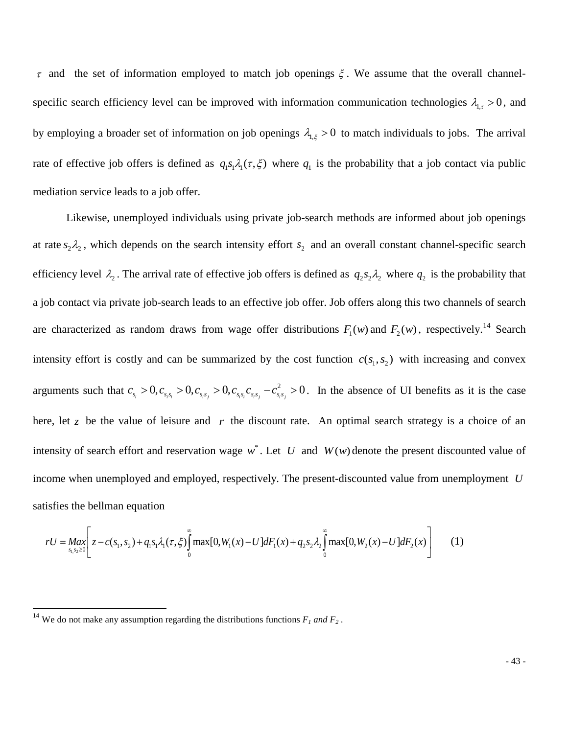$\tau$ and the set of information employed to match job openings $\xi$. We assume that the overall channel-specific search efficiency level can be improved with information communication technologies $\lambda_{1,\tau} > 0$, and by employing a broader set of information on job openings $\lambda_{1,\xi} > 0$ to match individuals to jobs. The arrival rate of effective job offers is defined as $q_1 s_1 \lambda_1(\tau, \xi)$ where $q_1$ is the probability that a job contact via public mediation service leads to a job offer.

Likewise, unemployed individuals using private job-search methods are informed about job openings at rate $s_2\lambda_2$, which depends on the search intensity effort $s_2$ and an overall constant channel-specific search efficiency level $\lambda_2$. The arrival rate of effective job offers is defined as $q_2 s_2 \lambda_2$ where $q_2$ is the probability that a job contact via private job-search leads to an effective job offer. Job offers along this two channels of search are characterized as random draws from wage offer distributions $F_1(w)$ and $F_2(w)$, respectively.[14] Search intensity effort is costly and can be summarized by the cost function $c(s_1, s_2)$ with increasing and convex arguments such that $c_{s_i} > 0, c_{s_i s_i} > 0, c_{s_i s_j} > 0, c_{s_i s_i} c_{s_j s_j} - c^2_{s_i s_j} > 0$. In the absence of UI benefits as it is the case here, let $z$ be the value of leisure and $r$ the discount rate. An optimal search strategy is a choice of an intensity of search effort and reservation wage $w^*$. Let $U$ and $W(w)$ denote the present discounted value of income when unemployed and employed, respectively. The present-discounted value from unemployment $U$ satisfies the bellman equation

$$rU = \underset{s_1, s_2 \geq 0}{Max}\left[ z - c(s_1, s_2) + q_1 s_1 \lambda_1(\tau, \xi) \int_0^\infty \max[0, W_1(x) - U] dF_1(x) + q_2 s_2 \lambda_2 \int_0^\infty \max[0, W_2(x) - U] dF_2(x) \right] \qquad (1)$$

---

[14] We do not make any assumption regarding the distributions functions *F₁ and F₂*.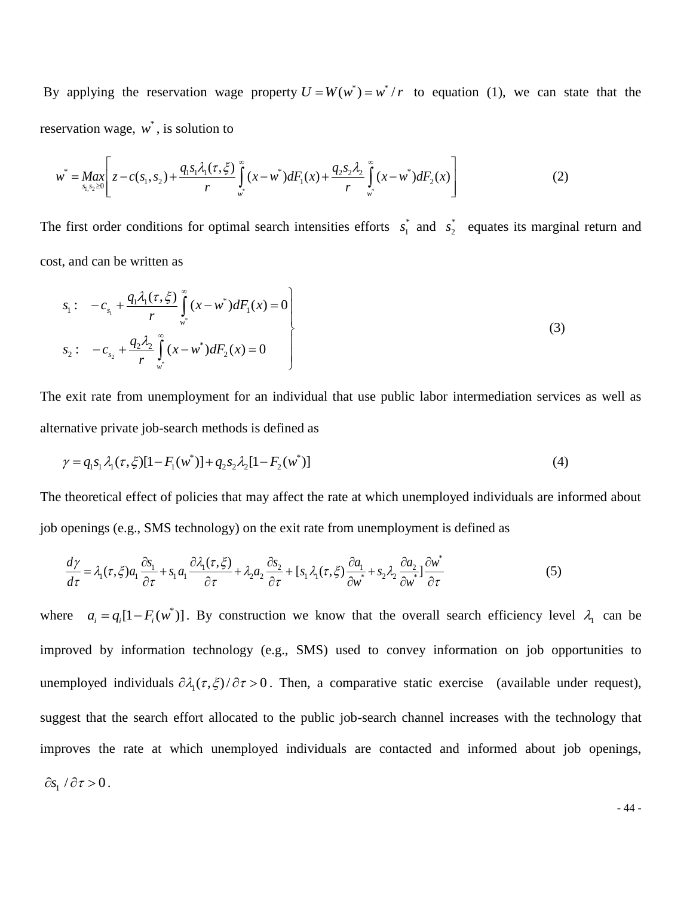By applying the reservation wage property $U = W(w^*) = w^*/r$ to equation (1), we can state that the reservation wage, $w^*$, is solution to

$$w^* = \underset{s_1, s_2 \geq 0}{Max}\left[ z - c(s_1, s_2) + \frac{q_1 s_1 \lambda_1(\tau, \xi)}{r} \int_{w^*}^{\infty} (x - w^*) dF_1(x) + \frac{q_2 s_2 \lambda_2}{r} \int_{w^*}^{\infty} (x - w^*) dF_2(x) \right] \tag{2}$$

The first order conditions for optimal search intensities efforts $s_1^*$ and $s_2^*$ equates its marginal return and cost, and can be written as

$$\left.\begin{aligned} s_1: \quad & -c_{s_1} + \frac{q_1 \lambda_1(\tau, \xi)}{r} \int_{w^*}^{\infty} (x - w^*) dF_1(x) = 0 \\ s_2: \quad & -c_{s_2} + \frac{q_2 \lambda_2}{r} \int_{w^*}^{\infty} (x - w^*) dF_2(x) = 0 \end{aligned}\right\} \tag{3}$$

The exit rate from unemployment for an individual that use public labor intermediation services as well as alternative private job-search methods is defined as

$$\gamma = q_1 s_1 \lambda_1(\tau, \xi)[1 - F_1(w^*)] + q_2 s_2 \lambda_2 [1 - F_2(w^*)] \tag{4}$$

The theoretical effect of policies that may affect the rate at which unemployed individuals are informed about job openings (e.g., SMS technology) on the exit rate from unemployment is defined as

$$\frac{d\gamma}{d\tau} = \lambda_1(\tau, \xi) a_1 \frac{\partial s_1}{\partial \tau} + s_1 a_1 \frac{\partial \lambda_1(\tau, \xi)}{\partial \tau} + \lambda_2 a_2 \frac{\partial s_2}{\partial \tau} + [s_1 \lambda_1(\tau, \xi) \frac{\partial a_1}{\partial w^*} + s_2 \lambda_2 \frac{\partial a_2}{\partial w^*}] \frac{\partial w^*}{\partial \tau} \tag{5}$$

where $a_i = q_i[1 - F_i(w^*)]$. By construction we know that the overall search efficiency level $\lambda_1$ can be improved by information technology (e.g., SMS) used to convey information on job opportunities to unemployed individuals $\partial \lambda_1(\tau, \xi)/\partial \tau > 0$. Then, a comparative static exercise (available under request), suggest that the search effort allocated to the public job-search channel increases with the technology that improves the rate at which unemployed individuals are contacted and informed about job openings, $\partial s_1 / \partial \tau > 0$.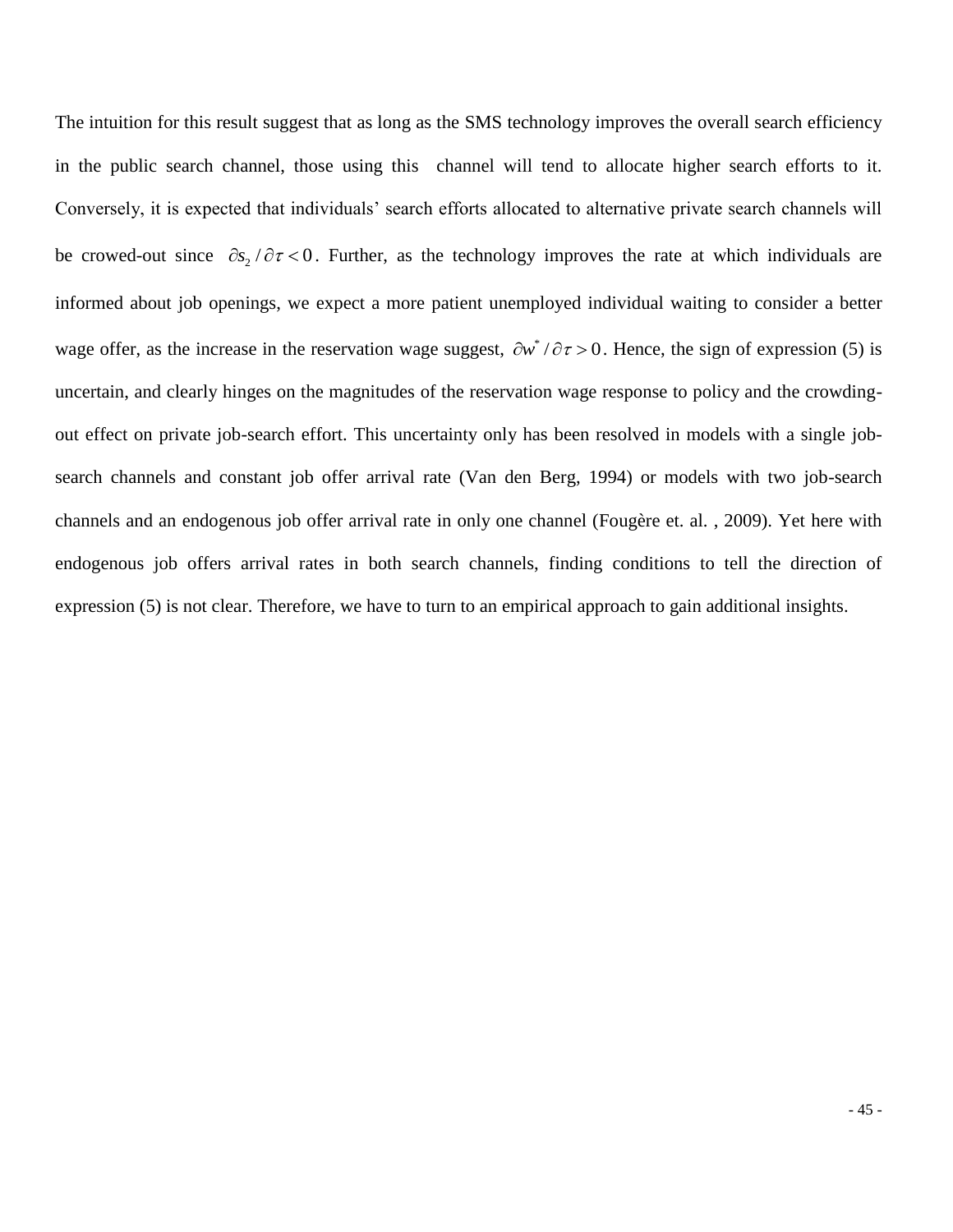The intuition for this result suggest that as long as the SMS technology improves the overall search efficiency in the public search channel, those using this channel will tend to allocate higher search efforts to it. Conversely, it is expected that individuals' search efforts allocated to alternative private search channels will be crowed-out since $\partial s_2 / \partial \tau < 0$. Further, as the technology improves the rate at which individuals are informed about job openings, we expect a more patient unemployed individual waiting to consider a better wage offer, as the increase in the reservation wage suggest, $\partial w^* / \partial \tau > 0$. Hence, the sign of expression (5) is uncertain, and clearly hinges on the magnitudes of the reservation wage response to policy and the crowding-out effect on private job-search effort. This uncertainty only has been resolved in models with a single job-search channels and constant job offer arrival rate (Van den Berg, 1994) or models with two job-search channels and an endogenous job offer arrival rate in only one channel (Fougère et. al. , 2009). Yet here with endogenous job offers arrival rates in both search channels, finding conditions to tell the direction of expression (5) is not clear. Therefore, we have to turn to an empirical approach to gain additional insights.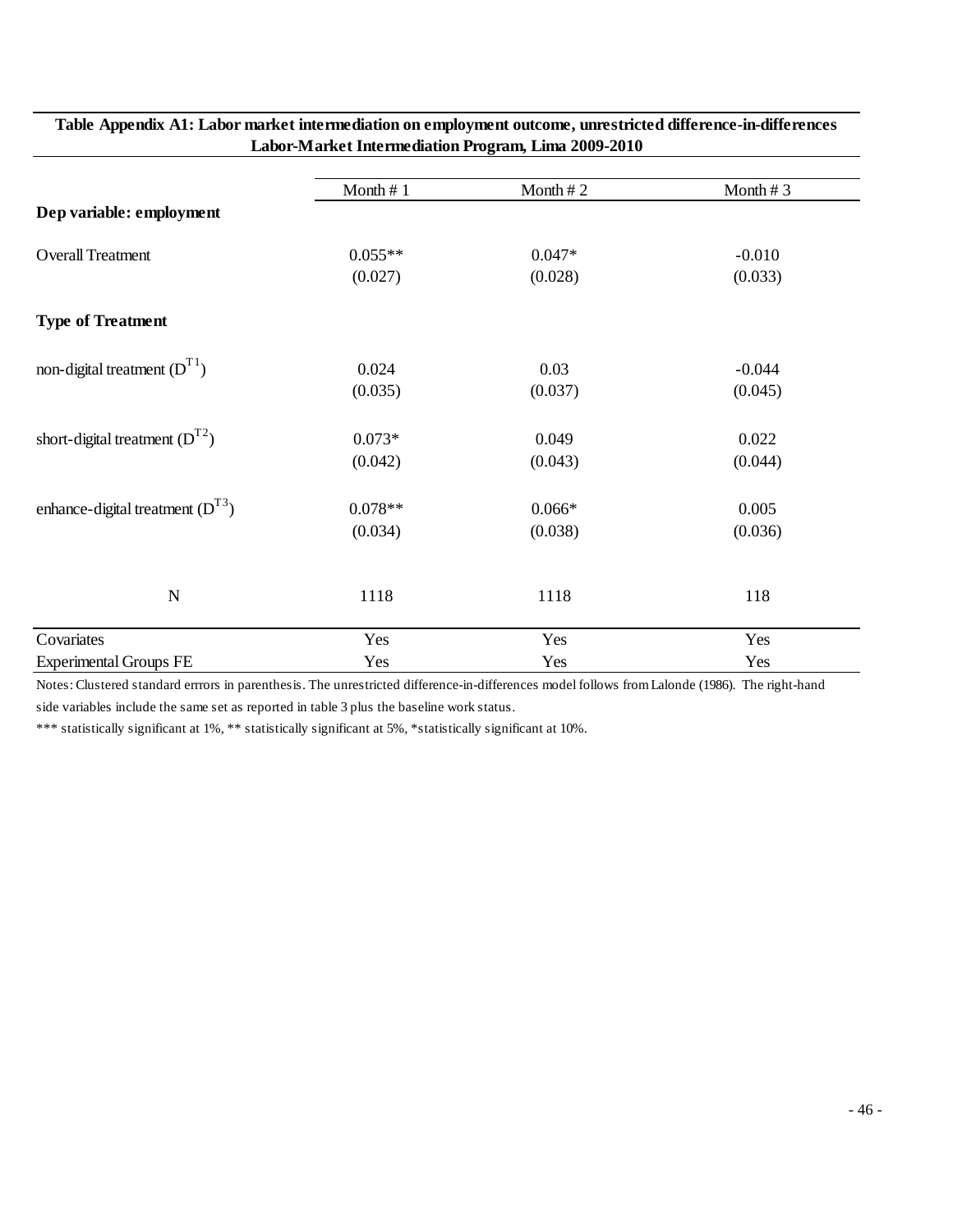**Table Appendix A1: Labor market intermediation on employment outcome, unrestricted difference-in-differences Labor-Market Intermediation Program, Lima 2009-2010**

| | Month # 1 | Month # 2 | Month # 3 |
|---|---|---|---|
| **Dep variable: employment** | | | |
| Overall Treatment | 0.055** | 0.047* | -0.010 |
| | (0.027) | (0.028) | (0.033) |
| **Type of Treatment** | | | |
| non-digital treatment ($D^{T1}$) | 0.024 | 0.03 | -0.044 |
| | (0.035) | (0.037) | (0.045) |
| short-digital treatment ($D^{T2}$) | 0.073* | 0.049 | 0.022 |
| | (0.042) | (0.043) | (0.044) |
| enhance-digital treatment ($D^{T3}$) | 0.078** | 0.066* | 0.005 |
| | (0.034) | (0.038) | (0.036) |
| N | 1118 | 1118 | 118 |
| Covariates | Yes | Yes | Yes |
| Experimental Groups FE | Yes | Yes | Yes |

Notes: Clustered standard errrors in parenthesis. The unrestricted difference-in-differences model follows from Lalonde (1986). The right-hand side variables include the same set as reported in table 3 plus the baseline work status.

*** statistically significant at 1%, ** statistically significant at 5%, *statistically significant at 10%.